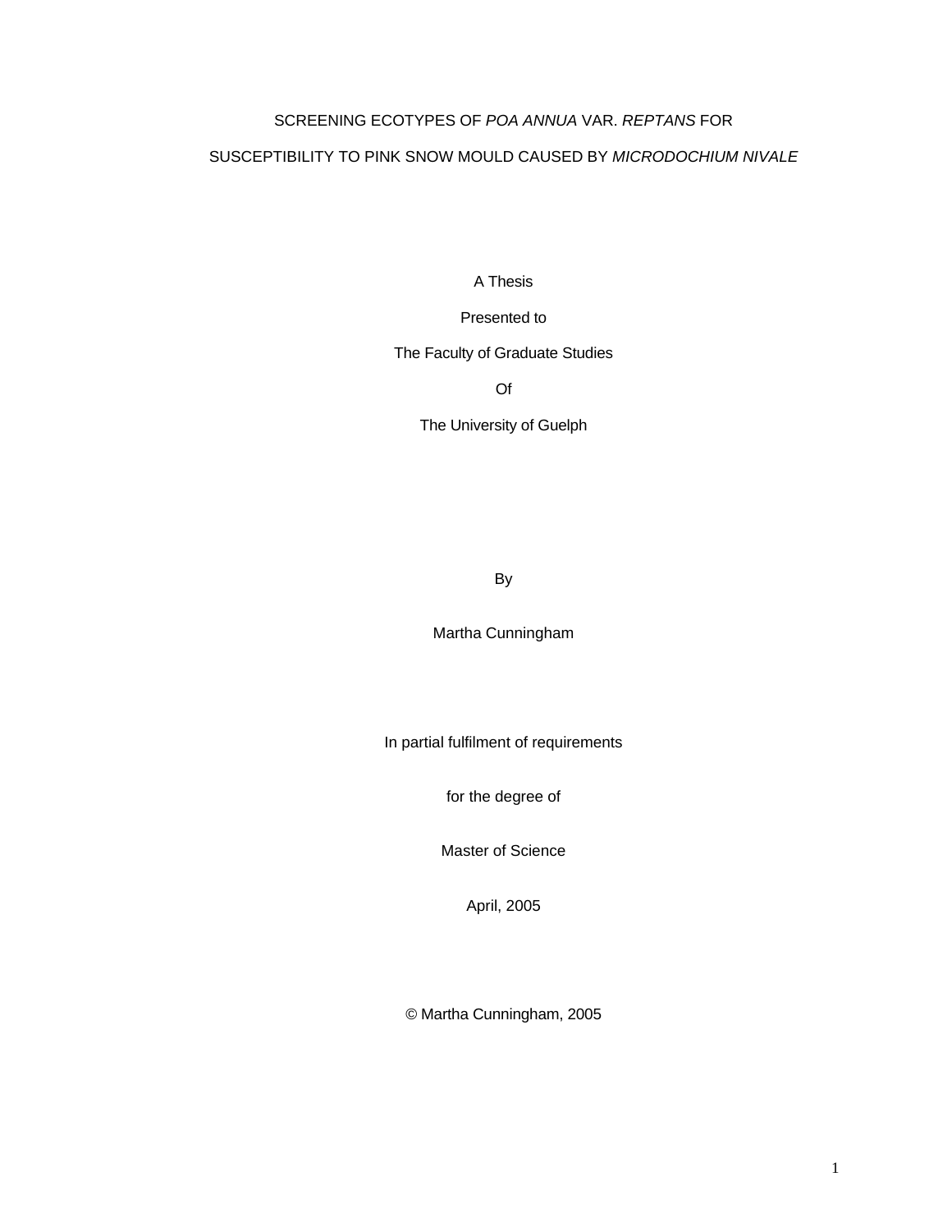# SCREENING ECOTYPES OF *POA ANNUA* VAR. *REPTANS* FOR SUSCEPTIBILITY TO PINK SNOW MOULD CAUSED BY *MICRODOCHIUM NIVALE*

A Thesis

Presented to

The Faculty of Graduate Studies

Of

The University of Guelph

By

Martha Cunningham

In partial fulfilment of requirements

for the degree of

Master of Science

April, 2005

© Martha Cunningham, 2005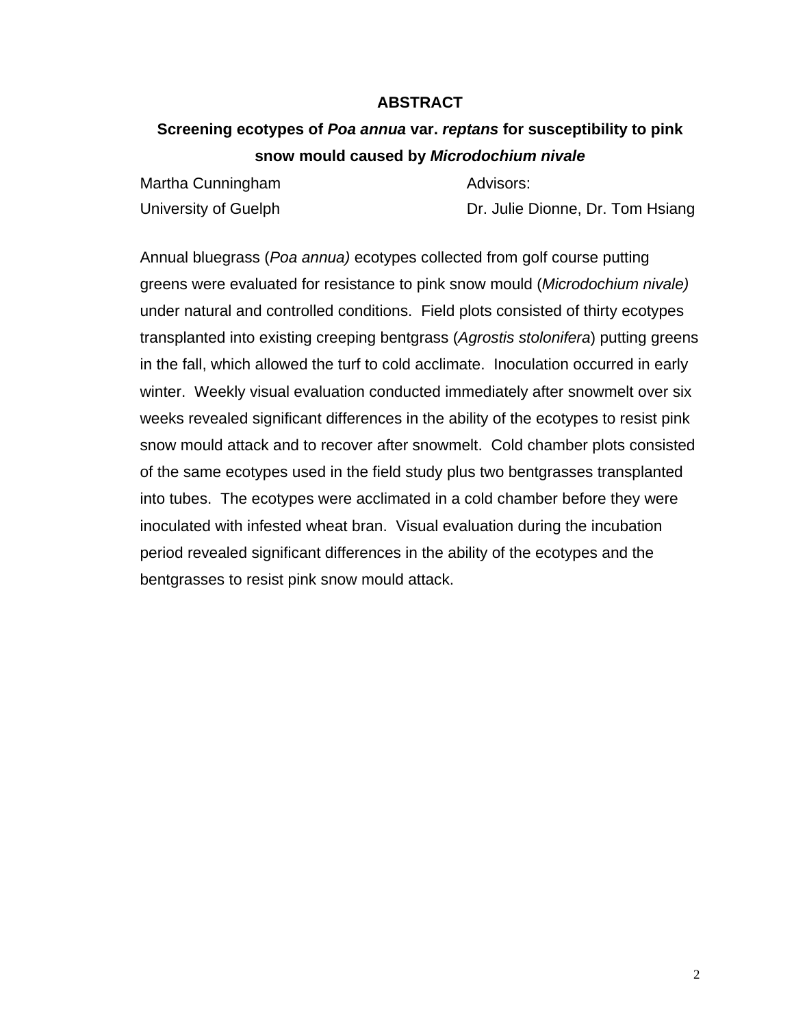## ABSTRACT

**Screening ecotypes of *Poa annua* var. *reptans* for susceptibility to pink snow mould caused by *Microdochium nivale***

Martha Cunningham
University of Guelph

Advisors:
Dr. Julie Dionne, Dr. Tom Hsiang

Annual bluegrass (*Poa annua)* ecotypes collected from golf course putting greens were evaluated for resistance to pink snow mould (*Microdochium nivale)* under natural and controlled conditions. Field plots consisted of thirty ecotypes transplanted into existing creeping bentgrass (*Agrostis stolonifera*) putting greens in the fall, which allowed the turf to cold acclimate. Inoculation occurred in early winter. Weekly visual evaluation conducted immediately after snowmelt over six weeks revealed significant differences in the ability of the ecotypes to resist pink snow mould attack and to recover after snowmelt. Cold chamber plots consisted of the same ecotypes used in the field study plus two bentgrasses transplanted into tubes. The ecotypes were acclimated in a cold chamber before they were inoculated with infested wheat bran. Visual evaluation during the incubation period revealed significant differences in the ability of the ecotypes and the bentgrasses to resist pink snow mould attack.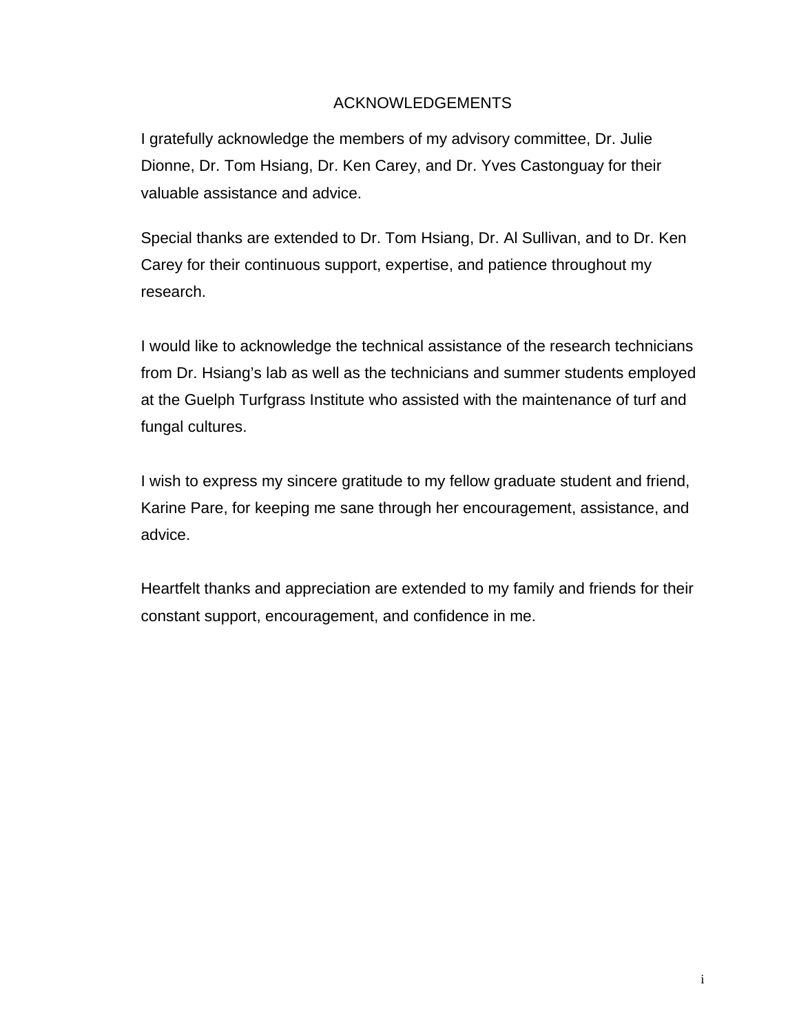# ACKNOWLEDGEMENTS

I gratefully acknowledge the members of my advisory committee, Dr. Julie Dionne, Dr. Tom Hsiang, Dr. Ken Carey, and Dr. Yves Castonguay for their valuable assistance and advice.

Special thanks are extended to Dr. Tom Hsiang, Dr. Al Sullivan, and to Dr. Ken Carey for their continuous support, expertise, and patience throughout my research.

I would like to acknowledge the technical assistance of the research technicians from Dr. Hsiang's lab as well as the technicians and summer students employed at the Guelph Turfgrass Institute who assisted with the maintenance of turf and fungal cultures.

I wish to express my sincere gratitude to my fellow graduate student and friend, Karine Pare, for keeping me sane through her encouragement, assistance, and advice.

Heartfelt thanks and appreciation are extended to my family and friends for their constant support, encouragement, and confidence in me.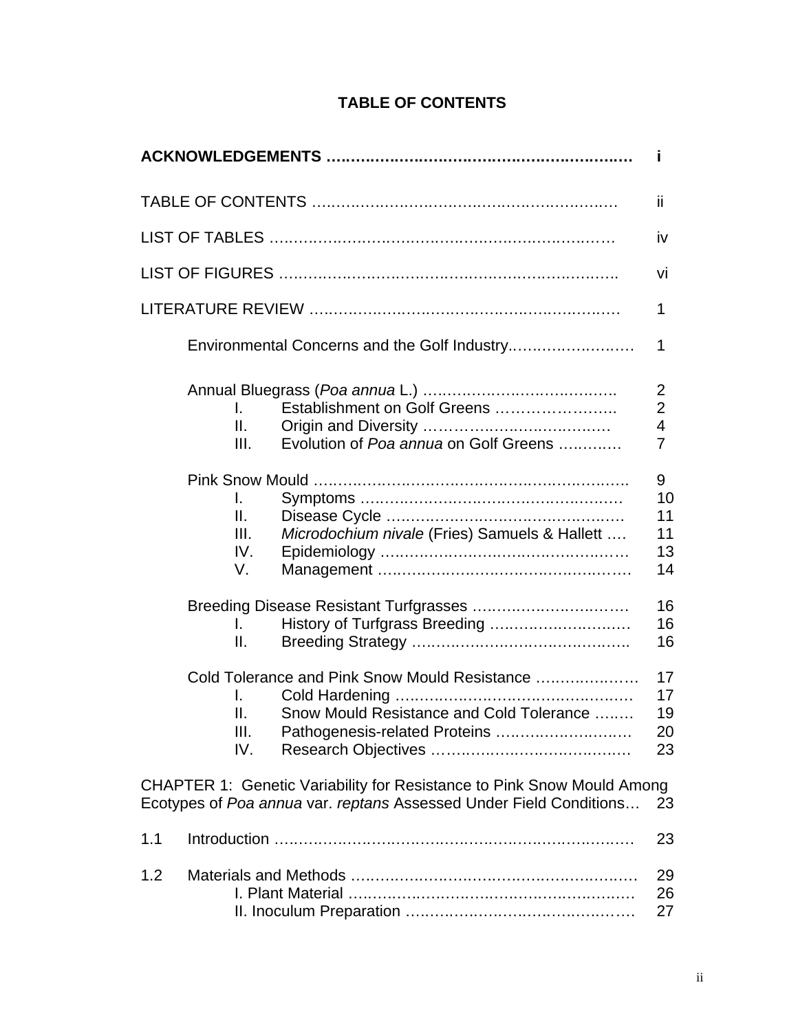## TABLE OF CONTENTS

| | |
|---|---|
| **ACKNOWLEDGEMENTS ………………………………………………………** | **i** |
| TABLE OF CONTENTS ………………………………………………………… | ii |
| LIST OF TABLES ……………………………………………………………… | iv |
| LIST OF FIGURES …………………………………………………………… | vi |
| LITERATURE REVIEW ……………………………………………………… | 1 |
| Environmental Concerns and the Golf Industry…………………… | 1 |
| Annual Bluegrass (*Poa annua* L.) ………………………………… | 2 |
| I. Establishment on Golf Greens …………………… | 2 |
| II. Origin and Diversity ……………………………… | 4 |
| III. Evolution of *Poa annua* on Golf Greens ………… | 7 |
| Pink Snow Mould …………………………………………………… | 9 |
| I. Symptoms …………………………………………… | 10 |
| II. Disease Cycle ……………………………………… | 11 |
| III. *Microdochium nivale* (Fries) Samuels & Hallett …. | 11 |
| IV. Epidemiology ……………………………………… | 13 |
| V. Management ………………………………………… | 14 |
| Breeding Disease Resistant Turfgrasses ………………………… | 16 |
| I. History of Turfgrass Breeding ……………………… | 16 |
| II. Breeding Strategy …………………………………… | 16 |
| Cold Tolerance and Pink Snow Mould Resistance ………………… | 17 |
| I. Cold Hardening ……………………………………… | 17 |
| II. Snow Mould Resistance and Cold Tolerance …….. | 19 |
| III. Pathogenesis-related Proteins …………………… | 20 |
| IV. Research Objectives ……………………………… | 23 |
| CHAPTER 1: Genetic Variability for Resistance to Pink Snow Mould Among Ecotypes of *Poa annua* var. *reptans* Assessed Under Field Conditions… | 23 |
| 1.1 Introduction ……………………………………………………… | 23 |
| 1.2 Materials and Methods ………………………………………… | 29 |
| I. Plant Material ……………………………………………… | 26 |
| II. Inoculum Preparation …………………………………… | 27 |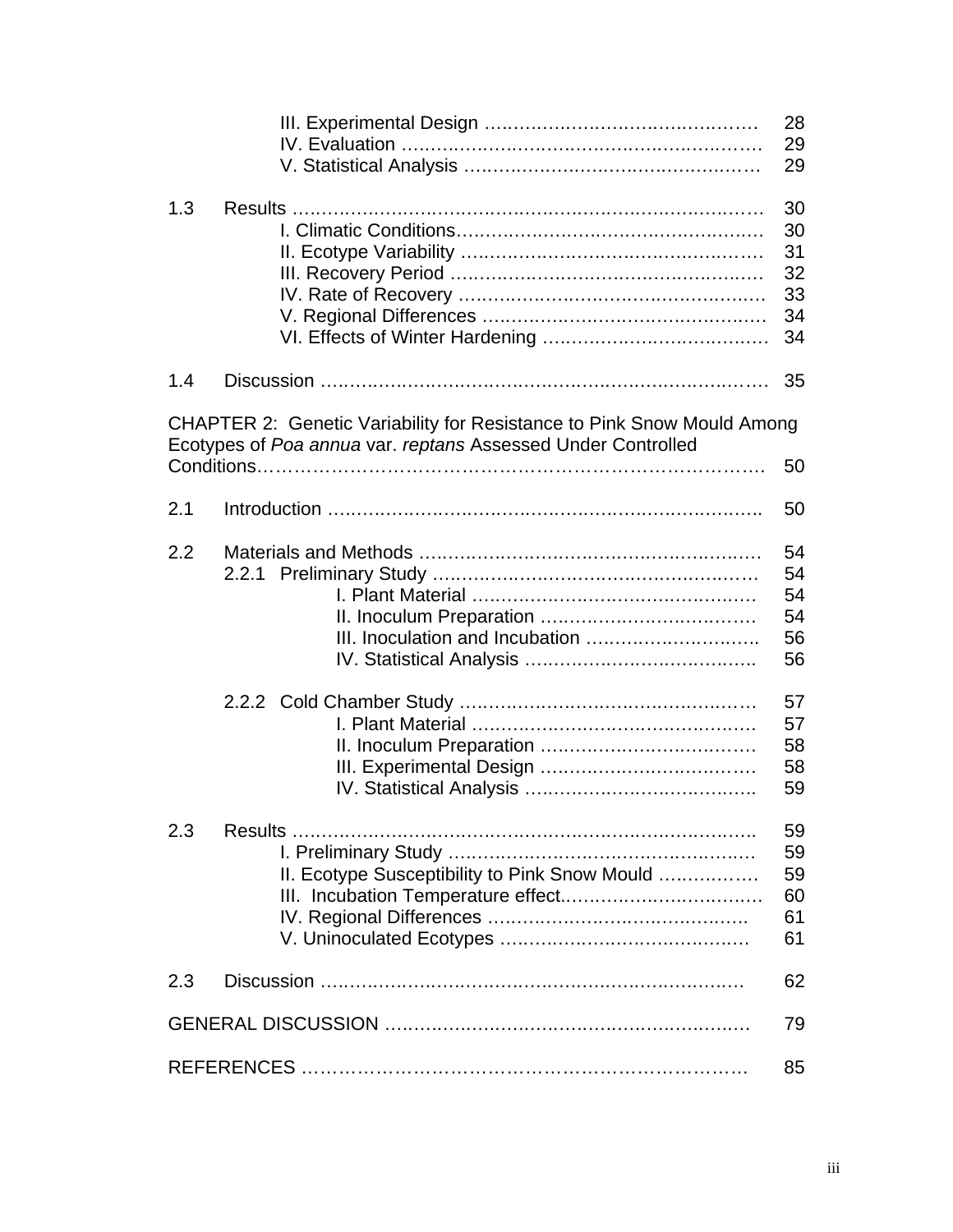| | | |
|---|---|---|
| | III. Experimental Design | 28 |
| | IV. Evaluation | 29 |
| | V. Statistical Analysis | 29 |
| 1.3 | Results | 30 |
| | I. Climatic Conditions | 30 |
| | II. Ecotype Variability | 31 |
| | III. Recovery Period | 32 |
| | IV. Rate of Recovery | 33 |
| | V. Regional Differences | 34 |
| | VI. Effects of Winter Hardening | 34 |
| 1.4 | Discussion | 35 |
| CHAPTER 2: Genetic Variability for Resistance to Pink Snow Mould Among Ecotypes of *Poa annua* var. *reptans* Assessed Under Controlled Conditions | | 50 |
| 2.1 | Introduction | 50 |
| 2.2 | Materials and Methods | 54 |
| | 2.2.1 Preliminary Study | 54 |
| | I. Plant Material | 54 |
| | II. Inoculum Preparation | 54 |
| | III. Inoculation and Incubation | 56 |
| | IV. Statistical Analysis | 56 |
| | 2.2.2 Cold Chamber Study | 57 |
| | I. Plant Material | 57 |
| | II. Inoculum Preparation | 58 |
| | III. Experimental Design | 58 |
| | IV. Statistical Analysis | 59 |
| 2.3 | Results | 59 |
| | I. Preliminary Study | 59 |
| | II. Ecotype Susceptibility to Pink Snow Mould | 59 |
| | III. Incubation Temperature effect. | 60 |
| | IV. Regional Differences | 61 |
| | V. Uninoculated Ecotypes | 61 |
| 2.3 | Discussion | 62 |
| GENERAL DISCUSSION | | 79 |
| REFERENCES | | 85 |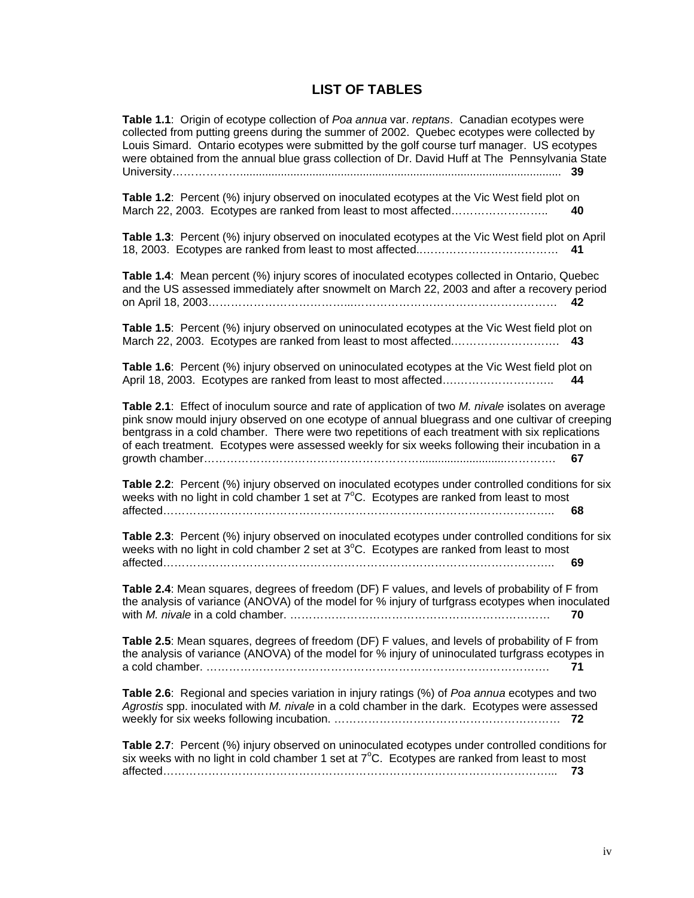# LIST OF TABLES

**Table 1.1**: Origin of ecotype collection of *Poa annua* var. *reptans*. Canadian ecotypes were collected from putting greens during the summer of 2002. Quebec ecotypes were collected by Louis Simard. Ontario ecotypes were submitted by the golf course turf manager. US ecotypes were obtained from the annual blue grass collection of Dr. David Huff at The Pennsylvania State University………………...................................................................................................... **39**

**Table 1.2**: Percent (%) injury observed on inoculated ecotypes at the Vic West field plot on March 22, 2003. Ecotypes are ranked from least to most affected…………………….. **40**

**Table 1.3**: Percent (%) injury observed on inoculated ecotypes at the Vic West field plot on April 18, 2003. Ecotypes are ranked from least to most affected.……………………………… **41**

**Table 1.4**: Mean percent (%) injury scores of inoculated ecotypes collected in Ontario, Quebec and the US assessed immediately after snowmelt on March 22, 2003 and after a recovery period on April 18, 2003……………………………...……………………………………………… **42**

**Table 1.5**: Percent (%) injury observed on uninoculated ecotypes at the Vic West field plot on March 22, 2003. Ecotypes are ranked from least to most affected.………………………… **43**

**Table 1.6**: Percent (%) injury observed on uninoculated ecotypes at the Vic West field plot on April 18, 2003. Ecotypes are ranked from least to most affected……………………….. **44**

**Table 2.1**: Effect of inoculum source and rate of application of two *M. nivale* isolates on average pink snow mould injury observed on one ecotype of annual bluegrass and one cultivar of creeping bentgrass in a cold chamber. There were two repetitions of each treatment with six replications of each treatment. Ecotypes were assessed weekly for six weeks following their incubation in a growth chamber…………………………………………………..........................………… **67**

**Table 2.2**: Percent (%) injury observed on inoculated ecotypes under controlled conditions for six weeks with no light in cold chamber 1 set at 7$^{o}$C. Ecotypes are ranked from least to most affected……………………………………………………………………………………….. **68**

**Table 2.3**: Percent (%) injury observed on inoculated ecotypes under controlled conditions for six weeks with no light in cold chamber 2 set at 3$^{o}$C. Ecotypes are ranked from least to most affected……………………………………………………………………………………….. **69**

**Table 2.4**: Mean squares, degrees of freedom (DF) F values, and levels of probability of F from the analysis of variance (ANOVA) of the model for % injury of turfgrass ecotypes when inoculated with *M. nivale* in a cold chamber. …………………………………………………………… **70**

**Table 2.5**: Mean squares, degrees of freedom (DF) F values, and levels of probability of F from the analysis of variance (ANOVA) of the model for % injury of uninoculated turfgrass ecotypes in a cold chamber. ……………………………………………………………………………… **71**

**Table 2.6**: Regional and species variation in injury ratings (%) of *Poa annua* ecotypes and two *Agrostis* spp. inoculated with *M. nivale* in a cold chamber in the dark. Ecotypes were assessed weekly for six weeks following incubation. …………………………………………………… **72**

**Table 2.7**: Percent (%) injury observed on uninoculated ecotypes under controlled conditions for six weeks with no light in cold chamber 1 set at 7$^{o}$C. Ecotypes are ranked from least to most affected……………………………………………………………………………………... **73**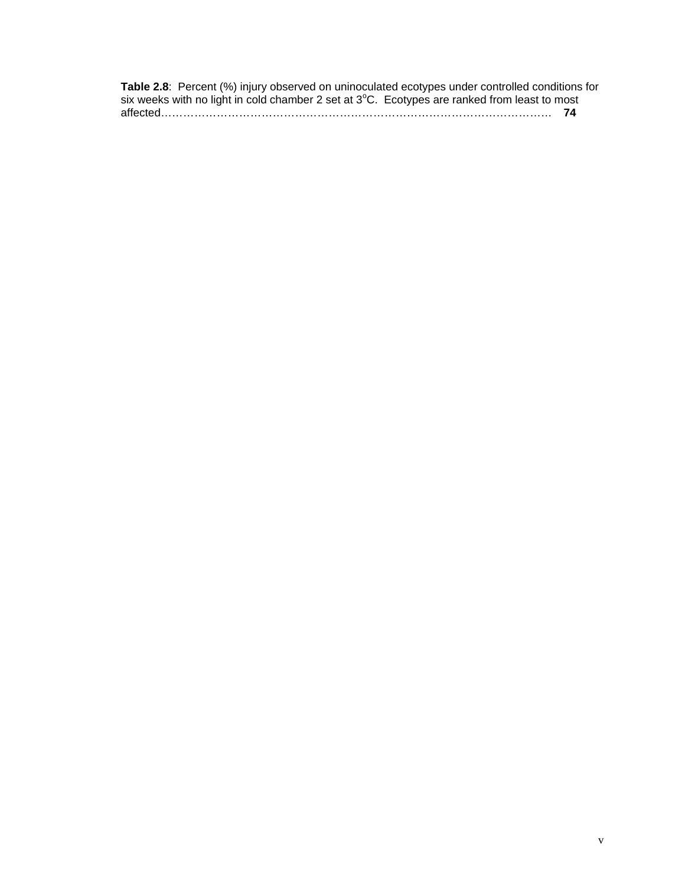**Table 2.8**: Percent (%) injury observed on uninoculated ecotypes under controlled conditions for six weeks with no light in cold chamber 2 set at 3$^{o}$C. Ecotypes are ranked from least to most affected…………………………………………………………………………………………… **74**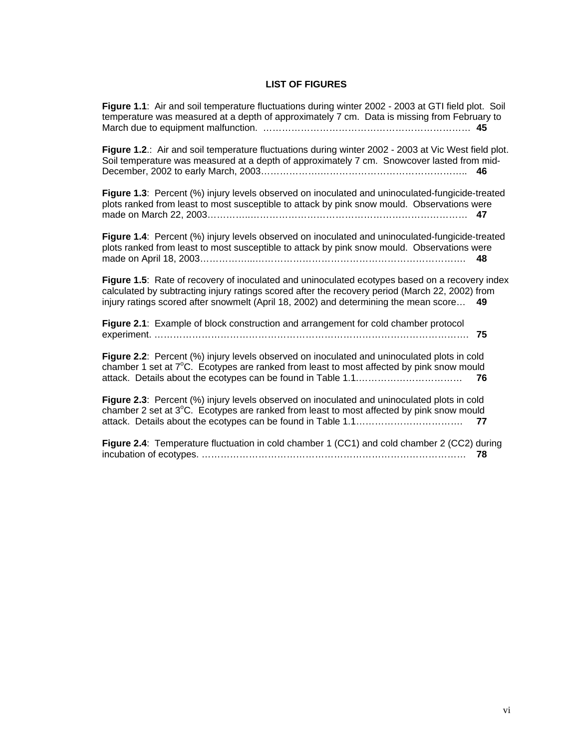# LIST OF FIGURES

**Figure 1.1**: Air and soil temperature fluctuations during winter 2002 - 2003 at GTI field plot. Soil temperature was measured at a depth of approximately 7 cm. Data is missing from February to March due to equipment malfunction. ………………………………………………………… **45**

**Figure 1.2**.: Air and soil temperature fluctuations during winter 2002 - 2003 at Vic West field plot. Soil temperature was measured at a depth of approximately 7 cm. Snowcover lasted from mid-December, 2002 to early March, 2003……………………………………………………….. **46**

**Figure 1.3**: Percent (%) injury levels observed on inoculated and uninoculated-fungicide-treated plots ranked from least to most susceptible to attack by pink snow mould. Observations were made on March 22, 2003………………………………………………………………………. **47**

**Figure 1.4**: Percent (%) injury levels observed on inoculated and uninoculated-fungicide-treated plots ranked from least to most susceptible to attack by pink snow mould. Observations were made on April 18, 2003……………..………………………………………………………. **48**

**Figure 1.5**: Rate of recovery of inoculated and uninoculated ecotypes based on a recovery index calculated by subtracting injury ratings scored after the recovery period (March 22, 2002) from injury ratings scored after snowmelt (April 18, 2002) and determining the mean score… **49**

**Figure 2.1**: Example of block construction and arrangement for cold chamber protocol experiment. ………………………………………………………………………………………. **75**

**Figure 2.2**: Percent (%) injury levels observed on inoculated and uninoculated plots in cold chamber 1 set at 7$^{o}$C. Ecotypes are ranked from least to most affected by pink snow mould attack. Details about the ecotypes can be found in Table 1.1.……………………………. **76**

**Figure 2.3**: Percent (%) injury levels observed on inoculated and uninoculated plots in cold chamber 2 set at 3$^{o}$C. Ecotypes are ranked from least to most affected by pink snow mould attack. Details about the ecotypes can be found in Table 1.1……………………………. **77**

**Figure 2.4**: Temperature fluctuation in cold chamber 1 (CC1) and cold chamber 2 (CC2) during incubation of ecotypes. ……………………………………………………………………… **78**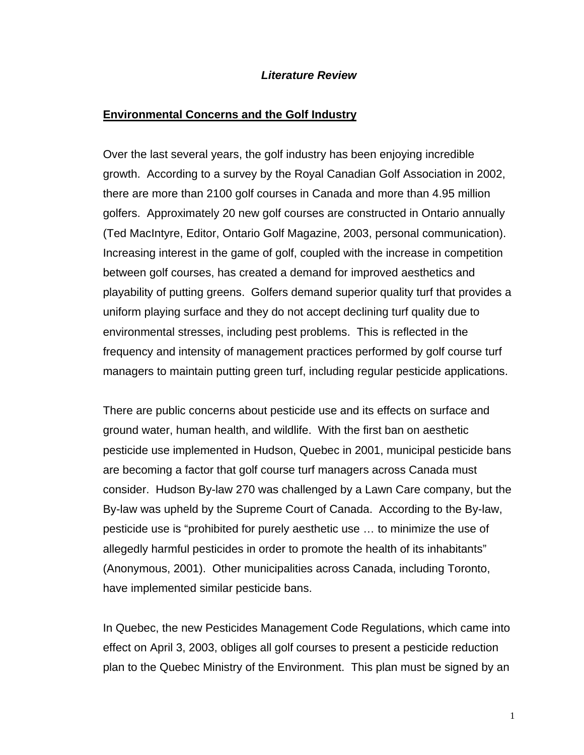## *Literature Review*

### Environmental Concerns and the Golf Industry

Over the last several years, the golf industry has been enjoying incredible growth. According to a survey by the Royal Canadian Golf Association in 2002, there are more than 2100 golf courses in Canada and more than 4.95 million golfers. Approximately 20 new golf courses are constructed in Ontario annually (Ted MacIntyre, Editor, Ontario Golf Magazine, 2003, personal communication). Increasing interest in the game of golf, coupled with the increase in competition between golf courses, has created a demand for improved aesthetics and playability of putting greens. Golfers demand superior quality turf that provides a uniform playing surface and they do not accept declining turf quality due to environmental stresses, including pest problems. This is reflected in the frequency and intensity of management practices performed by golf course turf managers to maintain putting green turf, including regular pesticide applications.

There are public concerns about pesticide use and its effects on surface and ground water, human health, and wildlife. With the first ban on aesthetic pesticide use implemented in Hudson, Quebec in 2001, municipal pesticide bans are becoming a factor that golf course turf managers across Canada must consider. Hudson By-law 270 was challenged by a Lawn Care company, but the By-law was upheld by the Supreme Court of Canada. According to the By-law, pesticide use is "prohibited for purely aesthetic use … to minimize the use of allegedly harmful pesticides in order to promote the health of its inhabitants" (Anonymous, 2001). Other municipalities across Canada, including Toronto, have implemented similar pesticide bans.

In Quebec, the new Pesticides Management Code Regulations, which came into effect on April 3, 2003, obliges all golf courses to present a pesticide reduction plan to the Quebec Ministry of the Environment. This plan must be signed by an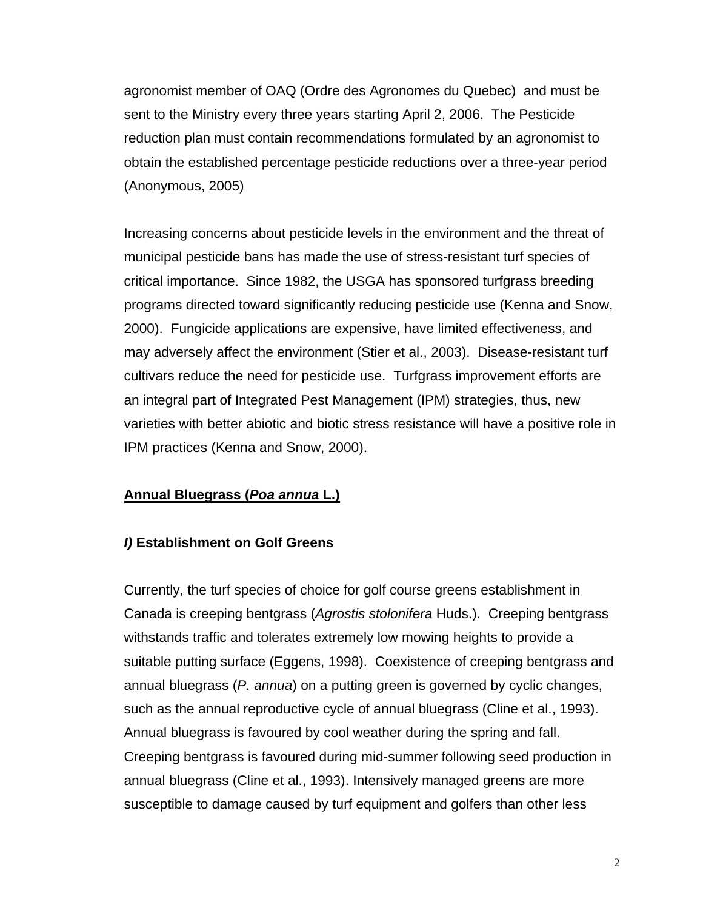agronomist member of OAQ (Ordre des Agronomes du Quebec) and must be sent to the Ministry every three years starting April 2, 2006. The Pesticide reduction plan must contain recommendations formulated by an agronomist to obtain the established percentage pesticide reductions over a three-year period (Anonymous, 2005)

Increasing concerns about pesticide levels in the environment and the threat of municipal pesticide bans has made the use of stress-resistant turf species of critical importance. Since 1982, the USGA has sponsored turfgrass breeding programs directed toward significantly reducing pesticide use (Kenna and Snow, 2000). Fungicide applications are expensive, have limited effectiveness, and may adversely affect the environment (Stier et al., 2003). Disease-resistant turf cultivars reduce the need for pesticide use. Turfgrass improvement efforts are an integral part of Integrated Pest Management (IPM) strategies, thus, new varieties with better abiotic and biotic stress resistance will have a positive role in IPM practices (Kenna and Snow, 2000).

## Annual Bluegrass (*Poa annua* L.)

### *I)* Establishment on Golf Greens

Currently, the turf species of choice for golf course greens establishment in Canada is creeping bentgrass (*Agrostis stolonifera* Huds.). Creeping bentgrass withstands traffic and tolerates extremely low mowing heights to provide a suitable putting surface (Eggens, 1998). Coexistence of creeping bentgrass and annual bluegrass (*P. annua*) on a putting green is governed by cyclic changes, such as the annual reproductive cycle of annual bluegrass (Cline et al., 1993). Annual bluegrass is favoured by cool weather during the spring and fall. Creeping bentgrass is favoured during mid-summer following seed production in annual bluegrass (Cline et al., 1993). Intensively managed greens are more susceptible to damage caused by turf equipment and golfers than other less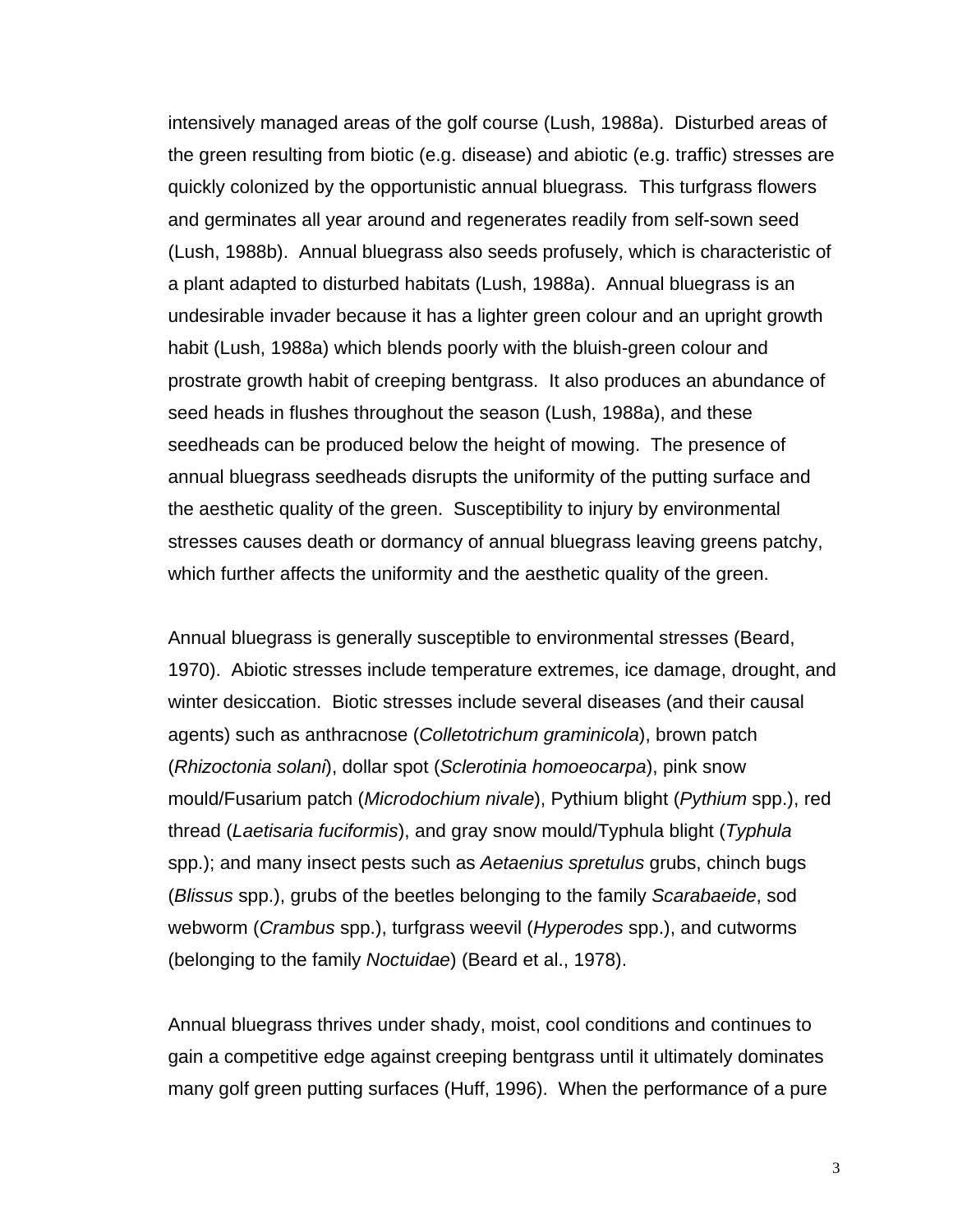intensively managed areas of the golf course (Lush, 1988a). Disturbed areas of the green resulting from biotic (e.g. disease) and abiotic (e.g. traffic) stresses are quickly colonized by the opportunistic annual bluegrass. This turfgrass flowers and germinates all year around and regenerates readily from self-sown seed (Lush, 1988b). Annual bluegrass also seeds profusely, which is characteristic of a plant adapted to disturbed habitats (Lush, 1988a). Annual bluegrass is an undesirable invader because it has a lighter green colour and an upright growth habit (Lush, 1988a) which blends poorly with the bluish-green colour and prostrate growth habit of creeping bentgrass. It also produces an abundance of seed heads in flushes throughout the season (Lush, 1988a), and these seedheads can be produced below the height of mowing. The presence of annual bluegrass seedheads disrupts the uniformity of the putting surface and the aesthetic quality of the green. Susceptibility to injury by environmental stresses causes death or dormancy of annual bluegrass leaving greens patchy, which further affects the uniformity and the aesthetic quality of the green.

Annual bluegrass is generally susceptible to environmental stresses (Beard, 1970). Abiotic stresses include temperature extremes, ice damage, drought, and winter desiccation. Biotic stresses include several diseases (and their causal agents) such as anthracnose (*Colletotrichum graminicola*), brown patch (*Rhizoctonia solani*), dollar spot (*Sclerotinia homoeocarpa*), pink snow mould/Fusarium patch (*Microdochium nivale*), Pythium blight (*Pythium* spp.), red thread (*Laetisaria fuciformis*), and gray snow mould/Typhula blight (*Typhula* spp.); and many insect pests such as *Aetaenius spretulus* grubs, chinch bugs (*Blissus* spp.), grubs of the beetles belonging to the family *Scarabaeide*, sod webworm (*Crambus* spp.), turfgrass weevil (*Hyperodes* spp.), and cutworms (belonging to the family *Noctuidae*) (Beard et al., 1978).

Annual bluegrass thrives under shady, moist, cool conditions and continues to gain a competitive edge against creeping bentgrass until it ultimately dominates many golf green putting surfaces (Huff, 1996). When the performance of a pure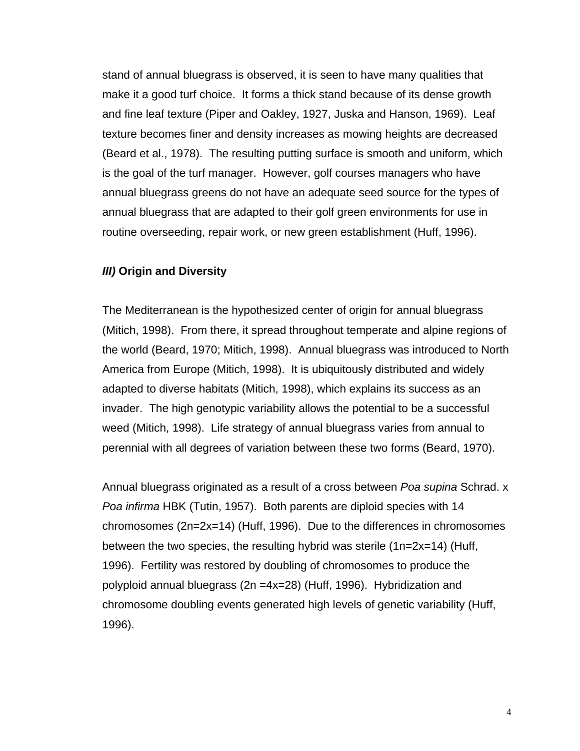stand of annual bluegrass is observed, it is seen to have many qualities that make it a good turf choice. It forms a thick stand because of its dense growth and fine leaf texture (Piper and Oakley, 1927, Juska and Hanson, 1969). Leaf texture becomes finer and density increases as mowing heights are decreased (Beard et al., 1978). The resulting putting surface is smooth and uniform, which is the goal of the turf manager. However, golf courses managers who have annual bluegrass greens do not have an adequate seed source for the types of annual bluegrass that are adapted to their golf green environments for use in routine overseeding, repair work, or new green establishment (Huff, 1996).

### ***III)*** **Origin and Diversity**

The Mediterranean is the hypothesized center of origin for annual bluegrass (Mitich, 1998). From there, it spread throughout temperate and alpine regions of the world (Beard, 1970; Mitich, 1998). Annual bluegrass was introduced to North America from Europe (Mitich, 1998). It is ubiquitously distributed and widely adapted to diverse habitats (Mitich, 1998), which explains its success as an invader. The high genotypic variability allows the potential to be a successful weed (Mitich, 1998). Life strategy of annual bluegrass varies from annual to perennial with all degrees of variation between these two forms (Beard, 1970).

Annual bluegrass originated as a result of a cross between *Poa supina* Schrad. x *Poa infirma* HBK (Tutin, 1957). Both parents are diploid species with 14 chromosomes ($2n=2x=14$) (Huff, 1996). Due to the differences in chromosomes between the two species, the resulting hybrid was sterile ($1n=2x=14$) (Huff, 1996). Fertility was restored by doubling of chromosomes to produce the polyploid annual bluegrass ($2n=4x=28$) (Huff, 1996). Hybridization and chromosome doubling events generated high levels of genetic variability (Huff, 1996).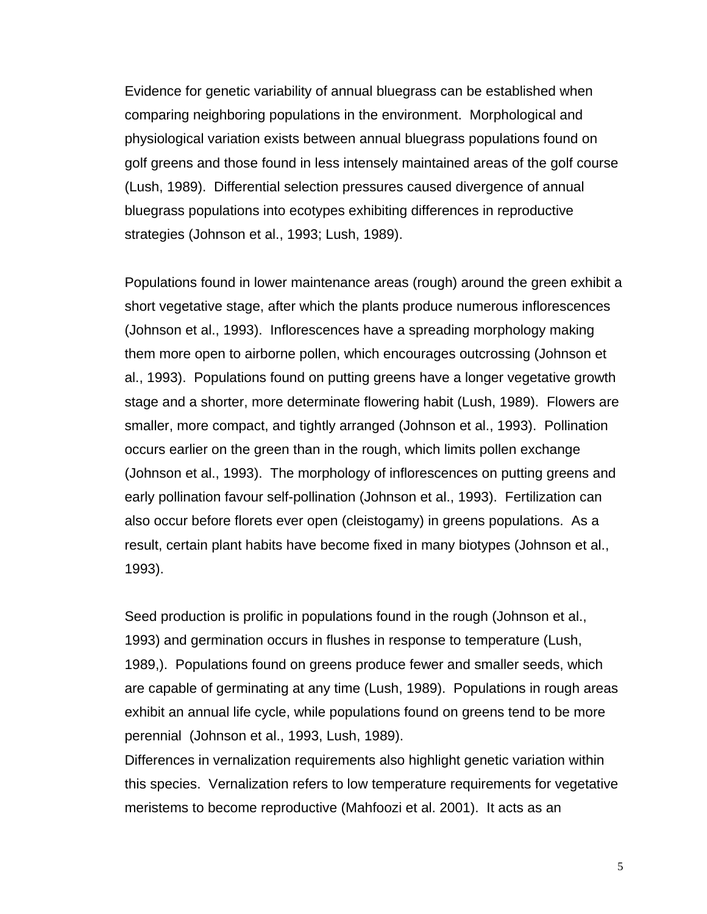Evidence for genetic variability of annual bluegrass can be established when comparing neighboring populations in the environment. Morphological and physiological variation exists between annual bluegrass populations found on golf greens and those found in less intensely maintained areas of the golf course (Lush, 1989). Differential selection pressures caused divergence of annual bluegrass populations into ecotypes exhibiting differences in reproductive strategies (Johnson et al., 1993; Lush, 1989).

Populations found in lower maintenance areas (rough) around the green exhibit a short vegetative stage, after which the plants produce numerous inflorescences (Johnson et al., 1993). Inflorescences have a spreading morphology making them more open to airborne pollen, which encourages outcrossing (Johnson et al., 1993). Populations found on putting greens have a longer vegetative growth stage and a shorter, more determinate flowering habit (Lush, 1989). Flowers are smaller, more compact, and tightly arranged (Johnson et al., 1993). Pollination occurs earlier on the green than in the rough, which limits pollen exchange (Johnson et al., 1993). The morphology of inflorescences on putting greens and early pollination favour self-pollination (Johnson et al., 1993). Fertilization can also occur before florets ever open (cleistogamy) in greens populations. As a result, certain plant habits have become fixed in many biotypes (Johnson et al., 1993).

Seed production is prolific in populations found in the rough (Johnson et al., 1993) and germination occurs in flushes in response to temperature (Lush, 1989,). Populations found on greens produce fewer and smaller seeds, which are capable of germinating at any time (Lush, 1989). Populations in rough areas exhibit an annual life cycle, while populations found on greens tend to be more perennial (Johnson et al., 1993, Lush, 1989).

Differences in vernalization requirements also highlight genetic variation within this species. Vernalization refers to low temperature requirements for vegetative meristems to become reproductive (Mahfoozi et al. 2001). It acts as an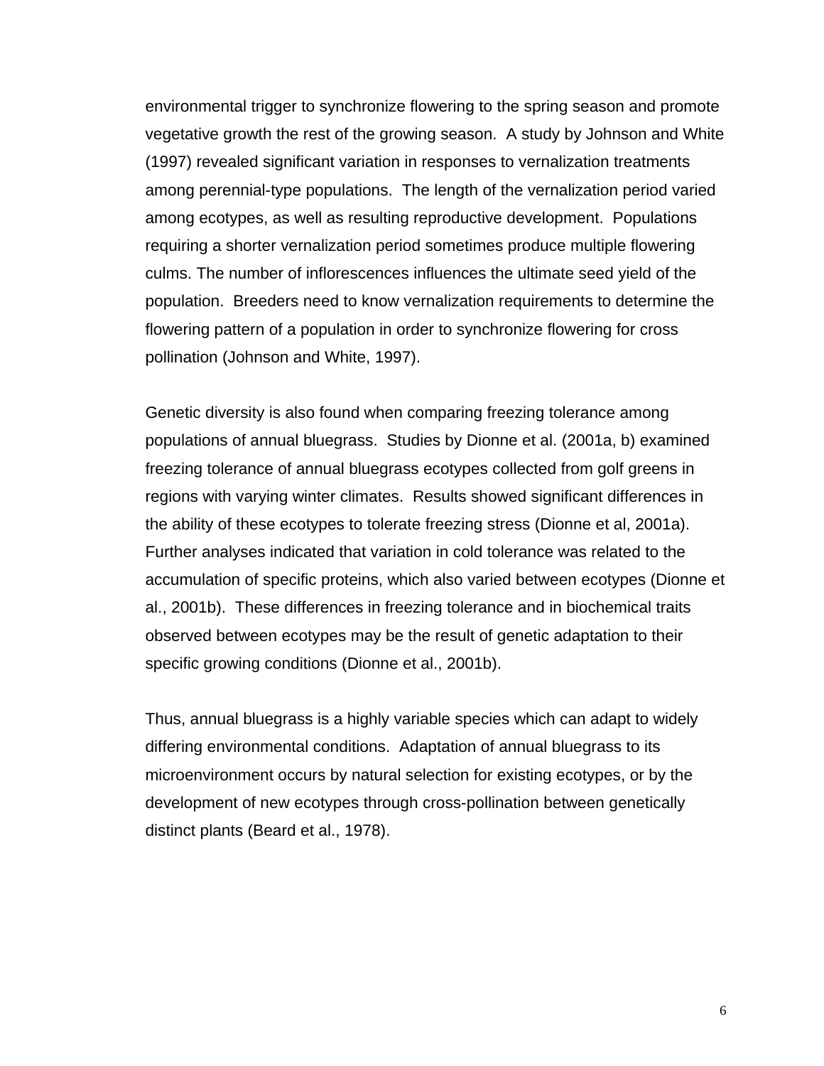environmental trigger to synchronize flowering to the spring season and promote vegetative growth the rest of the growing season. A study by Johnson and White (1997) revealed significant variation in responses to vernalization treatments among perennial-type populations. The length of the vernalization period varied among ecotypes, as well as resulting reproductive development. Populations requiring a shorter vernalization period sometimes produce multiple flowering culms. The number of inflorescences influences the ultimate seed yield of the population. Breeders need to know vernalization requirements to determine the flowering pattern of a population in order to synchronize flowering for cross pollination (Johnson and White, 1997).

Genetic diversity is also found when comparing freezing tolerance among populations of annual bluegrass. Studies by Dionne et al. (2001a, b) examined freezing tolerance of annual bluegrass ecotypes collected from golf greens in regions with varying winter climates. Results showed significant differences in the ability of these ecotypes to tolerate freezing stress (Dionne et al, 2001a). Further analyses indicated that variation in cold tolerance was related to the accumulation of specific proteins, which also varied between ecotypes (Dionne et al., 2001b). These differences in freezing tolerance and in biochemical traits observed between ecotypes may be the result of genetic adaptation to their specific growing conditions (Dionne et al., 2001b).

Thus, annual bluegrass is a highly variable species which can adapt to widely differing environmental conditions. Adaptation of annual bluegrass to its microenvironment occurs by natural selection for existing ecotypes, or by the development of new ecotypes through cross-pollination between genetically distinct plants (Beard et al., 1978).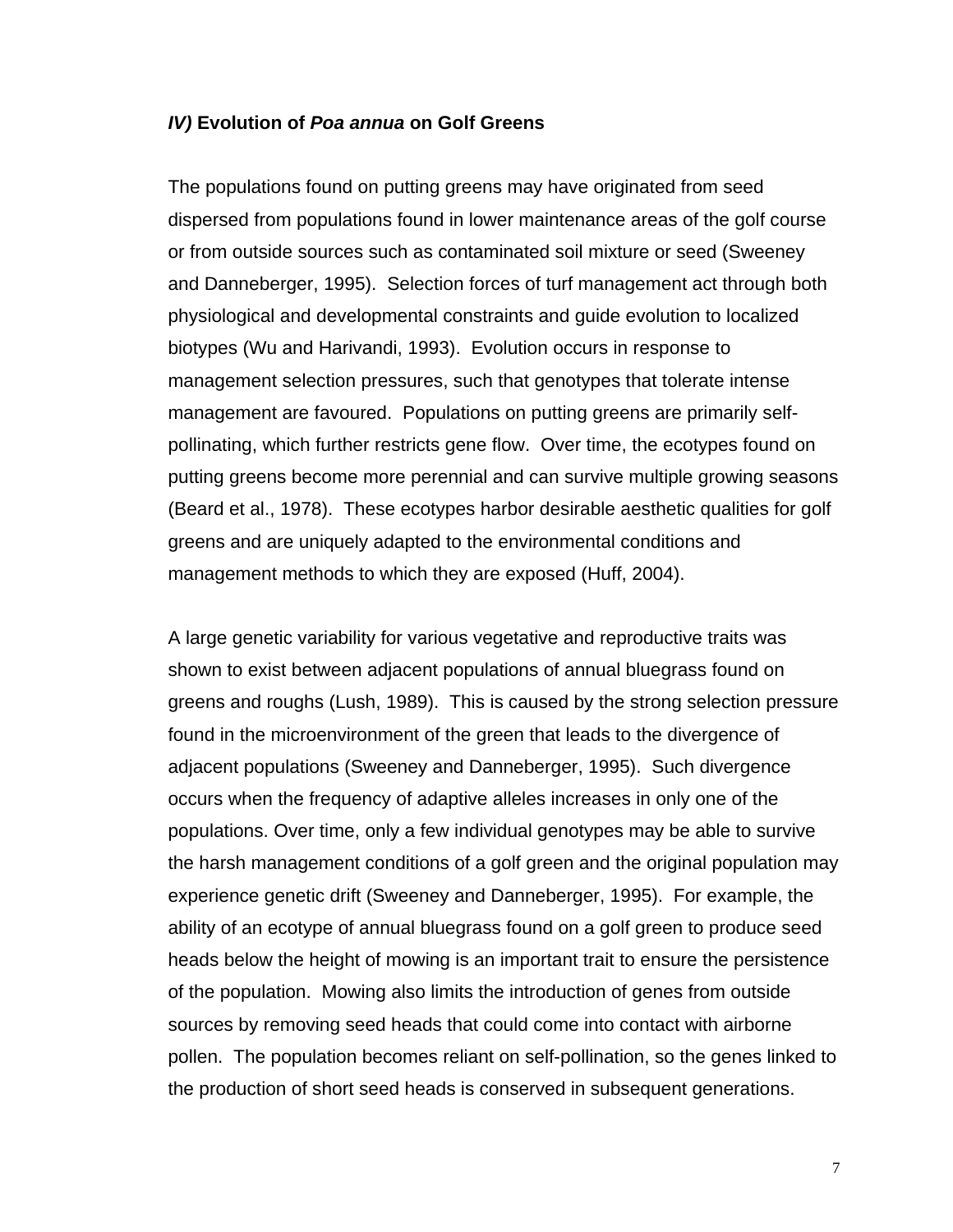### *IV)* Evolution of *Poa annua* on Golf Greens

The populations found on putting greens may have originated from seed dispersed from populations found in lower maintenance areas of the golf course or from outside sources such as contaminated soil mixture or seed (Sweeney and Danneberger, 1995). Selection forces of turf management act through both physiological and developmental constraints and guide evolution to localized biotypes (Wu and Harivandi, 1993). Evolution occurs in response to management selection pressures, such that genotypes that tolerate intense management are favoured. Populations on putting greens are primarily self-pollinating, which further restricts gene flow. Over time, the ecotypes found on putting greens become more perennial and can survive multiple growing seasons (Beard et al., 1978). These ecotypes harbor desirable aesthetic qualities for golf greens and are uniquely adapted to the environmental conditions and management methods to which they are exposed (Huff, 2004).

A large genetic variability for various vegetative and reproductive traits was shown to exist between adjacent populations of annual bluegrass found on greens and roughs (Lush, 1989). This is caused by the strong selection pressure found in the microenvironment of the green that leads to the divergence of adjacent populations (Sweeney and Danneberger, 1995). Such divergence occurs when the frequency of adaptive alleles increases in only one of the populations. Over time, only a few individual genotypes may be able to survive the harsh management conditions of a golf green and the original population may experience genetic drift (Sweeney and Danneberger, 1995). For example, the ability of an ecotype of annual bluegrass found on a golf green to produce seed heads below the height of mowing is an important trait to ensure the persistence of the population. Mowing also limits the introduction of genes from outside sources by removing seed heads that could come into contact with airborne pollen. The population becomes reliant on self-pollination, so the genes linked to the production of short seed heads is conserved in subsequent generations.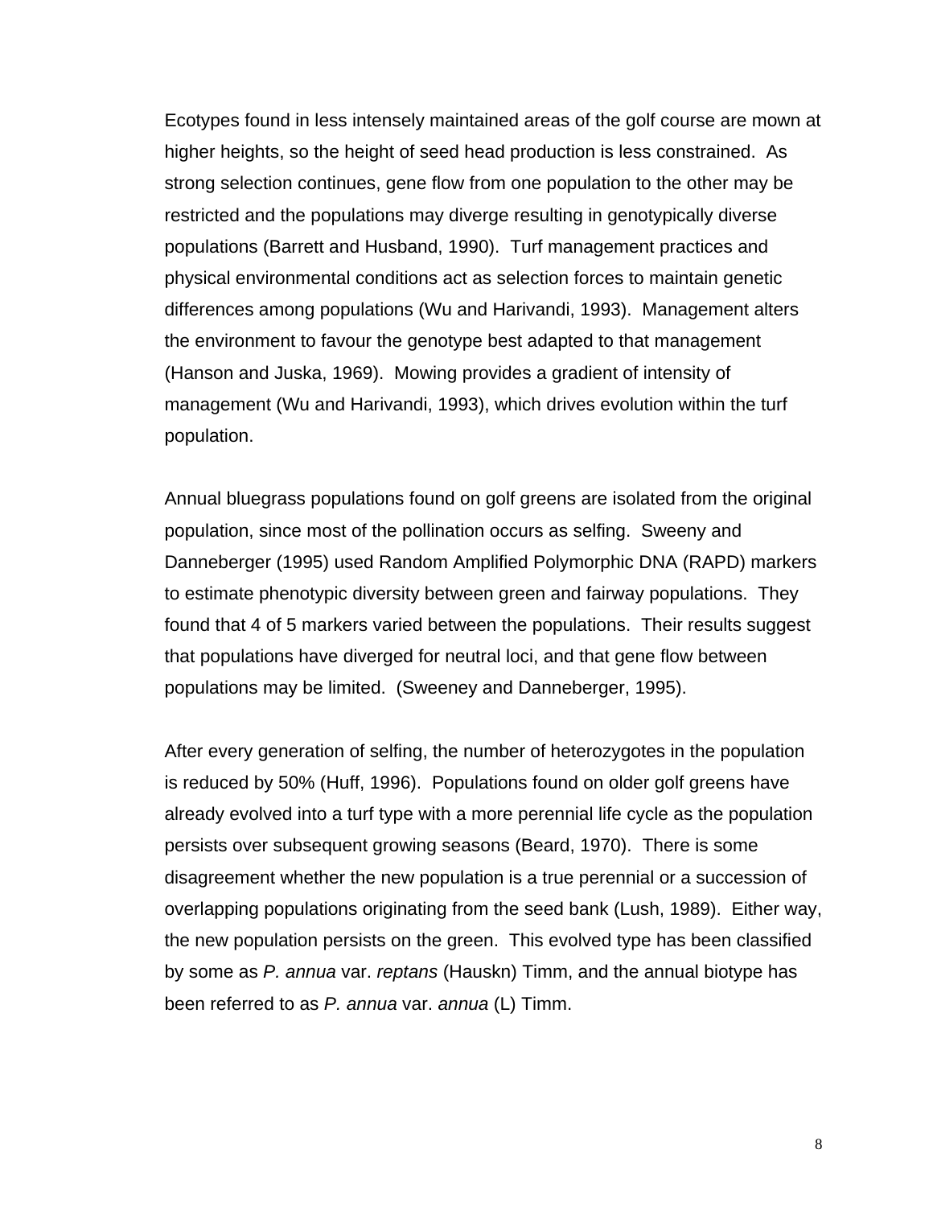Ecotypes found in less intensely maintained areas of the golf course are mown at higher heights, so the height of seed head production is less constrained.  As strong selection continues, gene flow from one population to the other may be restricted and the populations may diverge resulting in genotypically diverse populations (Barrett and Husband, 1990).  Turf management practices and physical environmental conditions act as selection forces to maintain genetic differences among populations (Wu and Harivandi, 1993).  Management alters the environment to favour the genotype best adapted to that management (Hanson and Juska, 1969).  Mowing provides a gradient of intensity of management (Wu and Harivandi, 1993), which drives evolution within the turf population.

Annual bluegrass populations found on golf greens are isolated from the original population, since most of the pollination occurs as selfing.  Sweeny and Danneberger (1995) used Random Amplified Polymorphic DNA (RAPD) markers to estimate phenotypic diversity between green and fairway populations.  They found that 4 of 5 markers varied between the populations.  Their results suggest that populations have diverged for neutral loci, and that gene flow between populations may be limited.  (Sweeney and Danneberger, 1995).

After every generation of selfing, the number of heterozygotes in the population is reduced by 50% (Huff, 1996).  Populations found on older golf greens have already evolved into a turf type with a more perennial life cycle as the population persists over subsequent growing seasons (Beard, 1970).  There is some disagreement whether the new population is a true perennial or a succession of overlapping populations originating from the seed bank (Lush, 1989).  Either way, the new population persists on the green.  This evolved type has been classified by some as *P. annua* var. *reptans* (Hauskn) Timm, and the annual biotype has been referred to as *P. annua* var. *annua* (L) Timm.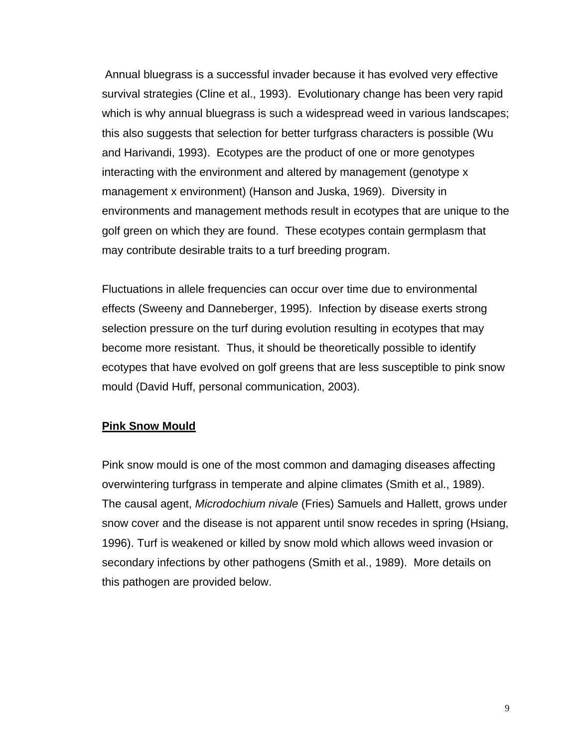Annual bluegrass is a successful invader because it has evolved very effective survival strategies (Cline et al., 1993). Evolutionary change has been very rapid which is why annual bluegrass is such a widespread weed in various landscapes; this also suggests that selection for better turfgrass characters is possible (Wu and Harivandi, 1993). Ecotypes are the product of one or more genotypes interacting with the environment and altered by management (genotype x management x environment) (Hanson and Juska, 1969). Diversity in environments and management methods result in ecotypes that are unique to the golf green on which they are found. These ecotypes contain germplasm that may contribute desirable traits to a turf breeding program.

Fluctuations in allele frequencies can occur over time due to environmental effects (Sweeny and Danneberger, 1995). Infection by disease exerts strong selection pressure on the turf during evolution resulting in ecotypes that may become more resistant. Thus, it should be theoretically possible to identify ecotypes that have evolved on golf greens that are less susceptible to pink snow mould (David Huff, personal communication, 2003).

**Pink Snow Mould**

Pink snow mould is one of the most common and damaging diseases affecting overwintering turfgrass in temperate and alpine climates (Smith et al., 1989). The causal agent, *Microdochium nivale* (Fries) Samuels and Hallett, grows under snow cover and the disease is not apparent until snow recedes in spring (Hsiang, 1996). Turf is weakened or killed by snow mold which allows weed invasion or secondary infections by other pathogens (Smith et al., 1989). More details on this pathogen are provided below.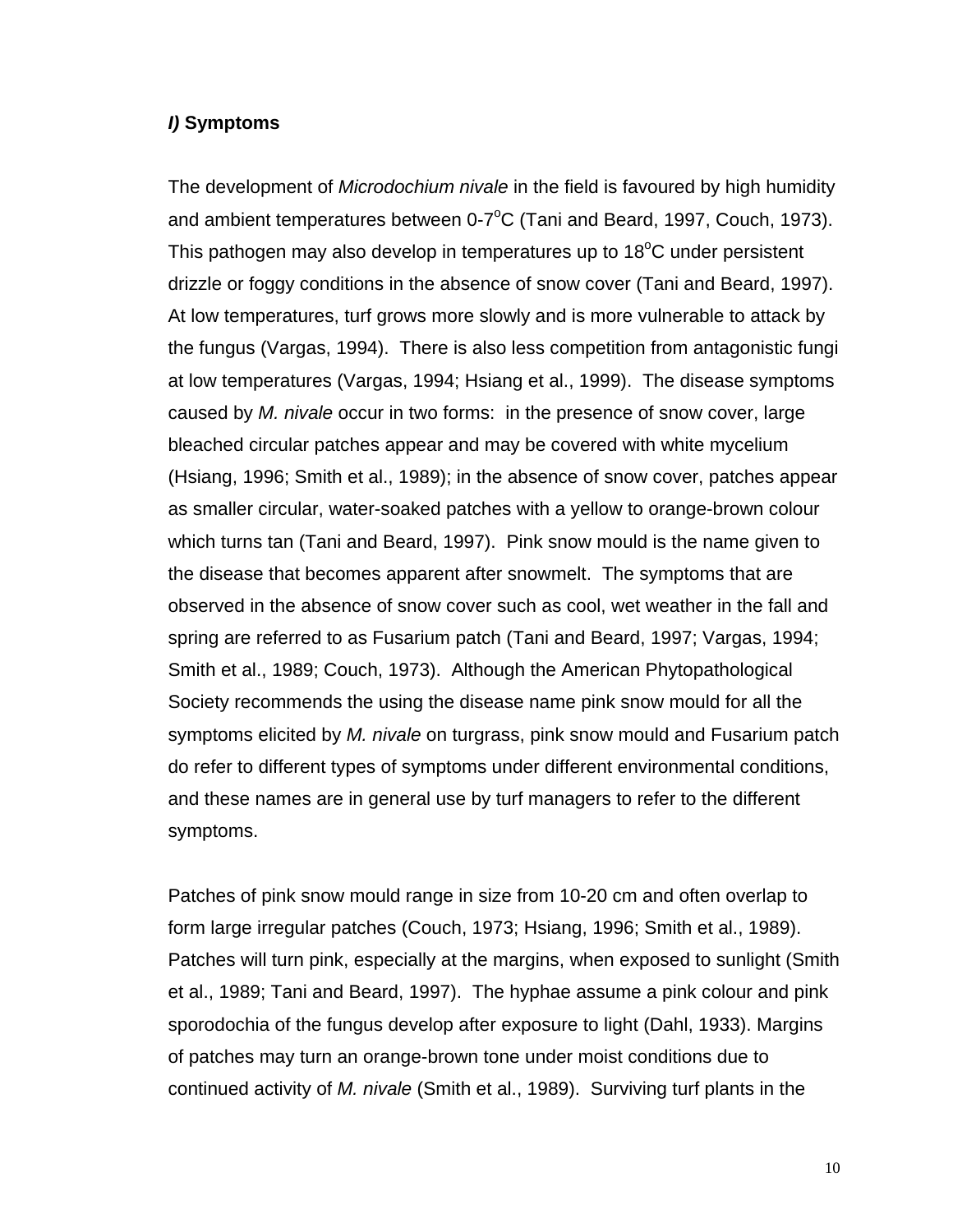### *I)* **Symptoms**

The development of *Microdochium nivale* in the field is favoured by high humidity and ambient temperatures between 0-7$^{o}$C (Tani and Beard, 1997, Couch, 1973). This pathogen may also develop in temperatures up to 18$^{o}$C under persistent drizzle or foggy conditions in the absence of snow cover (Tani and Beard, 1997). At low temperatures, turf grows more slowly and is more vulnerable to attack by the fungus (Vargas, 1994). There is also less competition from antagonistic fungi at low temperatures (Vargas, 1994; Hsiang et al., 1999). The disease symptoms caused by *M. nivale* occur in two forms: in the presence of snow cover, large bleached circular patches appear and may be covered with white mycelium (Hsiang, 1996; Smith et al., 1989); in the absence of snow cover, patches appear as smaller circular, water-soaked patches with a yellow to orange-brown colour which turns tan (Tani and Beard, 1997). Pink snow mould is the name given to the disease that becomes apparent after snowmelt. The symptoms that are observed in the absence of snow cover such as cool, wet weather in the fall and spring are referred to as Fusarium patch (Tani and Beard, 1997; Vargas, 1994; Smith et al., 1989; Couch, 1973). Although the American Phytopathological Society recommends the using the disease name pink snow mould for all the symptoms elicited by *M. nivale* on turgrass, pink snow mould and Fusarium patch do refer to different types of symptoms under different environmental conditions, and these names are in general use by turf managers to refer to the different symptoms.

Patches of pink snow mould range in size from 10-20 cm and often overlap to form large irregular patches (Couch, 1973; Hsiang, 1996; Smith et al., 1989). Patches will turn pink, especially at the margins, when exposed to sunlight (Smith et al., 1989; Tani and Beard, 1997). The hyphae assume a pink colour and pink sporodochia of the fungus develop after exposure to light (Dahl, 1933). Margins of patches may turn an orange-brown tone under moist conditions due to continued activity of *M. nivale* (Smith et al., 1989). Surviving turf plants in the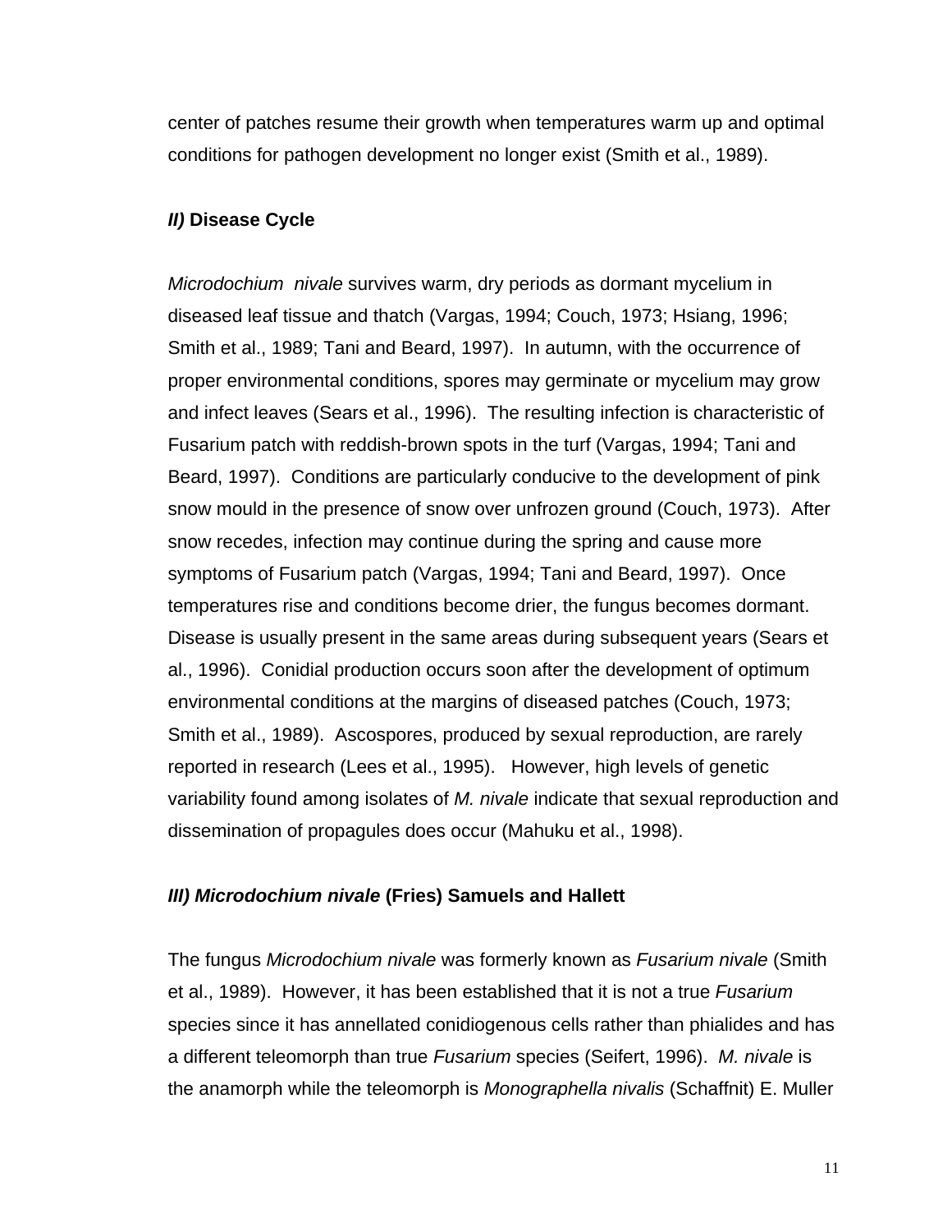center of patches resume their growth when temperatures warm up and optimal conditions for pathogen development no longer exist (Smith et al., 1989).

### ***II)*** **Disease Cycle**

*Microdochium nivale* survives warm, dry periods as dormant mycelium in diseased leaf tissue and thatch (Vargas, 1994; Couch, 1973; Hsiang, 1996; Smith et al., 1989; Tani and Beard, 1997). In autumn, with the occurrence of proper environmental conditions, spores may germinate or mycelium may grow and infect leaves (Sears et al., 1996). The resulting infection is characteristic of Fusarium patch with reddish-brown spots in the turf (Vargas, 1994; Tani and Beard, 1997). Conditions are particularly conducive to the development of pink snow mould in the presence of snow over unfrozen ground (Couch, 1973). After snow recedes, infection may continue during the spring and cause more symptoms of Fusarium patch (Vargas, 1994; Tani and Beard, 1997). Once temperatures rise and conditions become drier, the fungus becomes dormant. Disease is usually present in the same areas during subsequent years (Sears et al., 1996). Conidial production occurs soon after the development of optimum environmental conditions at the margins of diseased patches (Couch, 1973; Smith et al., 1989). Ascospores, produced by sexual reproduction, are rarely reported in research (Lees et al., 1995). However, high levels of genetic variability found among isolates of *M. nivale* indicate that sexual reproduction and dissemination of propagules does occur (Mahuku et al., 1998).

### ***III) Microdochium nivale*** **(Fries) Samuels and Hallett**

The fungus *Microdochium nivale* was formerly known as *Fusarium nivale* (Smith et al., 1989). However, it has been established that it is not a true *Fusarium* species since it has annellated conidiogenous cells rather than phialides and has a different teleomorph than true *Fusarium* species (Seifert, 1996). *M. nivale* is the anamorph while the teleomorph is *Monographella nivalis* (Schaffnit) E. Muller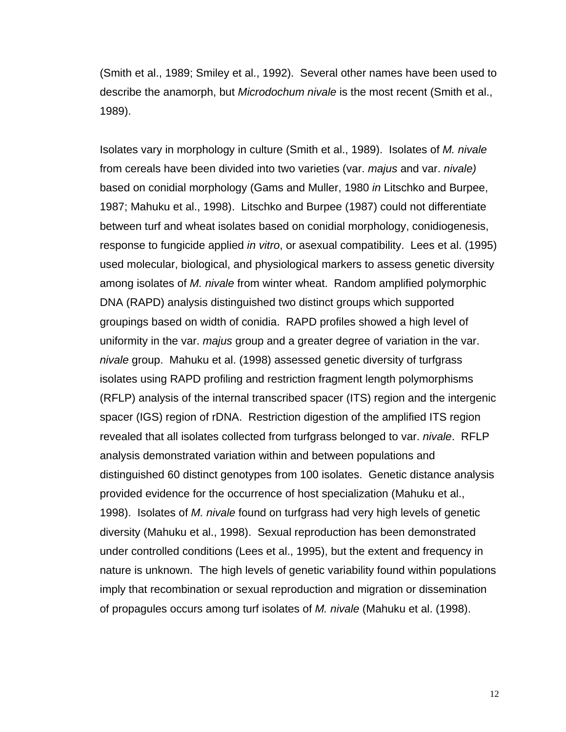(Smith et al., 1989; Smiley et al., 1992). Several other names have been used to describe the anamorph, but *Microdochum nivale* is the most recent (Smith et al., 1989).

Isolates vary in morphology in culture (Smith et al., 1989). Isolates of *M. nivale* from cereals have been divided into two varieties (var. *majus* and var. *nivale)* based on conidial morphology (Gams and Muller, 1980 *in* Litschko and Burpee, 1987; Mahuku et al., 1998). Litschko and Burpee (1987) could not differentiate between turf and wheat isolates based on conidial morphology, conidiogenesis, response to fungicide applied *in vitro*, or asexual compatibility. Lees et al. (1995) used molecular, biological, and physiological markers to assess genetic diversity among isolates of *M. nivale* from winter wheat. Random amplified polymorphic DNA (RAPD) analysis distinguished two distinct groups which supported groupings based on width of conidia. RAPD profiles showed a high level of uniformity in the var. *majus* group and a greater degree of variation in the var. *nivale* group. Mahuku et al. (1998) assessed genetic diversity of turfgrass isolates using RAPD profiling and restriction fragment length polymorphisms (RFLP) analysis of the internal transcribed spacer (ITS) region and the intergenic spacer (IGS) region of rDNA. Restriction digestion of the amplified ITS region revealed that all isolates collected from turfgrass belonged to var. *nivale*. RFLP analysis demonstrated variation within and between populations and distinguished 60 distinct genotypes from 100 isolates. Genetic distance analysis provided evidence for the occurrence of host specialization (Mahuku et al., 1998). Isolates of *M. nivale* found on turfgrass had very high levels of genetic diversity (Mahuku et al., 1998). Sexual reproduction has been demonstrated under controlled conditions (Lees et al., 1995), but the extent and frequency in nature is unknown. The high levels of genetic variability found within populations imply that recombination or sexual reproduction and migration or dissemination of propagules occurs among turf isolates of *M. nivale* (Mahuku et al. (1998).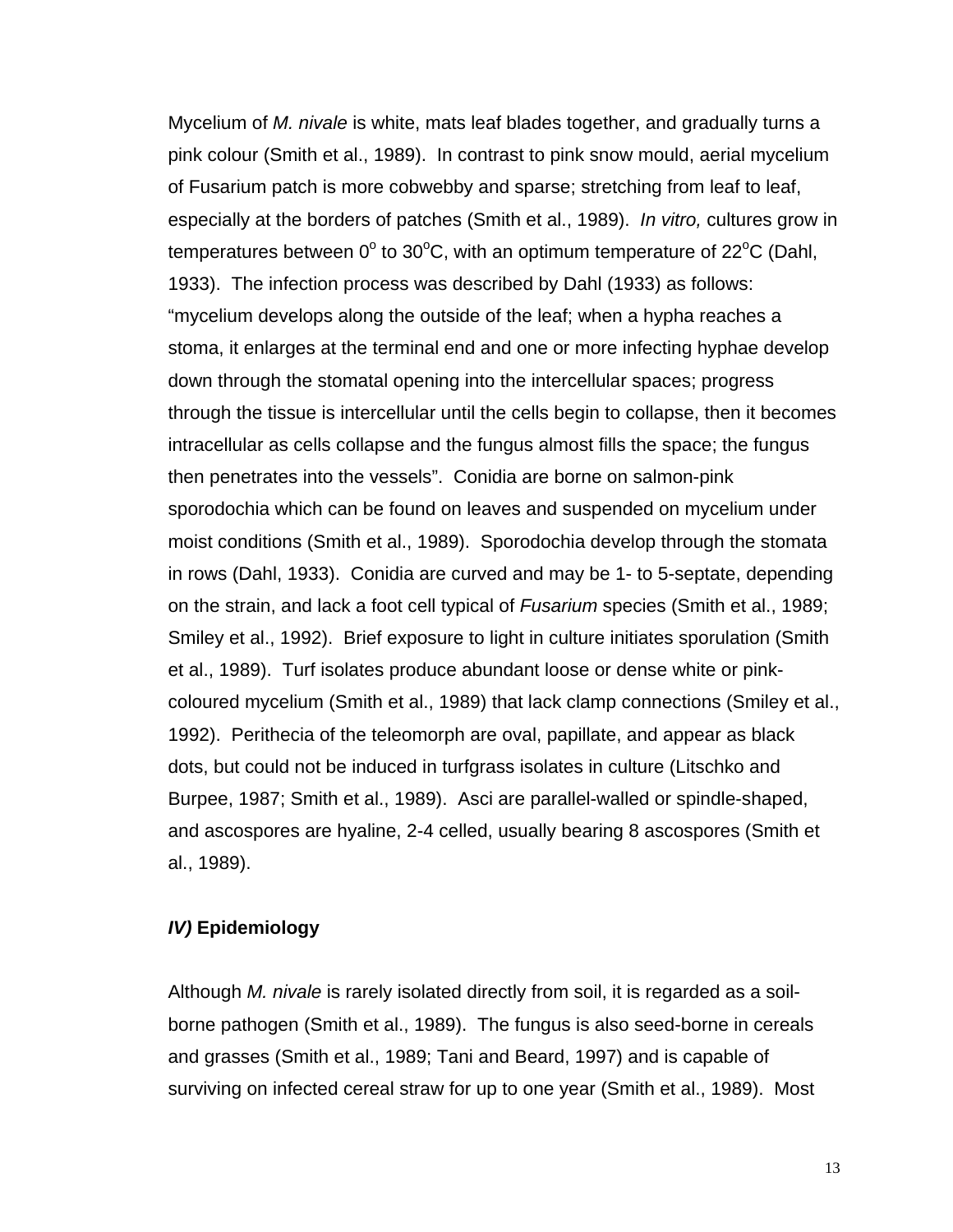Mycelium of *M. nivale* is white, mats leaf blades together, and gradually turns a pink colour (Smith et al., 1989). In contrast to pink snow mould, aerial mycelium of Fusarium patch is more cobwebby and sparse; stretching from leaf to leaf, especially at the borders of patches (Smith et al., 1989). *In vitro,* cultures grow in temperatures between $0^{o}$ to $30^{o}$C, with an optimum temperature of $22^{o}$C (Dahl, 1933). The infection process was described by Dahl (1933) as follows: "mycelium develops along the outside of the leaf; when a hypha reaches a stoma, it enlarges at the terminal end and one or more infecting hyphae develop down through the stomatal opening into the intercellular spaces; progress through the tissue is intercellular until the cells begin to collapse, then it becomes intracellular as cells collapse and the fungus almost fills the space; the fungus then penetrates into the vessels". Conidia are borne on salmon-pink sporodochia which can be found on leaves and suspended on mycelium under moist conditions (Smith et al., 1989). Sporodochia develop through the stomata in rows (Dahl, 1933). Conidia are curved and may be 1- to 5-septate, depending on the strain, and lack a foot cell typical of *Fusarium* species (Smith et al., 1989; Smiley et al., 1992). Brief exposure to light in culture initiates sporulation (Smith et al., 1989). Turf isolates produce abundant loose or dense white or pink-coloured mycelium (Smith et al., 1989) that lack clamp connections (Smiley et al., 1992). Perithecia of the teleomorph are oval, papillate, and appear as black dots, but could not be induced in turfgrass isolates in culture (Litschko and Burpee, 1987; Smith et al., 1989). Asci are parallel-walled or spindle-shaped, and ascospores are hyaline, 2-4 celled, usually bearing 8 ascospores (Smith et al., 1989).

### *IV)* Epidemiology

Although *M. nivale* is rarely isolated directly from soil, it is regarded as a soil-borne pathogen (Smith et al., 1989). The fungus is also seed-borne in cereals and grasses (Smith et al., 1989; Tani and Beard, 1997) and is capable of surviving on infected cereal straw for up to one year (Smith et al., 1989). Most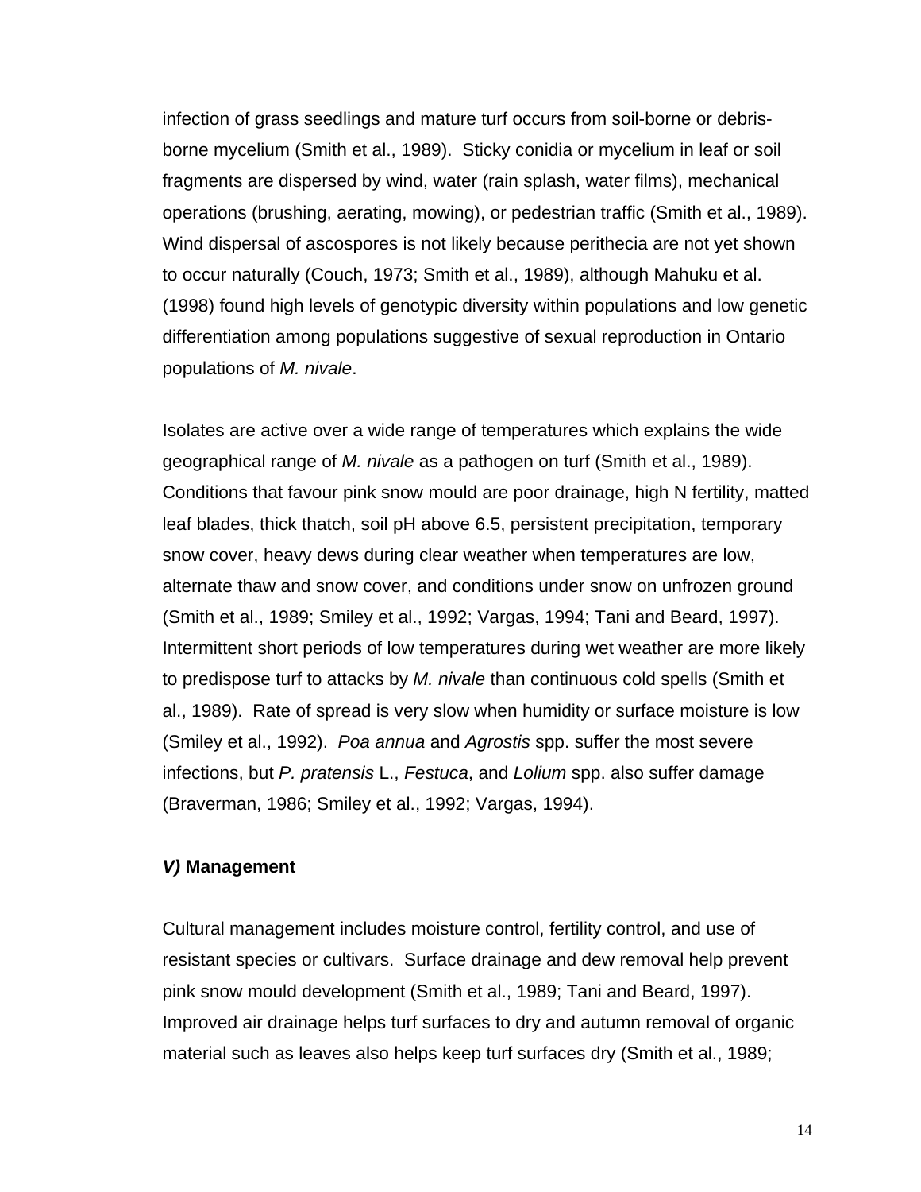infection of grass seedlings and mature turf occurs from soil-borne or debris-borne mycelium (Smith et al., 1989). Sticky conidia or mycelium in leaf or soil fragments are dispersed by wind, water (rain splash, water films), mechanical operations (brushing, aerating, mowing), or pedestrian traffic (Smith et al., 1989). Wind dispersal of ascospores is not likely because perithecia are not yet shown to occur naturally (Couch, 1973; Smith et al., 1989), although Mahuku et al. (1998) found high levels of genotypic diversity within populations and low genetic differentiation among populations suggestive of sexual reproduction in Ontario populations of *M. nivale*.

Isolates are active over a wide range of temperatures which explains the wide geographical range of *M. nivale* as a pathogen on turf (Smith et al., 1989). Conditions that favour pink snow mould are poor drainage, high N fertility, matted leaf blades, thick thatch, soil pH above 6.5, persistent precipitation, temporary snow cover, heavy dews during clear weather when temperatures are low, alternate thaw and snow cover, and conditions under snow on unfrozen ground (Smith et al., 1989; Smiley et al., 1992; Vargas, 1994; Tani and Beard, 1997). Intermittent short periods of low temperatures during wet weather are more likely to predispose turf to attacks by *M. nivale* than continuous cold spells (Smith et al., 1989). Rate of spread is very slow when humidity or surface moisture is low (Smiley et al., 1992). *Poa annua* and *Agrostis* spp. suffer the most severe infections, but *P. pratensis* L., *Festuca*, and *Lolium* spp. also suffer damage (Braverman, 1986; Smiley et al., 1992; Vargas, 1994).

### ***V)*** **Management**

Cultural management includes moisture control, fertility control, and use of resistant species or cultivars. Surface drainage and dew removal help prevent pink snow mould development (Smith et al., 1989; Tani and Beard, 1997). Improved air drainage helps turf surfaces to dry and autumn removal of organic material such as leaves also helps keep turf surfaces dry (Smith et al., 1989;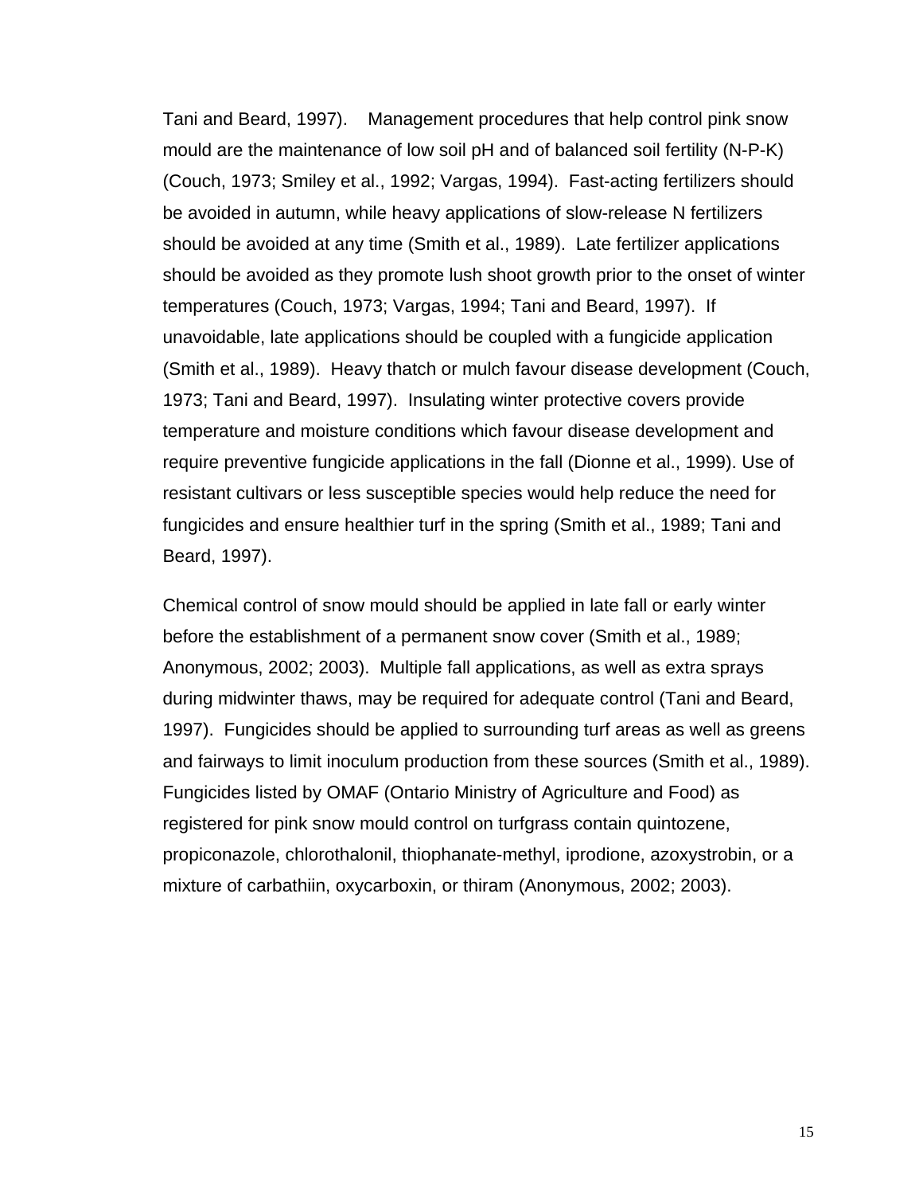Tani and Beard, 1997). Management procedures that help control pink snow mould are the maintenance of low soil pH and of balanced soil fertility (N-P-K) (Couch, 1973; Smiley et al., 1992; Vargas, 1994). Fast-acting fertilizers should be avoided in autumn, while heavy applications of slow-release N fertilizers should be avoided at any time (Smith et al., 1989). Late fertilizer applications should be avoided as they promote lush shoot growth prior to the onset of winter temperatures (Couch, 1973; Vargas, 1994; Tani and Beard, 1997). If unavoidable, late applications should be coupled with a fungicide application (Smith et al., 1989). Heavy thatch or mulch favour disease development (Couch, 1973; Tani and Beard, 1997). Insulating winter protective covers provide temperature and moisture conditions which favour disease development and require preventive fungicide applications in the fall (Dionne et al., 1999). Use of resistant cultivars or less susceptible species would help reduce the need for fungicides and ensure healthier turf in the spring (Smith et al., 1989; Tani and Beard, 1997).

Chemical control of snow mould should be applied in late fall or early winter before the establishment of a permanent snow cover (Smith et al., 1989; Anonymous, 2002; 2003). Multiple fall applications, as well as extra sprays during midwinter thaws, may be required for adequate control (Tani and Beard, 1997). Fungicides should be applied to surrounding turf areas as well as greens and fairways to limit inoculum production from these sources (Smith et al., 1989). Fungicides listed by OMAF (Ontario Ministry of Agriculture and Food) as registered for pink snow mould control on turfgrass contain quintozene, propiconazole, chlorothalonil, thiophanate-methyl, iprodione, azoxystrobin, or a mixture of carbathiin, oxycarboxin, or thiram (Anonymous, 2002; 2003).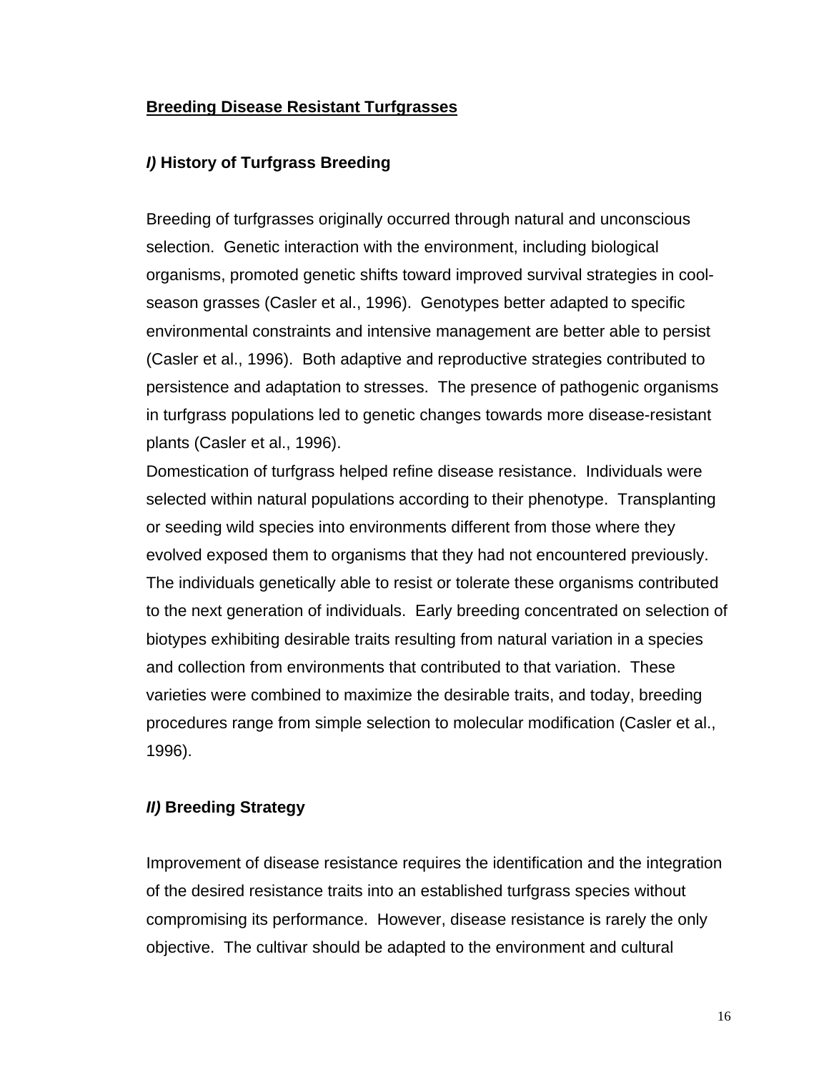## Breeding Disease Resistant Turfgrasses

### *I)* History of Turfgrass Breeding

Breeding of turfgrasses originally occurred through natural and unconscious selection. Genetic interaction with the environment, including biological organisms, promoted genetic shifts toward improved survival strategies in cool-season grasses (Casler et al., 1996). Genotypes better adapted to specific environmental constraints and intensive management are better able to persist (Casler et al., 1996). Both adaptive and reproductive strategies contributed to persistence and adaptation to stresses. The presence of pathogenic organisms in turfgrass populations led to genetic changes towards more disease-resistant plants (Casler et al., 1996).

Domestication of turfgrass helped refine disease resistance. Individuals were selected within natural populations according to their phenotype. Transplanting or seeding wild species into environments different from those where they evolved exposed them to organisms that they had not encountered previously. The individuals genetically able to resist or tolerate these organisms contributed to the next generation of individuals. Early breeding concentrated on selection of biotypes exhibiting desirable traits resulting from natural variation in a species and collection from environments that contributed to that variation. These varieties were combined to maximize the desirable traits, and today, breeding procedures range from simple selection to molecular modification (Casler et al., 1996).

### *II)* Breeding Strategy

Improvement of disease resistance requires the identification and the integration of the desired resistance traits into an established turfgrass species without compromising its performance. However, disease resistance is rarely the only objective. The cultivar should be adapted to the environment and cultural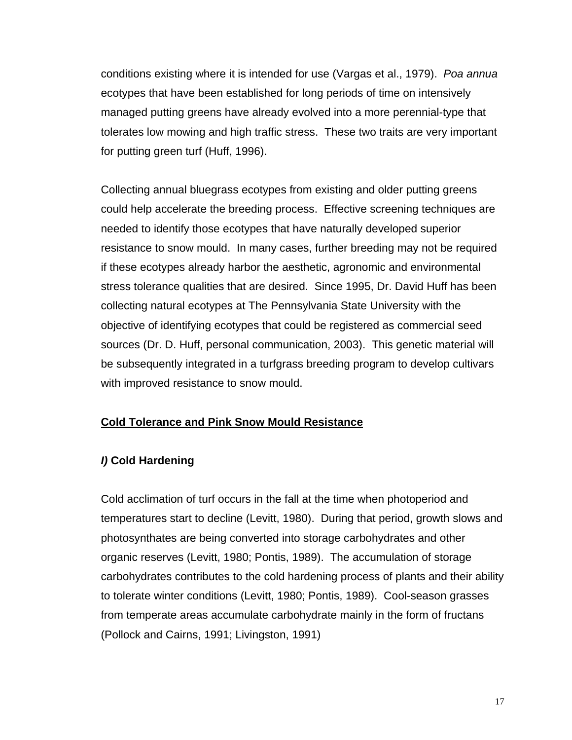conditions existing where it is intended for use (Vargas et al., 1979). *Poa annua* ecotypes that have been established for long periods of time on intensively managed putting greens have already evolved into a more perennial-type that tolerates low mowing and high traffic stress. These two traits are very important for putting green turf (Huff, 1996).

Collecting annual bluegrass ecotypes from existing and older putting greens could help accelerate the breeding process. Effective screening techniques are needed to identify those ecotypes that have naturally developed superior resistance to snow mould. In many cases, further breeding may not be required if these ecotypes already harbor the aesthetic, agronomic and environmental stress tolerance qualities that are desired. Since 1995, Dr. David Huff has been collecting natural ecotypes at The Pennsylvania State University with the objective of identifying ecotypes that could be registered as commercial seed sources (Dr. D. Huff, personal communication, 2003). This genetic material will be subsequently integrated in a turfgrass breeding program to develop cultivars with improved resistance to snow mould.

## Cold Tolerance and Pink Snow Mould Resistance

### *I)* Cold Hardening

Cold acclimation of turf occurs in the fall at the time when photoperiod and temperatures start to decline (Levitt, 1980). During that period, growth slows and photosynthates are being converted into storage carbohydrates and other organic reserves (Levitt, 1980; Pontis, 1989). The accumulation of storage carbohydrates contributes to the cold hardening process of plants and their ability to tolerate winter conditions (Levitt, 1980; Pontis, 1989). Cool-season grasses from temperate areas accumulate carbohydrate mainly in the form of fructans (Pollock and Cairns, 1991; Livingston, 1991)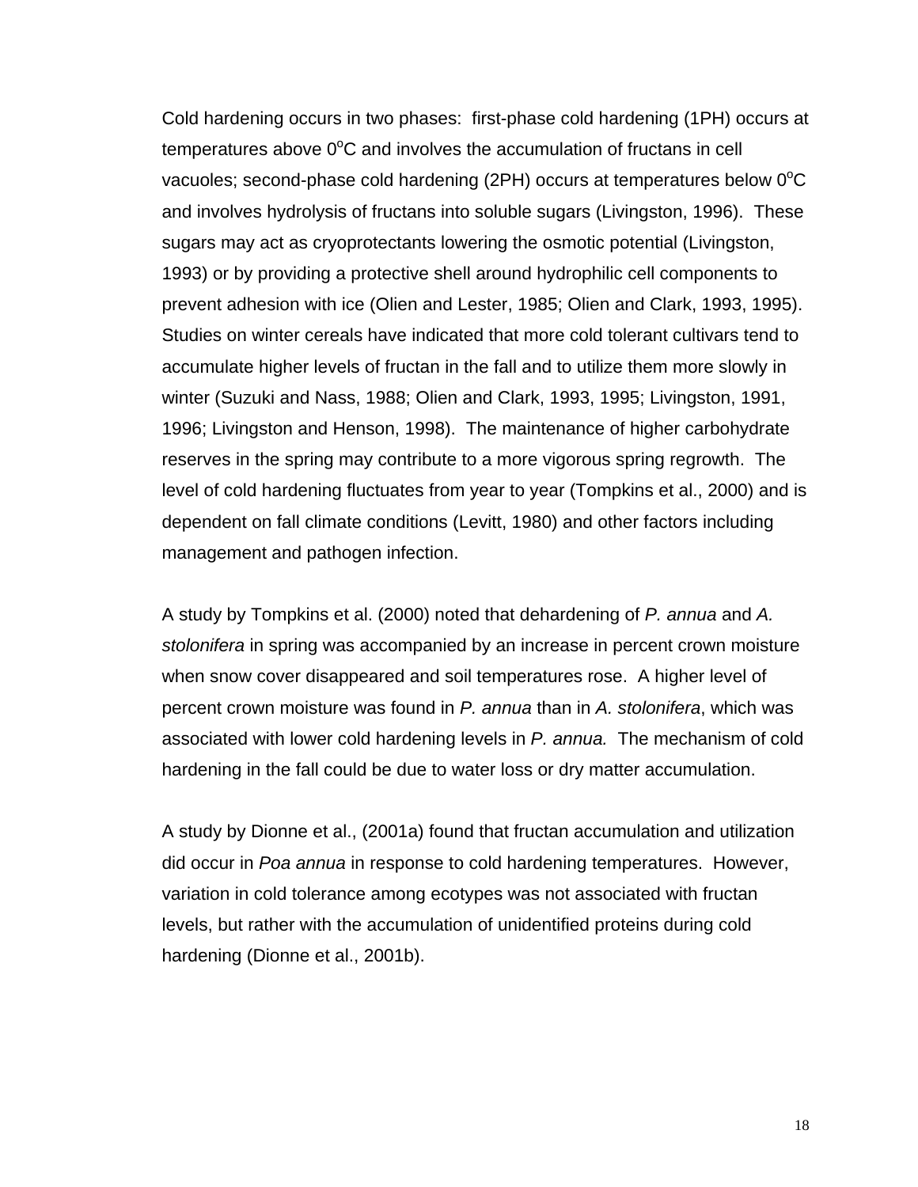Cold hardening occurs in two phases: first-phase cold hardening (1PH) occurs at temperatures above $0^oC$ and involves the accumulation of fructans in cell vacuoles; second-phase cold hardening (2PH) occurs at temperatures below $0^oC$ and involves hydrolysis of fructans into soluble sugars (Livingston, 1996). These sugars may act as cryoprotectants lowering the osmotic potential (Livingston, 1993) or by providing a protective shell around hydrophilic cell components to prevent adhesion with ice (Olien and Lester, 1985; Olien and Clark, 1993, 1995). Studies on winter cereals have indicated that more cold tolerant cultivars tend to accumulate higher levels of fructan in the fall and to utilize them more slowly in winter (Suzuki and Nass, 1988; Olien and Clark, 1993, 1995; Livingston, 1991, 1996; Livingston and Henson, 1998). The maintenance of higher carbohydrate reserves in the spring may contribute to a more vigorous spring regrowth. The level of cold hardening fluctuates from year to year (Tompkins et al., 2000) and is dependent on fall climate conditions (Levitt, 1980) and other factors including management and pathogen infection.

A study by Tompkins et al. (2000) noted that dehardening of *P. annua* and *A. stolonifera* in spring was accompanied by an increase in percent crown moisture when snow cover disappeared and soil temperatures rose. A higher level of percent crown moisture was found in *P. annua* than in *A. stolonifera*, which was associated with lower cold hardening levels in *P. annua.* The mechanism of cold hardening in the fall could be due to water loss or dry matter accumulation.

A study by Dionne et al., (2001a) found that fructan accumulation and utilization did occur in *Poa annua* in response to cold hardening temperatures. However, variation in cold tolerance among ecotypes was not associated with fructan levels, but rather with the accumulation of unidentified proteins during cold hardening (Dionne et al., 2001b).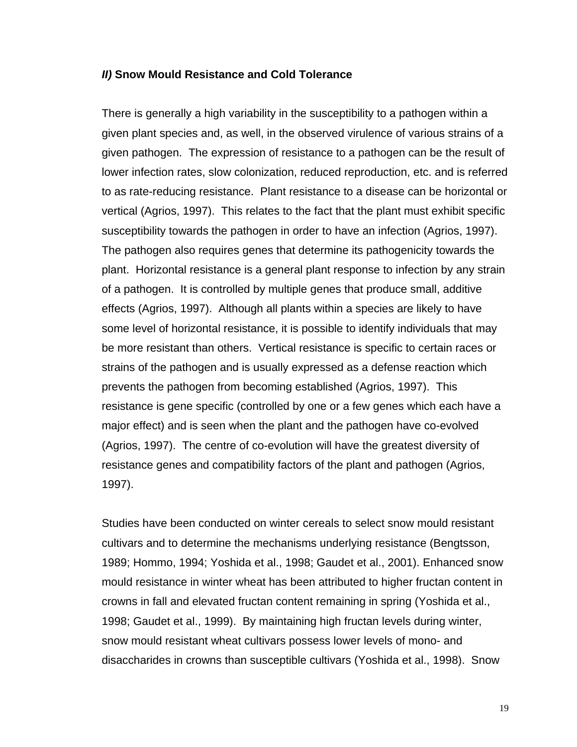## *II)* Snow Mould Resistance and Cold Tolerance

There is generally a high variability in the susceptibility to a pathogen within a given plant species and, as well, in the observed virulence of various strains of a given pathogen. The expression of resistance to a pathogen can be the result of lower infection rates, slow colonization, reduced reproduction, etc. and is referred to as rate-reducing resistance. Plant resistance to a disease can be horizontal or vertical (Agrios, 1997). This relates to the fact that the plant must exhibit specific susceptibility towards the pathogen in order to have an infection (Agrios, 1997). The pathogen also requires genes that determine its pathogenicity towards the plant. Horizontal resistance is a general plant response to infection by any strain of a pathogen. It is controlled by multiple genes that produce small, additive effects (Agrios, 1997). Although all plants within a species are likely to have some level of horizontal resistance, it is possible to identify individuals that may be more resistant than others. Vertical resistance is specific to certain races or strains of the pathogen and is usually expressed as a defense reaction which prevents the pathogen from becoming established (Agrios, 1997). This resistance is gene specific (controlled by one or a few genes which each have a major effect) and is seen when the plant and the pathogen have co-evolved (Agrios, 1997). The centre of co-evolution will have the greatest diversity of resistance genes and compatibility factors of the plant and pathogen (Agrios, 1997).

Studies have been conducted on winter cereals to select snow mould resistant cultivars and to determine the mechanisms underlying resistance (Bengtsson, 1989; Hommo, 1994; Yoshida et al., 1998; Gaudet et al., 2001). Enhanced snow mould resistance in winter wheat has been attributed to higher fructan content in crowns in fall and elevated fructan content remaining in spring (Yoshida et al., 1998; Gaudet et al., 1999). By maintaining high fructan levels during winter, snow mould resistant wheat cultivars possess lower levels of mono- and disaccharides in crowns than susceptible cultivars (Yoshida et al., 1998). Snow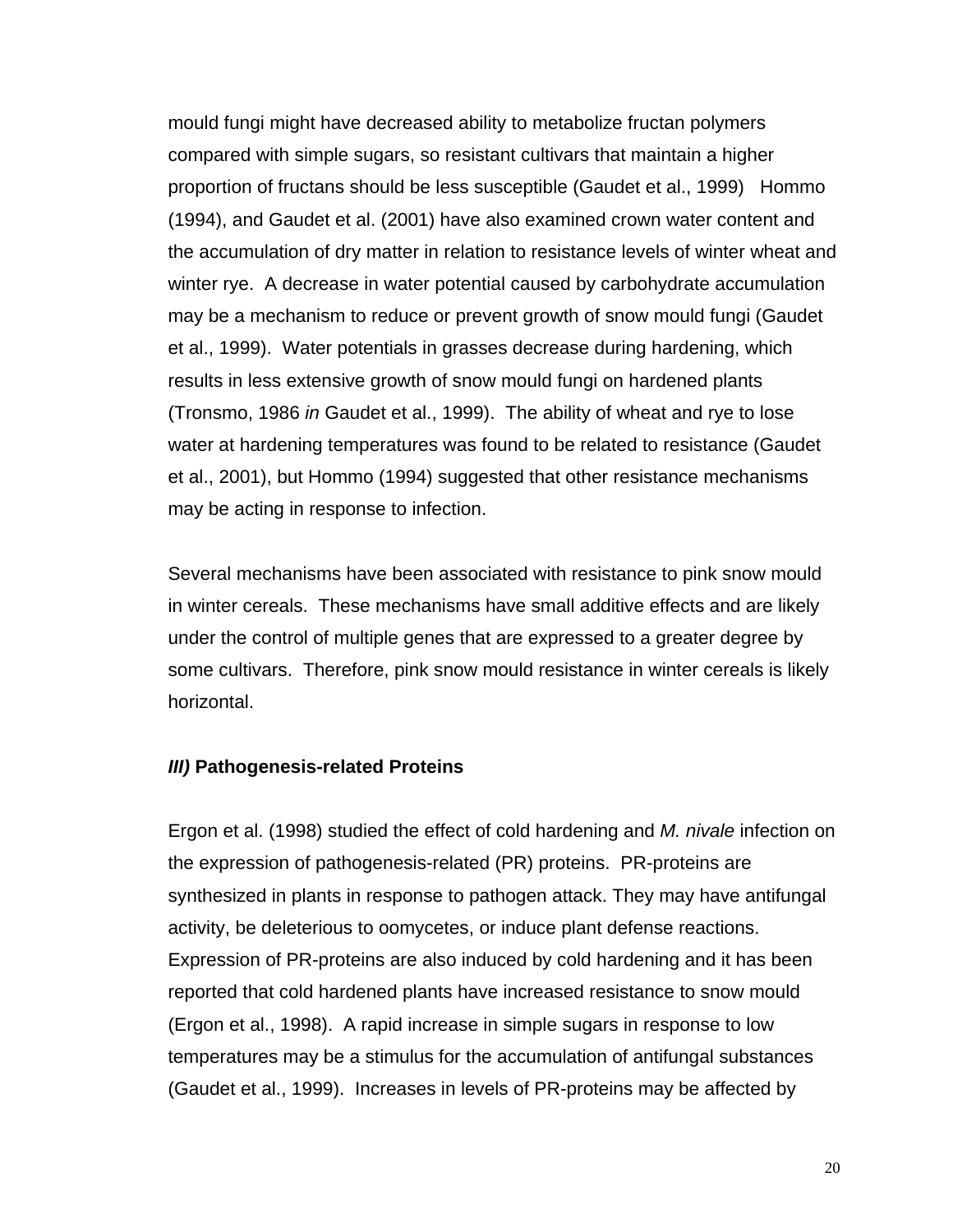mould fungi might have decreased ability to metabolize fructan polymers compared with simple sugars, so resistant cultivars that maintain a higher proportion of fructans should be less susceptible (Gaudet et al., 1999) Hommo (1994), and Gaudet et al. (2001) have also examined crown water content and the accumulation of dry matter in relation to resistance levels of winter wheat and winter rye. A decrease in water potential caused by carbohydrate accumulation may be a mechanism to reduce or prevent growth of snow mould fungi (Gaudet et al., 1999). Water potentials in grasses decrease during hardening, which results in less extensive growth of snow mould fungi on hardened plants (Tronsmo, 1986 *in* Gaudet et al., 1999). The ability of wheat and rye to lose water at hardening temperatures was found to be related to resistance (Gaudet et al., 2001), but Hommo (1994) suggested that other resistance mechanisms may be acting in response to infection.

Several mechanisms have been associated with resistance to pink snow mould in winter cereals. These mechanisms have small additive effects and are likely under the control of multiple genes that are expressed to a greater degree by some cultivars. Therefore, pink snow mould resistance in winter cereals is likely horizontal.

### ***III)*** **Pathogenesis-related Proteins**

Ergon et al. (1998) studied the effect of cold hardening and *M. nivale* infection on the expression of pathogenesis-related (PR) proteins. PR-proteins are synthesized in plants in response to pathogen attack. They may have antifungal activity, be deleterious to oomycetes, or induce plant defense reactions. Expression of PR-proteins are also induced by cold hardening and it has been reported that cold hardened plants have increased resistance to snow mould (Ergon et al., 1998). A rapid increase in simple sugars in response to low temperatures may be a stimulus for the accumulation of antifungal substances (Gaudet et al., 1999). Increases in levels of PR-proteins may be affected by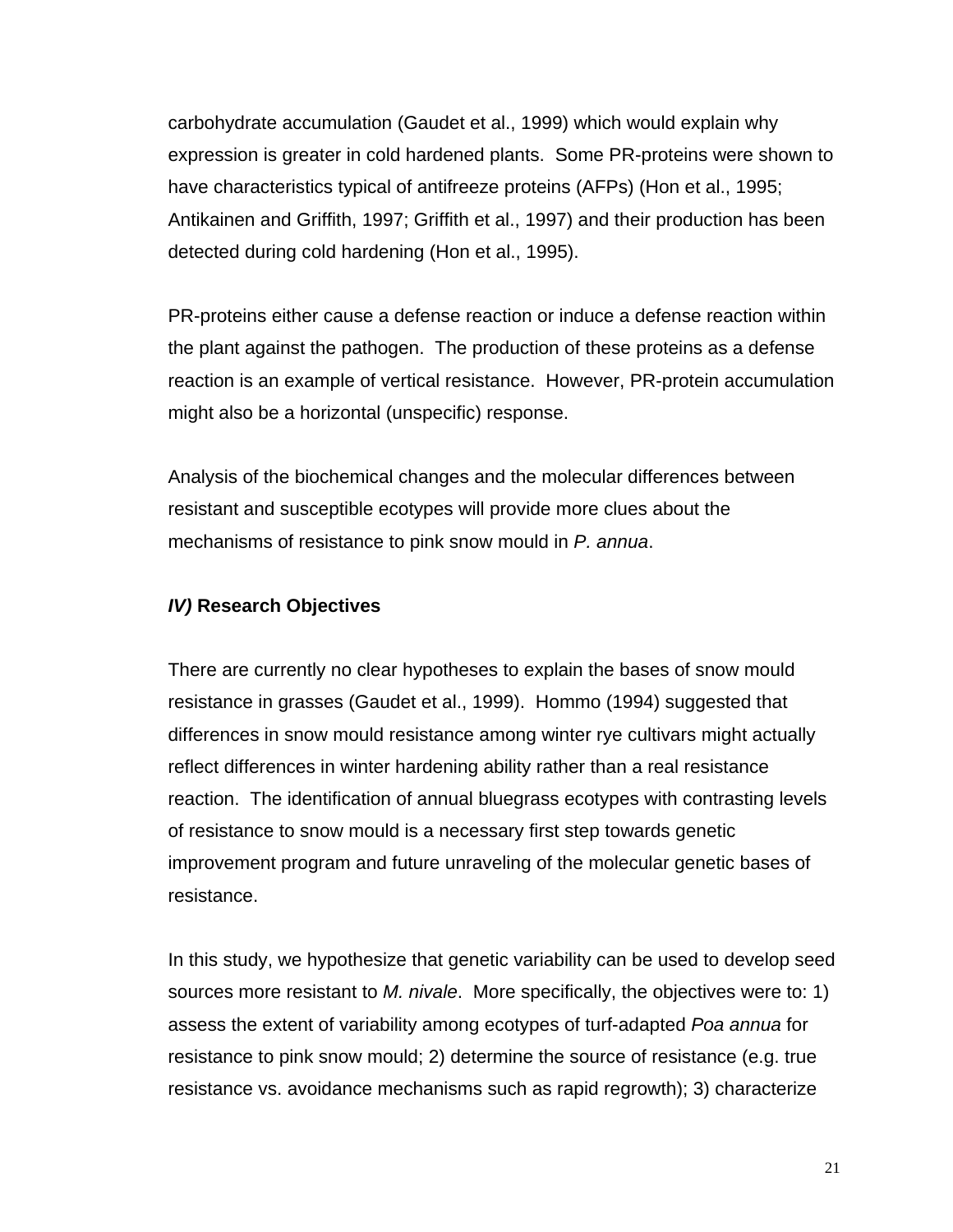carbohydrate accumulation (Gaudet et al., 1999) which would explain why expression is greater in cold hardened plants. Some PR-proteins were shown to have characteristics typical of antifreeze proteins (AFPs) (Hon et al., 1995; Antikainen and Griffith, 1997; Griffith et al., 1997) and their production has been detected during cold hardening (Hon et al., 1995).

PR-proteins either cause a defense reaction or induce a defense reaction within the plant against the pathogen. The production of these proteins as a defense reaction is an example of vertical resistance. However, PR-protein accumulation might also be a horizontal (unspecific) response.

Analysis of the biochemical changes and the molecular differences between resistant and susceptible ecotypes will provide more clues about the mechanisms of resistance to pink snow mould in *P. annua*.

### ***IV)*** **Research Objectives**

There are currently no clear hypotheses to explain the bases of snow mould resistance in grasses (Gaudet et al., 1999). Hommo (1994) suggested that differences in snow mould resistance among winter rye cultivars might actually reflect differences in winter hardening ability rather than a real resistance reaction. The identification of annual bluegrass ecotypes with contrasting levels of resistance to snow mould is a necessary first step towards genetic improvement program and future unraveling of the molecular genetic bases of resistance.

In this study, we hypothesize that genetic variability can be used to develop seed sources more resistant to *M. nivale*. More specifically, the objectives were to: 1) assess the extent of variability among ecotypes of turf-adapted *Poa annua* for resistance to pink snow mould; 2) determine the source of resistance (e.g. true resistance vs. avoidance mechanisms such as rapid regrowth); 3) characterize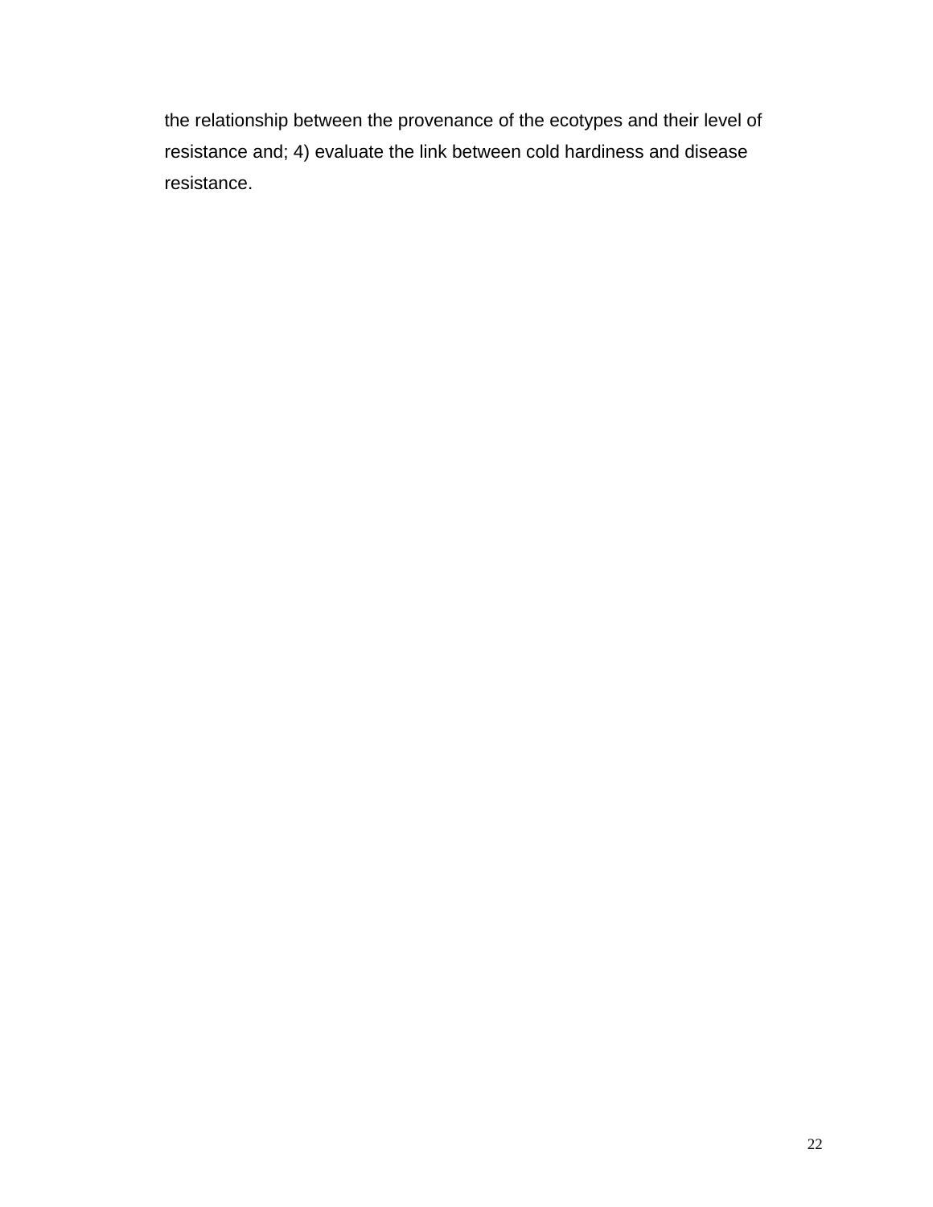the relationship between the provenance of the ecotypes and their level of resistance and; 4) evaluate the link between cold hardiness and disease resistance.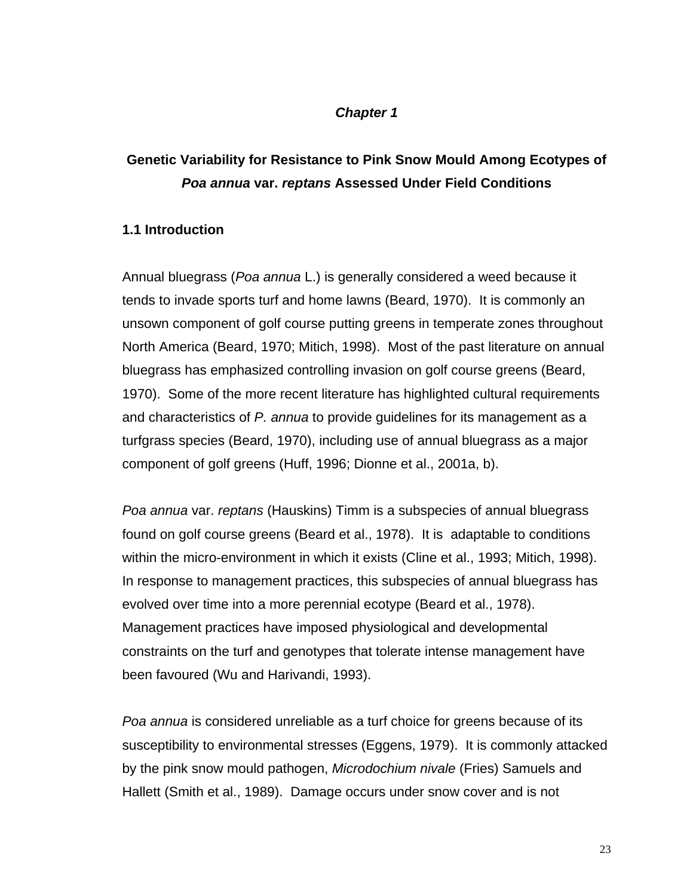# *Chapter 1*

## Genetic Variability for Resistance to Pink Snow Mould Among Ecotypes of *Poa annua* var. *reptans* Assessed Under Field Conditions

### 1.1 Introduction

Annual bluegrass (*Poa annua* L.) is generally considered a weed because it tends to invade sports turf and home lawns (Beard, 1970). It is commonly an unsown component of golf course putting greens in temperate zones throughout North America (Beard, 1970; Mitich, 1998). Most of the past literature on annual bluegrass has emphasized controlling invasion on golf course greens (Beard, 1970). Some of the more recent literature has highlighted cultural requirements and characteristics of *P. annua* to provide guidelines for its management as a turfgrass species (Beard, 1970), including use of annual bluegrass as a major component of golf greens (Huff, 1996; Dionne et al., 2001a, b).

*Poa annua* var. *reptans* (Hauskins) Timm is a subspecies of annual bluegrass found on golf course greens (Beard et al., 1978). It is adaptable to conditions within the micro-environment in which it exists (Cline et al., 1993; Mitich, 1998). In response to management practices, this subspecies of annual bluegrass has evolved over time into a more perennial ecotype (Beard et al., 1978). Management practices have imposed physiological and developmental constraints on the turf and genotypes that tolerate intense management have been favoured (Wu and Harivandi, 1993).

*Poa annua* is considered unreliable as a turf choice for greens because of its susceptibility to environmental stresses (Eggens, 1979). It is commonly attacked by the pink snow mould pathogen, *Microdochium nivale* (Fries) Samuels and Hallett (Smith et al., 1989). Damage occurs under snow cover and is not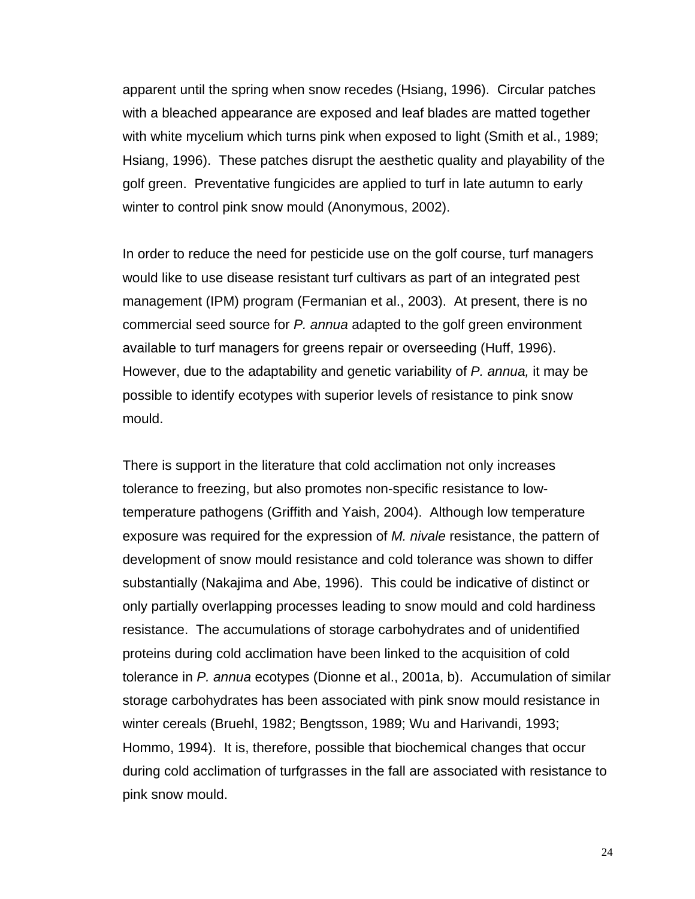apparent until the spring when snow recedes (Hsiang, 1996). Circular patches with a bleached appearance are exposed and leaf blades are matted together with white mycelium which turns pink when exposed to light (Smith et al., 1989; Hsiang, 1996). These patches disrupt the aesthetic quality and playability of the golf green. Preventative fungicides are applied to turf in late autumn to early winter to control pink snow mould (Anonymous, 2002).

In order to reduce the need for pesticide use on the golf course, turf managers would like to use disease resistant turf cultivars as part of an integrated pest management (IPM) program (Fermanian et al., 2003). At present, there is no commercial seed source for *P. annua* adapted to the golf green environment available to turf managers for greens repair or overseeding (Huff, 1996). However, due to the adaptability and genetic variability of *P. annua,* it may be possible to identify ecotypes with superior levels of resistance to pink snow mould.

There is support in the literature that cold acclimation not only increases tolerance to freezing, but also promotes non-specific resistance to low-temperature pathogens (Griffith and Yaish, 2004). Although low temperature exposure was required for the expression of *M. nivale* resistance, the pattern of development of snow mould resistance and cold tolerance was shown to differ substantially (Nakajima and Abe, 1996). This could be indicative of distinct or only partially overlapping processes leading to snow mould and cold hardiness resistance. The accumulations of storage carbohydrates and of unidentified proteins during cold acclimation have been linked to the acquisition of cold tolerance in *P. annua* ecotypes (Dionne et al., 2001a, b). Accumulation of similar storage carbohydrates has been associated with pink snow mould resistance in winter cereals (Bruehl, 1982; Bengtsson, 1989; Wu and Harivandi, 1993; Hommo, 1994). It is, therefore, possible that biochemical changes that occur during cold acclimation of turfgrasses in the fall are associated with resistance to pink snow mould.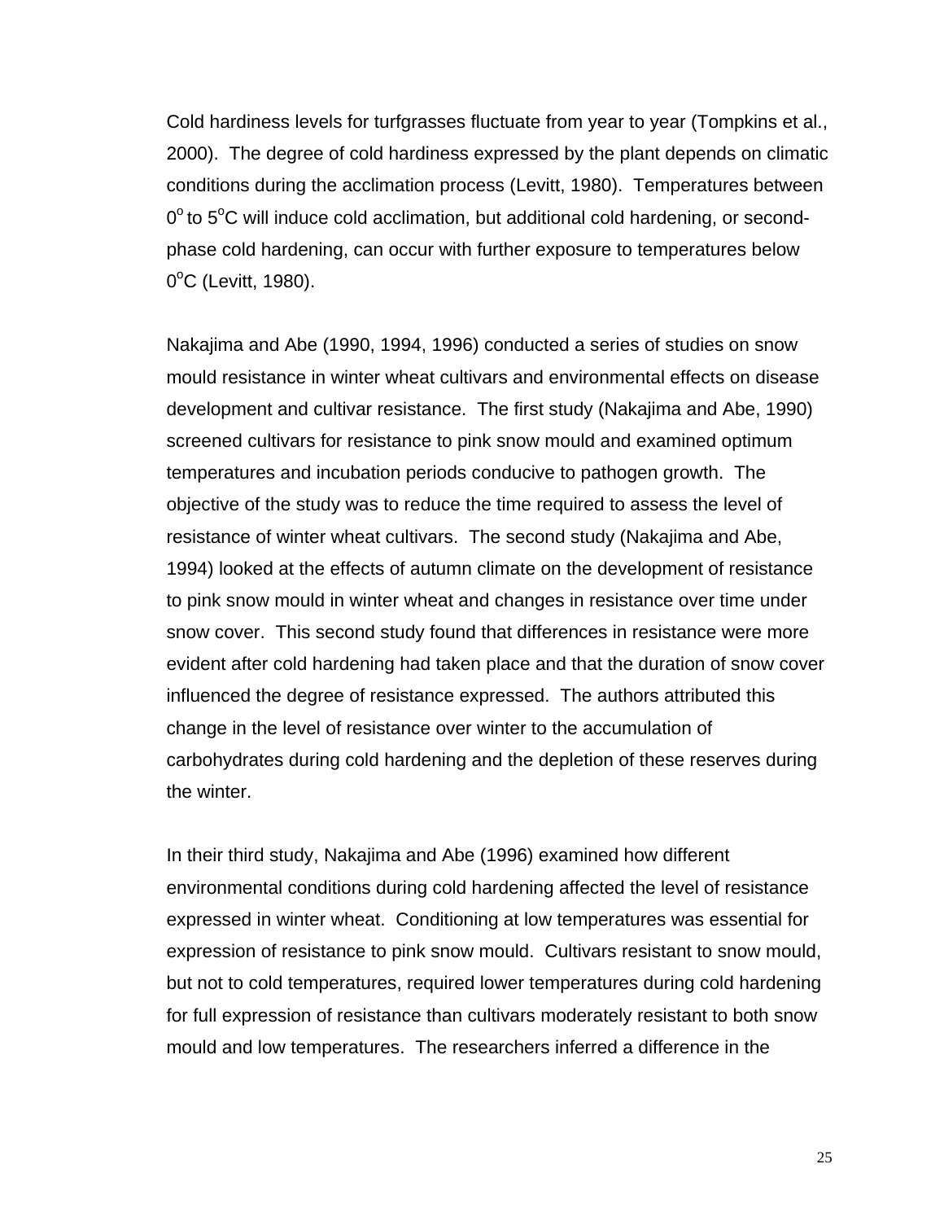Cold hardiness levels for turfgrasses fluctuate from year to year (Tompkins et al., 2000). The degree of cold hardiness expressed by the plant depends on climatic conditions during the acclimation process (Levitt, 1980). Temperatures between $0^{o}$ to $5^{o}C$ will induce cold acclimation, but additional cold hardening, or second-phase cold hardening, can occur with further exposure to temperatures below $0^{o}C$ (Levitt, 1980).

Nakajima and Abe (1990, 1994, 1996) conducted a series of studies on snow mould resistance in winter wheat cultivars and environmental effects on disease development and cultivar resistance. The first study (Nakajima and Abe, 1990) screened cultivars for resistance to pink snow mould and examined optimum temperatures and incubation periods conducive to pathogen growth. The objective of the study was to reduce the time required to assess the level of resistance of winter wheat cultivars. The second study (Nakajima and Abe, 1994) looked at the effects of autumn climate on the development of resistance to pink snow mould in winter wheat and changes in resistance over time under snow cover. This second study found that differences in resistance were more evident after cold hardening had taken place and that the duration of snow cover influenced the degree of resistance expressed. The authors attributed this change in the level of resistance over winter to the accumulation of carbohydrates during cold hardening and the depletion of these reserves during the winter.

In their third study, Nakajima and Abe (1996) examined how different environmental conditions during cold hardening affected the level of resistance expressed in winter wheat. Conditioning at low temperatures was essential for expression of resistance to pink snow mould. Cultivars resistant to snow mould, but not to cold temperatures, required lower temperatures during cold hardening for full expression of resistance than cultivars moderately resistant to both snow mould and low temperatures. The researchers inferred a difference in the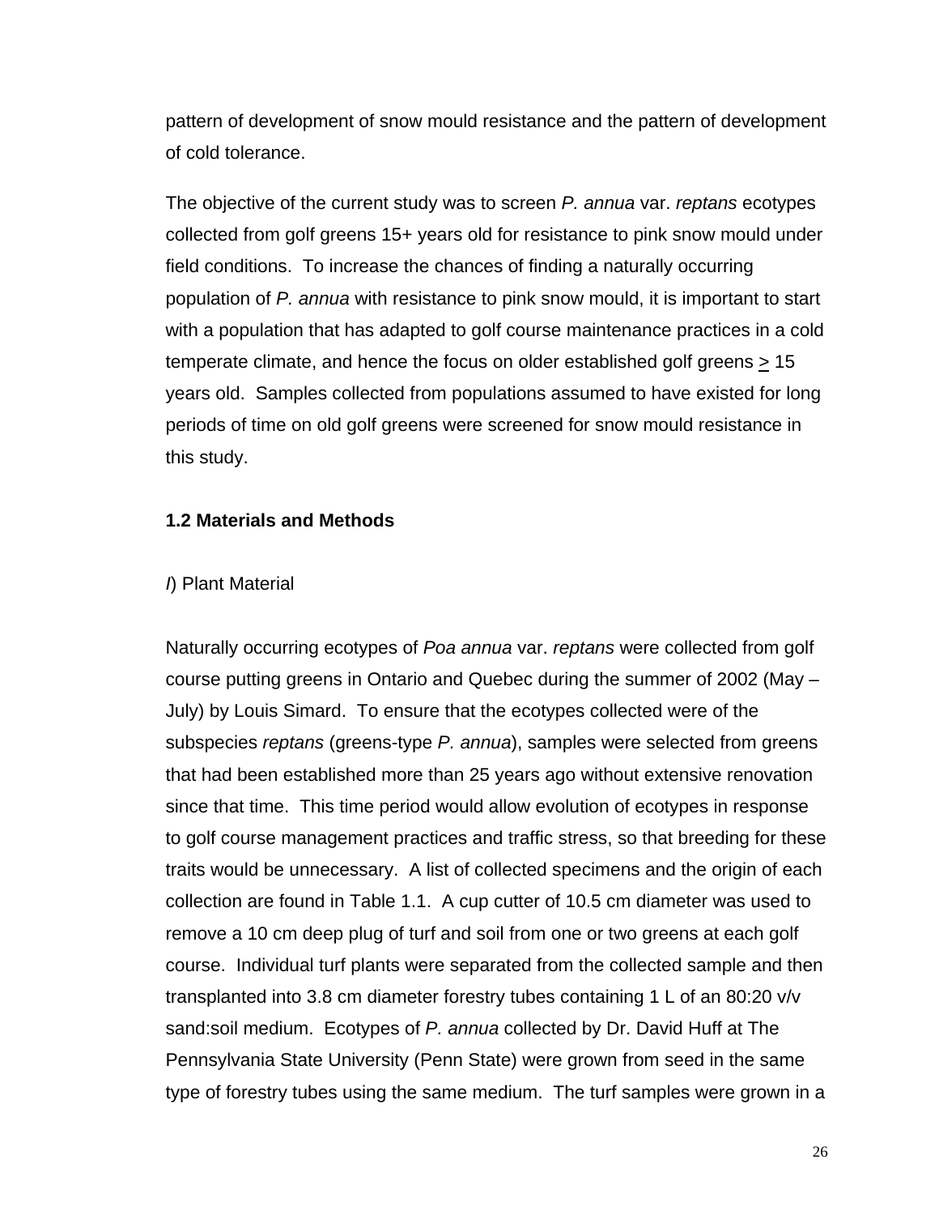pattern of development of snow mould resistance and the pattern of development of cold tolerance.

The objective of the current study was to screen *P. annua* var. *reptans* ecotypes collected from golf greens 15+ years old for resistance to pink snow mould under field conditions. To increase the chances of finding a naturally occurring population of *P. annua* with resistance to pink snow mould, it is important to start with a population that has adapted to golf course maintenance practices in a cold temperate climate, and hence the focus on older established golf greens $\geq$ 15 years old. Samples collected from populations assumed to have existed for long periods of time on old golf greens were screened for snow mould resistance in this study.

**1.2 Materials and Methods**

*I*) Plant Material

Naturally occurring ecotypes of *Poa annua* var. *reptans* were collected from golf course putting greens in Ontario and Quebec during the summer of 2002 (May – July) by Louis Simard. To ensure that the ecotypes collected were of the subspecies *reptans* (greens-type *P. annua*), samples were selected from greens that had been established more than 25 years ago without extensive renovation since that time. This time period would allow evolution of ecotypes in response to golf course management practices and traffic stress, so that breeding for these traits would be unnecessary. A list of collected specimens and the origin of each collection are found in Table 1.1. A cup cutter of 10.5 cm diameter was used to remove a 10 cm deep plug of turf and soil from one or two greens at each golf course. Individual turf plants were separated from the collected sample and then transplanted into 3.8 cm diameter forestry tubes containing 1 L of an 80:20 v/v sand:soil medium. Ecotypes of *P. annua* collected by Dr. David Huff at The Pennsylvania State University (Penn State) were grown from seed in the same type of forestry tubes using the same medium. The turf samples were grown in a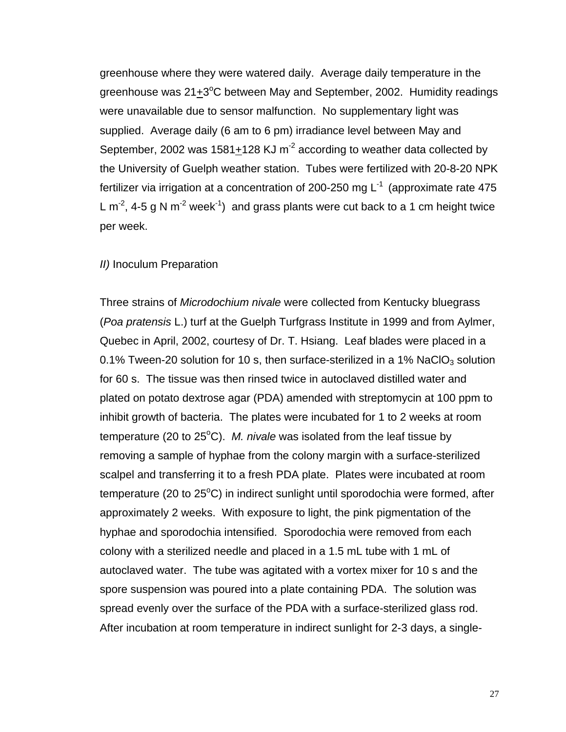greenhouse where they were watered daily. Average daily temperature in the greenhouse was 21$\pm$3$^{o}$C between May and September, 2002. Humidity readings were unavailable due to sensor malfunction. No supplementary light was supplied. Average daily (6 am to 6 pm) irradiance level between May and September, 2002 was 1581$\pm$128 KJ m$^{-2}$ according to weather data collected by the University of Guelph weather station. Tubes were fertilized with 20-8-20 NPK fertilizer via irrigation at a concentration of 200-250 mg L$^{-1}$ (approximate rate 475 L m$^{-2}$, 4-5 g N m$^{-2}$ week$^{-1}$) and grass plants were cut back to a 1 cm height twice per week.

*II)* Inoculum Preparation

Three strains of *Microdochium nivale* were collected from Kentucky bluegrass (*Poa pratensis* L.) turf at the Guelph Turfgrass Institute in 1999 and from Aylmer, Quebec in April, 2002, courtesy of Dr. T. Hsiang. Leaf blades were placed in a 0.1% Tween-20 solution for 10 s, then surface-sterilized in a 1% $NaClO_3$ solution for 60 s. The tissue was then rinsed twice in autoclaved distilled water and plated on potato dextrose agar (PDA) amended with streptomycin at 100 ppm to inhibit growth of bacteria. The plates were incubated for 1 to 2 weeks at room temperature (20 to 25$^{o}$C). *M. nivale* was isolated from the leaf tissue by removing a sample of hyphae from the colony margin with a surface-sterilized scalpel and transferring it to a fresh PDA plate. Plates were incubated at room temperature (20 to 25$^{o}$C) in indirect sunlight until sporodochia were formed, after approximately 2 weeks. With exposure to light, the pink pigmentation of the hyphae and sporodochia intensified. Sporodochia were removed from each colony with a sterilized needle and placed in a 1.5 mL tube with 1 mL of autoclaved water. The tube was agitated with a vortex mixer for 10 s and the spore suspension was poured into a plate containing PDA. The solution was spread evenly over the surface of the PDA with a surface-sterilized glass rod. After incubation at room temperature in indirect sunlight for 2-3 days, a single-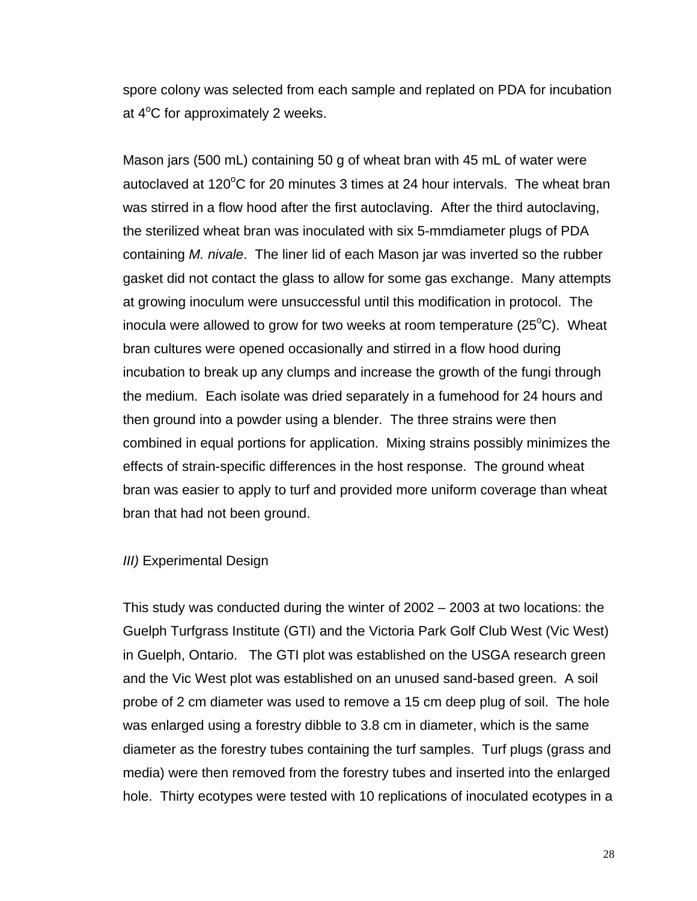spore colony was selected from each sample and replated on PDA for incubation at 4$^{o}$C for approximately 2 weeks.

Mason jars (500 mL) containing 50 g of wheat bran with 45 mL of water were autoclaved at 120$^{o}$C for 20 minutes 3 times at 24 hour intervals. The wheat bran was stirred in a flow hood after the first autoclaving. After the third autoclaving, the sterilized wheat bran was inoculated with six 5-mmdiameter plugs of PDA containing *M. nivale*. The liner lid of each Mason jar was inverted so the rubber gasket did not contact the glass to allow for some gas exchange. Many attempts at growing inoculum were unsuccessful until this modification in protocol. The inocula were allowed to grow for two weeks at room temperature (25$^{o}$C). Wheat bran cultures were opened occasionally and stirred in a flow hood during incubation to break up any clumps and increase the growth of the fungi through the medium. Each isolate was dried separately in a fumehood for 24 hours and then ground into a powder using a blender. The three strains were then combined in equal portions for application. Mixing strains possibly minimizes the effects of strain-specific differences in the host response. The ground wheat bran was easier to apply to turf and provided more uniform coverage than wheat bran that had not been ground.

*III)* Experimental Design

This study was conducted during the winter of 2002 – 2003 at two locations: the Guelph Turfgrass Institute (GTI) and the Victoria Park Golf Club West (Vic West) in Guelph, Ontario. The GTI plot was established on the USGA research green and the Vic West plot was established on an unused sand-based green. A soil probe of 2 cm diameter was used to remove a 15 cm deep plug of soil. The hole was enlarged using a forestry dibble to 3.8 cm in diameter, which is the same diameter as the forestry tubes containing the turf samples. Turf plugs (grass and media) were then removed from the forestry tubes and inserted into the enlarged hole. Thirty ecotypes were tested with 10 replications of inoculated ecotypes in a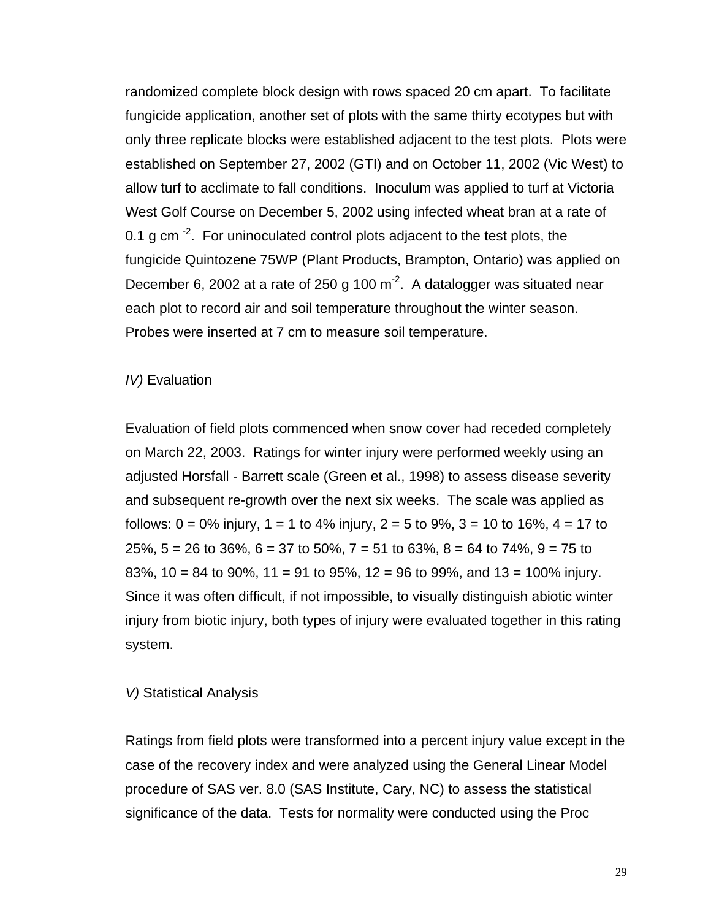randomized complete block design with rows spaced 20 cm apart. To facilitate fungicide application, another set of plots with the same thirty ecotypes but with only three replicate blocks were established adjacent to the test plots. Plots were established on September 27, 2002 (GTI) and on October 11, 2002 (Vic West) to allow turf to acclimate to fall conditions. Inoculum was applied to turf at Victoria West Golf Course on December 5, 2002 using infected wheat bran at a rate of 0.1 g cm $^{-2}$. For uninoculated control plots adjacent to the test plots, the fungicide Quintozene 75WP (Plant Products, Brampton, Ontario) was applied on December 6, 2002 at a rate of 250 g 100 m$^{-2}$. A datalogger was situated near each plot to record air and soil temperature throughout the winter season. Probes were inserted at 7 cm to measure soil temperature.

*IV)* Evaluation

Evaluation of field plots commenced when snow cover had receded completely on March 22, 2003. Ratings for winter injury were performed weekly using an adjusted Horsfall - Barrett scale (Green et al., 1998) to assess disease severity and subsequent re-growth over the next six weeks. The scale was applied as follows: 0 = 0% injury, 1 = 1 to 4% injury, 2 = 5 to 9%, 3 = 10 to 16%, 4 = 17 to 25%, 5 = 26 to 36%, 6 = 37 to 50%, 7 = 51 to 63%, 8 = 64 to 74%, 9 = 75 to 83%, 10 = 84 to 90%, 11 = 91 to 95%, 12 = 96 to 99%, and 13 = 100% injury. Since it was often difficult, if not impossible, to visually distinguish abiotic winter injury from biotic injury, both types of injury were evaluated together in this rating system.

*V)* Statistical Analysis

Ratings from field plots were transformed into a percent injury value except in the case of the recovery index and were analyzed using the General Linear Model procedure of SAS ver. 8.0 (SAS Institute, Cary, NC) to assess the statistical significance of the data. Tests for normality were conducted using the Proc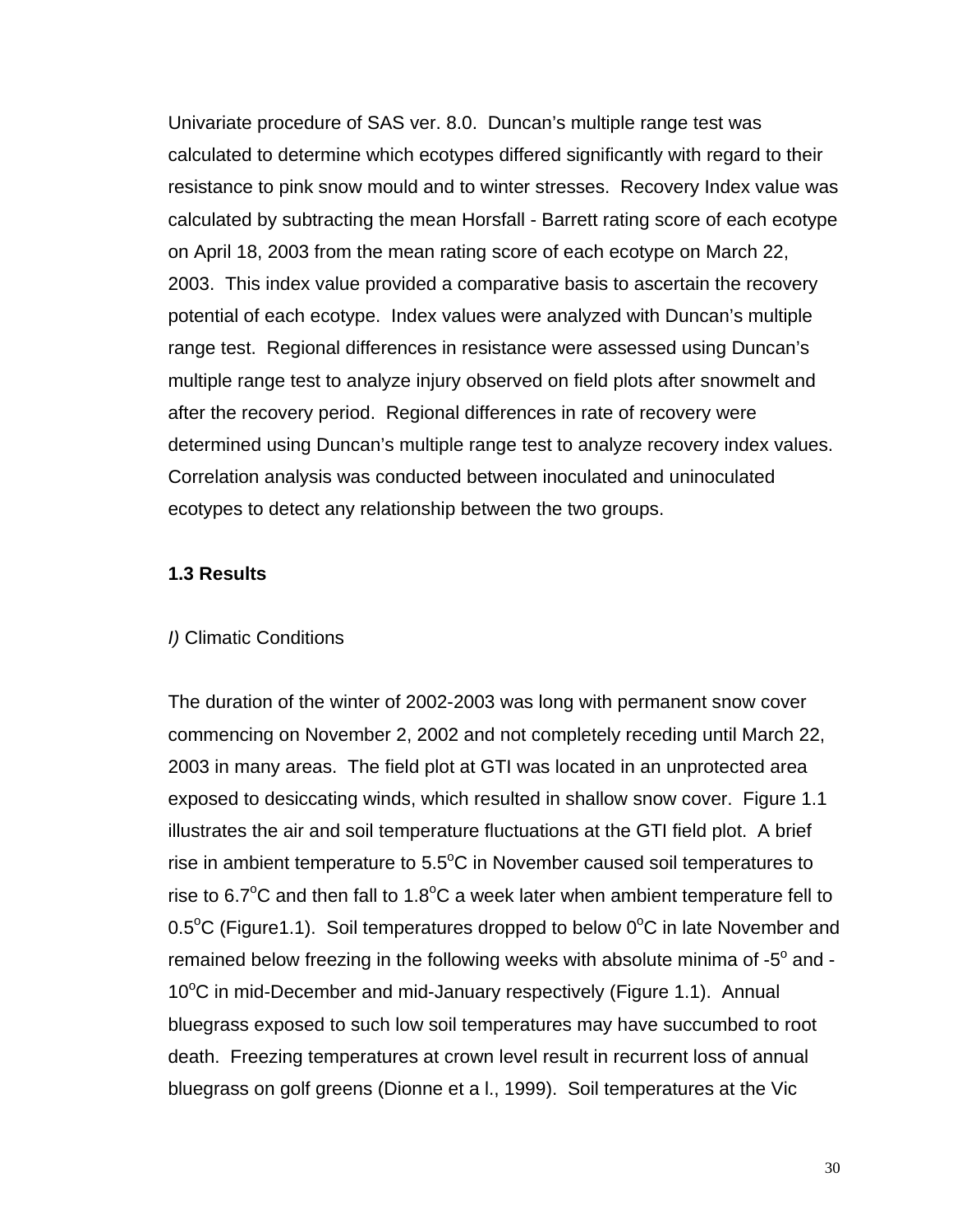Univariate procedure of SAS ver. 8.0. Duncan's multiple range test was calculated to determine which ecotypes differed significantly with regard to their resistance to pink snow mould and to winter stresses. Recovery Index value was calculated by subtracting the mean Horsfall - Barrett rating score of each ecotype on April 18, 2003 from the mean rating score of each ecotype on March 22, 2003. This index value provided a comparative basis to ascertain the recovery potential of each ecotype. Index values were analyzed with Duncan's multiple range test. Regional differences in resistance were assessed using Duncan's multiple range test to analyze injury observed on field plots after snowmelt and after the recovery period. Regional differences in rate of recovery were determined using Duncan's multiple range test to analyze recovery index values. Correlation analysis was conducted between inoculated and uninoculated ecotypes to detect any relationship between the two groups.

## 1.3 Results

*I)* Climatic Conditions

The duration of the winter of 2002-2003 was long with permanent snow cover commencing on November 2, 2002 and not completely receding until March 22, 2003 in many areas. The field plot at GTI was located in an unprotected area exposed to desiccating winds, which resulted in shallow snow cover. Figure 1.1 illustrates the air and soil temperature fluctuations at the GTI field plot. A brief rise in ambient temperature to 5.5$^{o}$C in November caused soil temperatures to rise to 6.7$^{o}$C and then fall to 1.8$^{o}$C a week later when ambient temperature fell to 0.5$^{o}$C (Figure1.1). Soil temperatures dropped to below 0$^{o}$C in late November and remained below freezing in the following weeks with absolute minima of -5$^{o}$ and -10$^{o}$C in mid-December and mid-January respectively (Figure 1.1). Annual bluegrass exposed to such low soil temperatures may have succumbed to root death. Freezing temperatures at crown level result in recurrent loss of annual bluegrass on golf greens (Dionne et a l., 1999). Soil temperatures at the Vic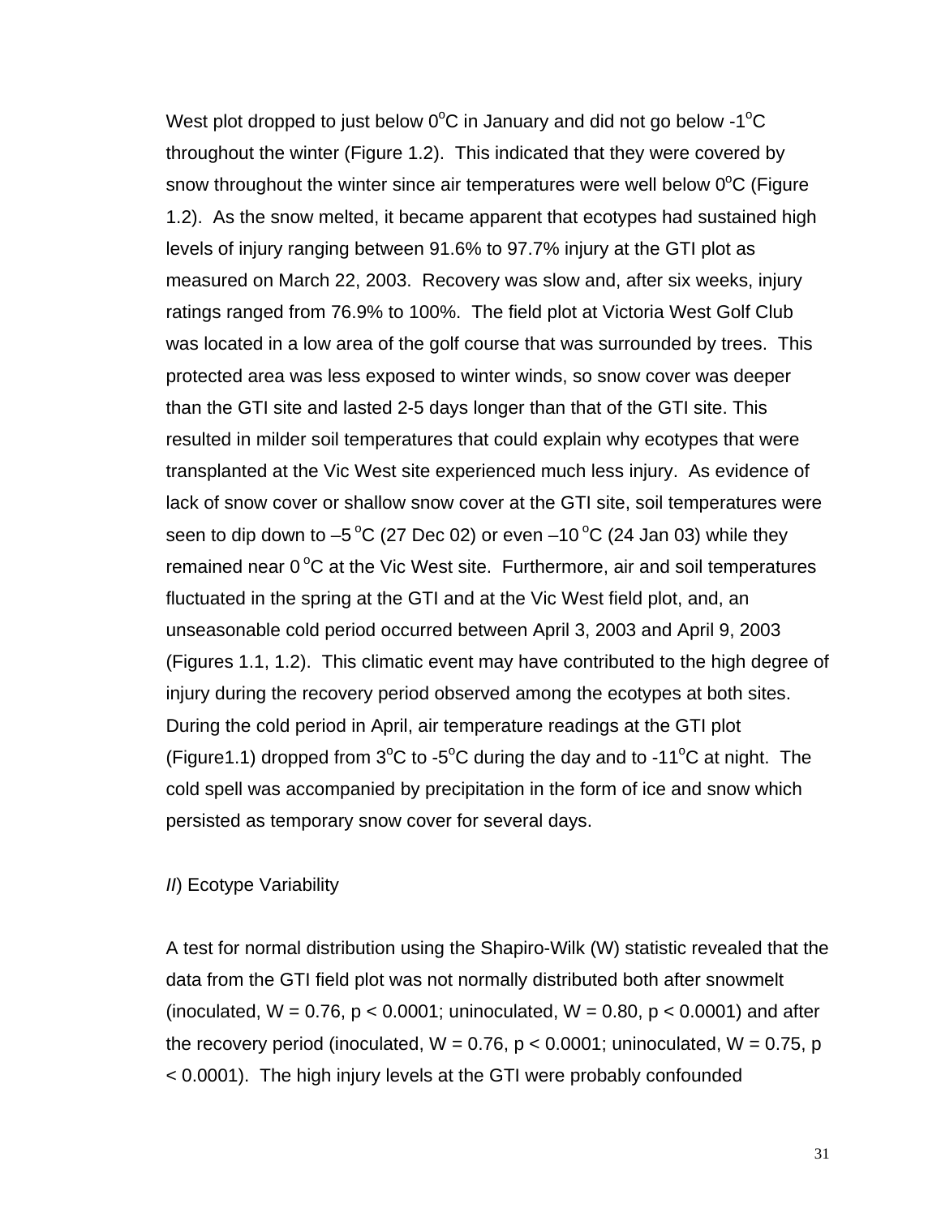West plot dropped to just below $0^{o}C$ in January and did not go below $-1^{o}C$ throughout the winter (Figure 1.2). This indicated that they were covered by snow throughout the winter since air temperatures were well below $0^{o}C$ (Figure 1.2). As the snow melted, it became apparent that ecotypes had sustained high levels of injury ranging between 91.6% to 97.7% injury at the GTI plot as measured on March 22, 2003. Recovery was slow and, after six weeks, injury ratings ranged from 76.9% to 100%. The field plot at Victoria West Golf Club was located in a low area of the golf course that was surrounded by trees. This protected area was less exposed to winter winds, so snow cover was deeper than the GTI site and lasted 2-5 days longer than that of the GTI site. This resulted in milder soil temperatures that could explain why ecotypes that were transplanted at the Vic West site experienced much less injury. As evidence of lack of snow cover or shallow snow cover at the GTI site, soil temperatures were seen to dip down to $-5\,^{o}C$ (27 Dec 02) or even $-10\,^{o}C$ (24 Jan 03) while they remained near $0\,^{o}C$ at the Vic West site. Furthermore, air and soil temperatures fluctuated in the spring at the GTI and at the Vic West field plot, and, an unseasonable cold period occurred between April 3, 2003 and April 9, 2003 (Figures 1.1, 1.2). This climatic event may have contributed to the high degree of injury during the recovery period observed among the ecotypes at both sites. During the cold period in April, air temperature readings at the GTI plot (Figure1.1) dropped from $3^{o}C$ to $-5^{o}C$ during the day and to $-11^{o}C$ at night. The cold spell was accompanied by precipitation in the form of ice and snow which persisted as temporary snow cover for several days.

*II*) Ecotype Variability

A test for normal distribution using the Shapiro-Wilk (W) statistic revealed that the data from the GTI field plot was not normally distributed both after snowmelt (inoculated, $W = 0.76$, $p < 0.0001$; uninoculated, $W = 0.80$, $p < 0.0001$) and after the recovery period (inoculated, $W = 0.76$, $p < 0.0001$; uninoculated, $W = 0.75$, $p < 0.0001$). The high injury levels at the GTI were probably confounded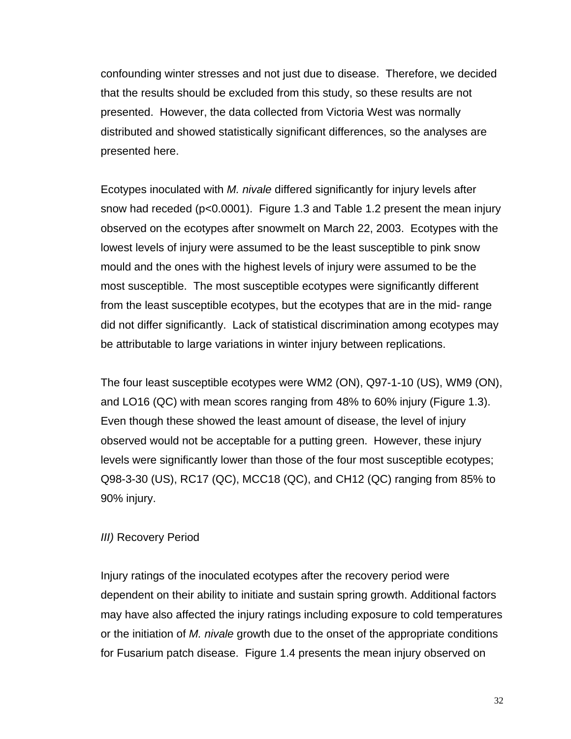confounding winter stresses and not just due to disease. Therefore, we decided that the results should be excluded from this study, so these results are not presented. However, the data collected from Victoria West was normally distributed and showed statistically significant differences, so the analyses are presented here.

Ecotypes inoculated with *M. nivale* differed significantly for injury levels after snow had receded ($p<0.0001$). Figure 1.3 and Table 1.2 present the mean injury observed on the ecotypes after snowmelt on March 22, 2003. Ecotypes with the lowest levels of injury were assumed to be the least susceptible to pink snow mould and the ones with the highest levels of injury were assumed to be the most susceptible. The most susceptible ecotypes were significantly different from the least susceptible ecotypes, but the ecotypes that are in the mid- range did not differ significantly. Lack of statistical discrimination among ecotypes may be attributable to large variations in winter injury between replications.

The four least susceptible ecotypes were WM2 (ON), Q97-1-10 (US), WM9 (ON), and LO16 (QC) with mean scores ranging from 48% to 60% injury (Figure 1.3). Even though these showed the least amount of disease, the level of injury observed would not be acceptable for a putting green. However, these injury levels were significantly lower than those of the four most susceptible ecotypes; Q98-3-30 (US), RC17 (QC), MCC18 (QC), and CH12 (QC) ranging from 85% to 90% injury.

*III)* Recovery Period

Injury ratings of the inoculated ecotypes after the recovery period were dependent on their ability to initiate and sustain spring growth. Additional factors may have also affected the injury ratings including exposure to cold temperatures or the initiation of *M. nivale* growth due to the onset of the appropriate conditions for Fusarium patch disease. Figure 1.4 presents the mean injury observed on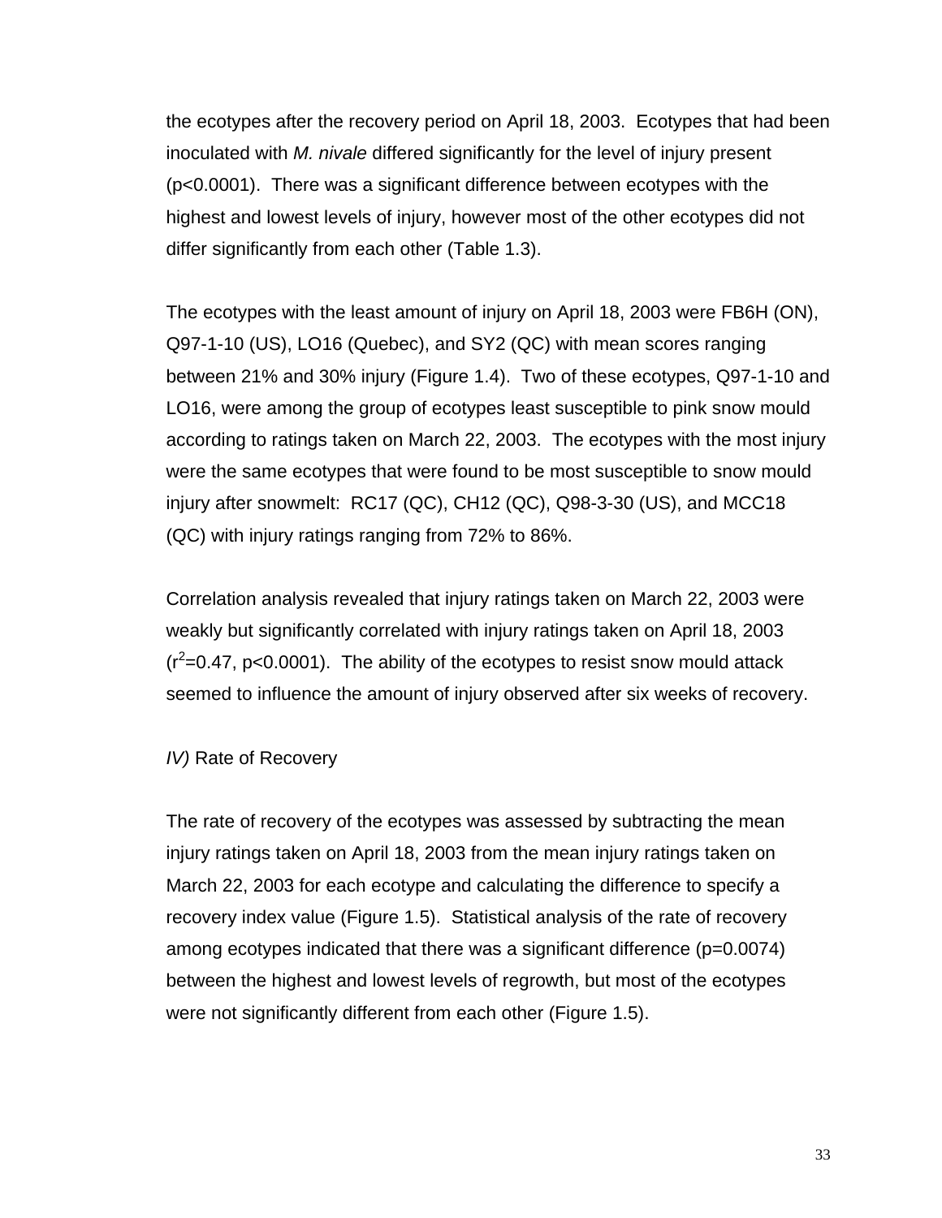the ecotypes after the recovery period on April 18, 2003. Ecotypes that had been inoculated with *M. nivale* differed significantly for the level of injury present ($p<0.0001$). There was a significant difference between ecotypes with the highest and lowest levels of injury, however most of the other ecotypes did not differ significantly from each other (Table 1.3).

The ecotypes with the least amount of injury on April 18, 2003 were FB6H (ON), Q97-1-10 (US), LO16 (Quebec), and SY2 (QC) with mean scores ranging between 21% and 30% injury (Figure 1.4). Two of these ecotypes, Q97-1-10 and LO16, were among the group of ecotypes least susceptible to pink snow mould according to ratings taken on March 22, 2003. The ecotypes with the most injury were the same ecotypes that were found to be most susceptible to snow mould injury after snowmelt: RC17 (QC), CH12 (QC), Q98-3-30 (US), and MCC18 (QC) with injury ratings ranging from 72% to 86%.

Correlation analysis revealed that injury ratings taken on March 22, 2003 were weakly but significantly correlated with injury ratings taken on April 18, 2003 ($r^2=0.47$, $p<0.0001$). The ability of the ecotypes to resist snow mould attack seemed to influence the amount of injury observed after six weeks of recovery.

*IV)* Rate of Recovery

The rate of recovery of the ecotypes was assessed by subtracting the mean injury ratings taken on April 18, 2003 from the mean injury ratings taken on March 22, 2003 for each ecotype and calculating the difference to specify a recovery index value (Figure 1.5). Statistical analysis of the rate of recovery among ecotypes indicated that there was a significant difference ($p=0.0074$) between the highest and lowest levels of regrowth, but most of the ecotypes were not significantly different from each other (Figure 1.5).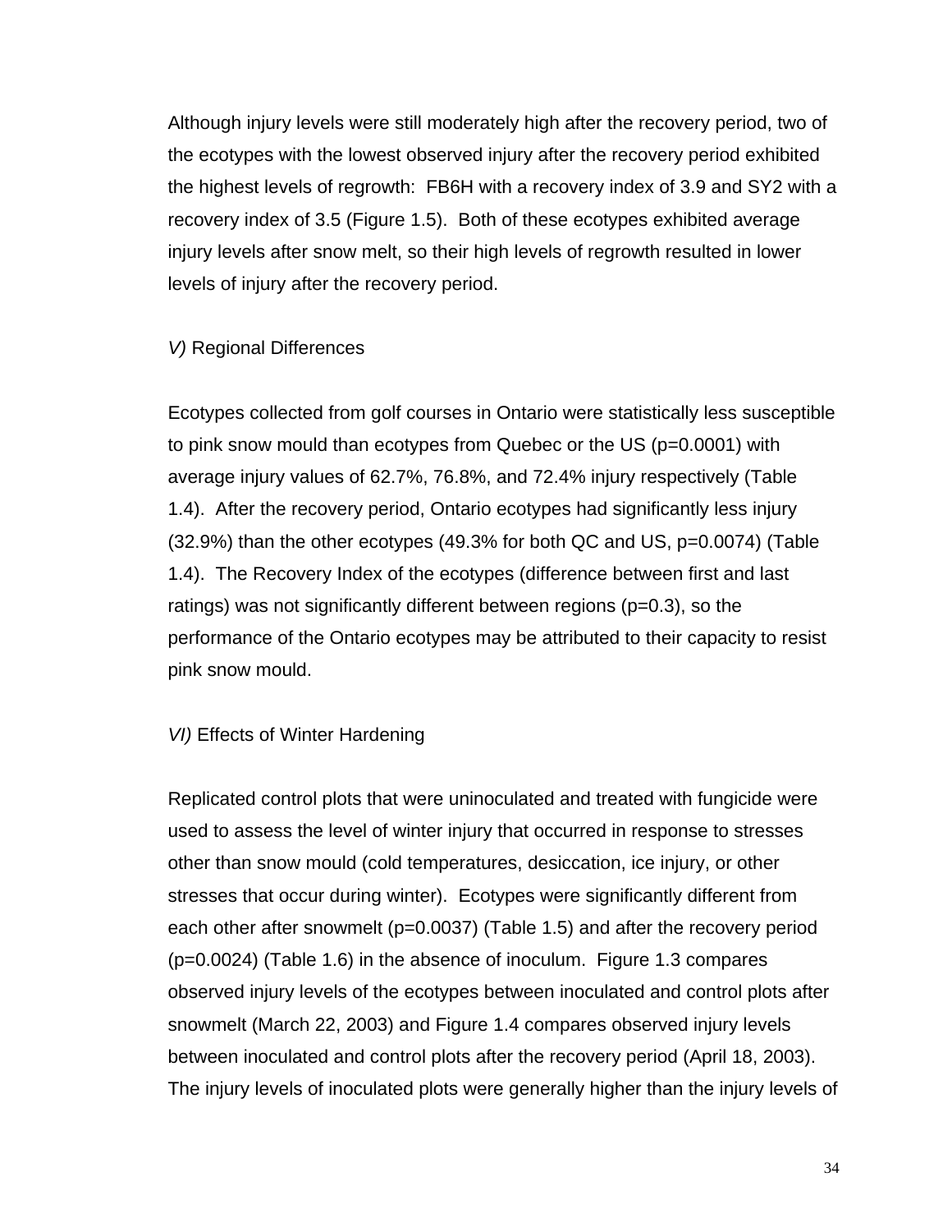Although injury levels were still moderately high after the recovery period, two of the ecotypes with the lowest observed injury after the recovery period exhibited the highest levels of regrowth: FB6H with a recovery index of 3.9 and SY2 with a recovery index of 3.5 (Figure 1.5). Both of these ecotypes exhibited average injury levels after snow melt, so their high levels of regrowth resulted in lower levels of injury after the recovery period.

### *V)* Regional Differences

Ecotypes collected from golf courses in Ontario were statistically less susceptible to pink snow mould than ecotypes from Quebec or the US ($p=0.0001$) with average injury values of 62.7%, 76.8%, and 72.4% injury respectively (Table 1.4). After the recovery period, Ontario ecotypes had significantly less injury (32.9%) than the other ecotypes (49.3% for both QC and US, $p=0.0074$) (Table 1.4). The Recovery Index of the ecotypes (difference between first and last ratings) was not significantly different between regions ($p=0.3$), so the performance of the Ontario ecotypes may be attributed to their capacity to resist pink snow mould.

### *VI)* Effects of Winter Hardening

Replicated control plots that were uninoculated and treated with fungicide were used to assess the level of winter injury that occurred in response to stresses other than snow mould (cold temperatures, desiccation, ice injury, or other stresses that occur during winter). Ecotypes were significantly different from each other after snowmelt ($p=0.0037$) (Table 1.5) and after the recovery period ($p=0.0024$) (Table 1.6) in the absence of inoculum. Figure 1.3 compares observed injury levels of the ecotypes between inoculated and control plots after snowmelt (March 22, 2003) and Figure 1.4 compares observed injury levels between inoculated and control plots after the recovery period (April 18, 2003). The injury levels of inoculated plots were generally higher than the injury levels of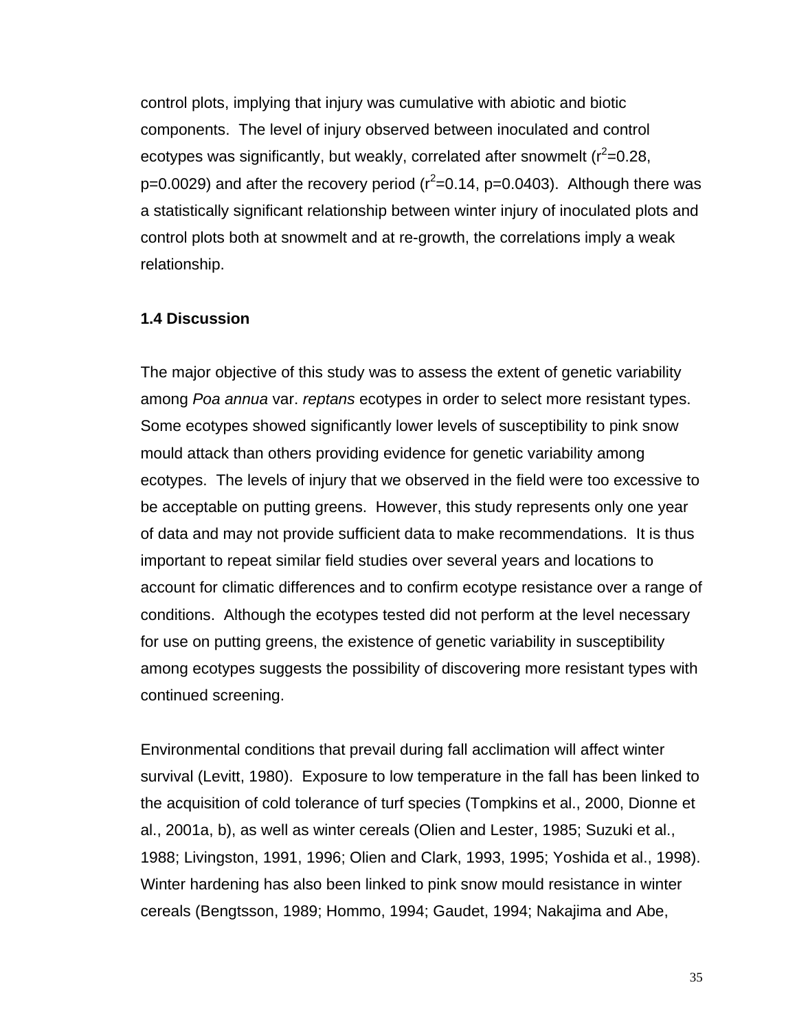control plots, implying that injury was cumulative with abiotic and biotic components. The level of injury observed between inoculated and control ecotypes was significantly, but weakly, correlated after snowmelt ($r^2$=0.28, p=0.0029) and after the recovery period ($r^2$=0.14, p=0.0403). Although there was a statistically significant relationship between winter injury of inoculated plots and control plots both at snowmelt and at re-growth, the correlations imply a weak relationship.

### 1.4 Discussion

The major objective of this study was to assess the extent of genetic variability among *Poa annua* var. *reptans* ecotypes in order to select more resistant types. Some ecotypes showed significantly lower levels of susceptibility to pink snow mould attack than others providing evidence for genetic variability among ecotypes. The levels of injury that we observed in the field were too excessive to be acceptable on putting greens. However, this study represents only one year of data and may not provide sufficient data to make recommendations. It is thus important to repeat similar field studies over several years and locations to account for climatic differences and to confirm ecotype resistance over a range of conditions. Although the ecotypes tested did not perform at the level necessary for use on putting greens, the existence of genetic variability in susceptibility among ecotypes suggests the possibility of discovering more resistant types with continued screening.

Environmental conditions that prevail during fall acclimation will affect winter survival (Levitt, 1980). Exposure to low temperature in the fall has been linked to the acquisition of cold tolerance of turf species (Tompkins et al., 2000, Dionne et al., 2001a, b), as well as winter cereals (Olien and Lester, 1985; Suzuki et al., 1988; Livingston, 1991, 1996; Olien and Clark, 1993, 1995; Yoshida et al., 1998). Winter hardening has also been linked to pink snow mould resistance in winter cereals (Bengtsson, 1989; Hommo, 1994; Gaudet, 1994; Nakajima and Abe,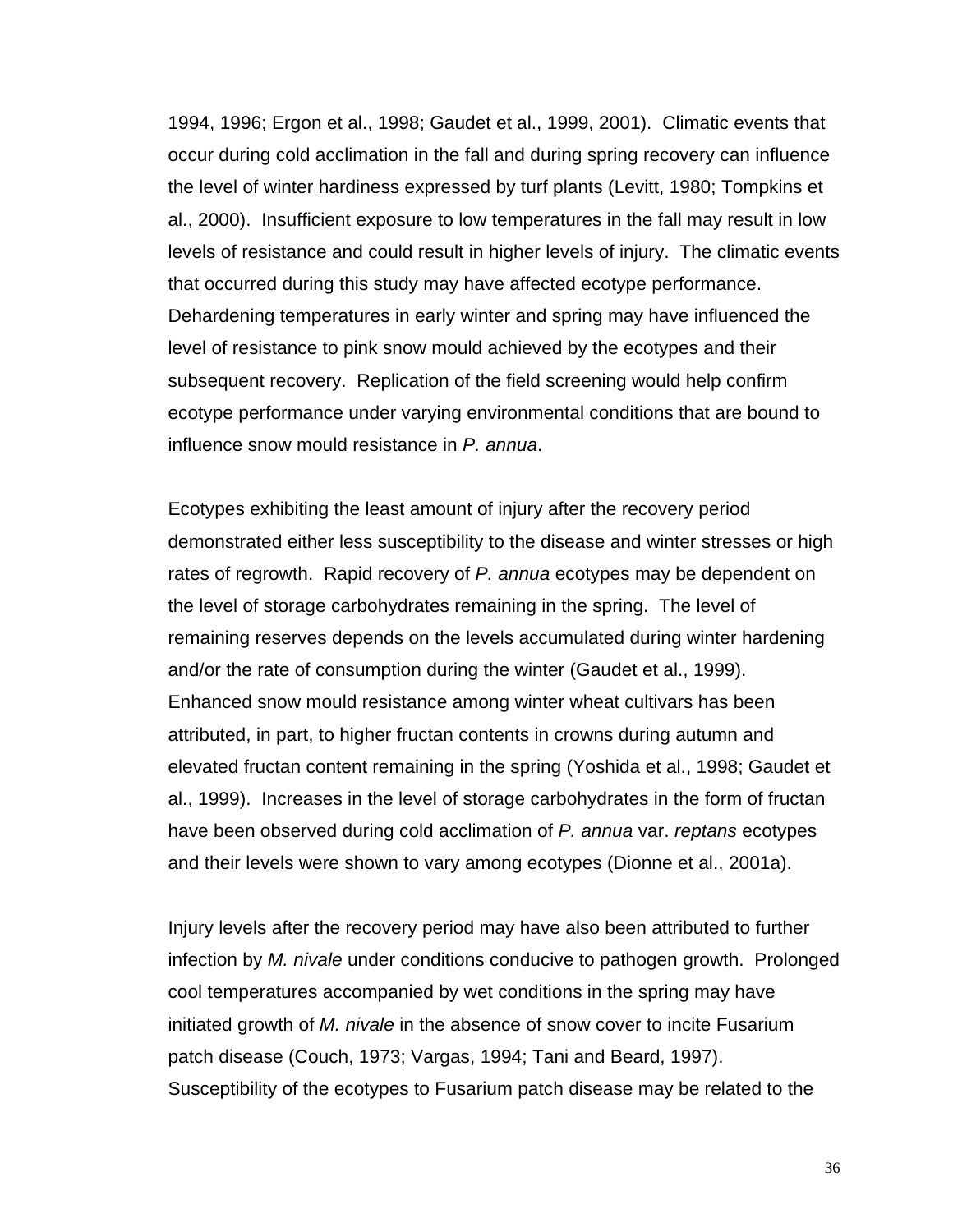1994, 1996; Ergon et al., 1998; Gaudet et al., 1999, 2001). Climatic events that occur during cold acclimation in the fall and during spring recovery can influence the level of winter hardiness expressed by turf plants (Levitt, 1980; Tompkins et al., 2000). Insufficient exposure to low temperatures in the fall may result in low levels of resistance and could result in higher levels of injury. The climatic events that occurred during this study may have affected ecotype performance. Dehardening temperatures in early winter and spring may have influenced the level of resistance to pink snow mould achieved by the ecotypes and their subsequent recovery. Replication of the field screening would help confirm ecotype performance under varying environmental conditions that are bound to influence snow mould resistance in *P. annua*.

Ecotypes exhibiting the least amount of injury after the recovery period demonstrated either less susceptibility to the disease and winter stresses or high rates of regrowth. Rapid recovery of *P. annua* ecotypes may be dependent on the level of storage carbohydrates remaining in the spring. The level of remaining reserves depends on the levels accumulated during winter hardening and/or the rate of consumption during the winter (Gaudet et al., 1999). Enhanced snow mould resistance among winter wheat cultivars has been attributed, in part, to higher fructan contents in crowns during autumn and elevated fructan content remaining in the spring (Yoshida et al., 1998; Gaudet et al., 1999). Increases in the level of storage carbohydrates in the form of fructan have been observed during cold acclimation of *P. annua* var. *reptans* ecotypes and their levels were shown to vary among ecotypes (Dionne et al., 2001a).

Injury levels after the recovery period may have also been attributed to further infection by *M. nivale* under conditions conducive to pathogen growth. Prolonged cool temperatures accompanied by wet conditions in the spring may have initiated growth of *M. nivale* in the absence of snow cover to incite Fusarium patch disease (Couch, 1973; Vargas, 1994; Tani and Beard, 1997). Susceptibility of the ecotypes to Fusarium patch disease may be related to the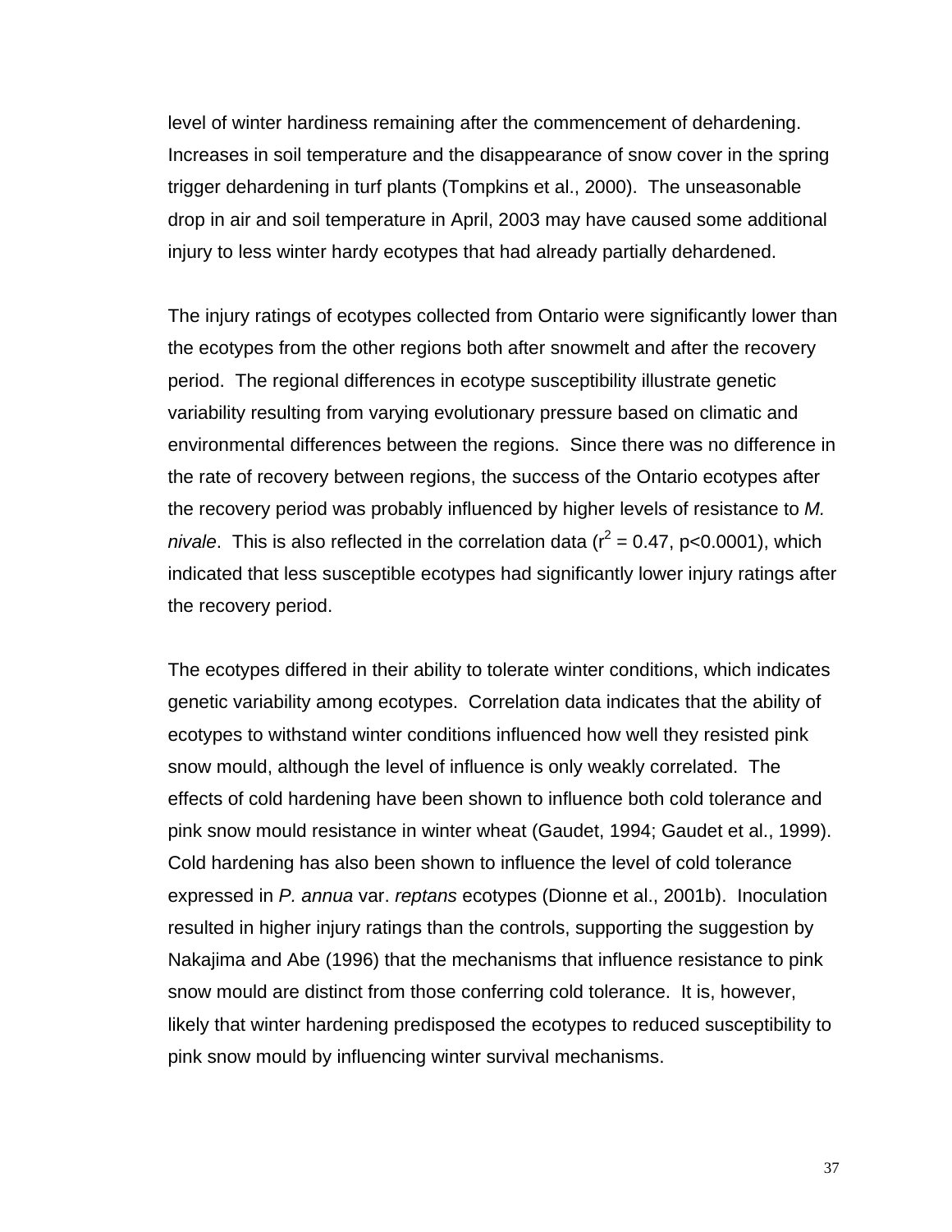level of winter hardiness remaining after the commencement of dehardening. Increases in soil temperature and the disappearance of snow cover in the spring trigger dehardening in turf plants (Tompkins et al., 2000). The unseasonable drop in air and soil temperature in April, 2003 may have caused some additional injury to less winter hardy ecotypes that had already partially dehardened.

The injury ratings of ecotypes collected from Ontario were significantly lower than the ecotypes from the other regions both after snowmelt and after the recovery period. The regional differences in ecotype susceptibility illustrate genetic variability resulting from varying evolutionary pressure based on climatic and environmental differences between the regions. Since there was no difference in the rate of recovery between regions, the success of the Ontario ecotypes after the recovery period was probably influenced by higher levels of resistance to *M. nivale*. This is also reflected in the correlation data ($r^2 = 0.47$, $p<0.0001$), which indicated that less susceptible ecotypes had significantly lower injury ratings after the recovery period.

The ecotypes differed in their ability to tolerate winter conditions, which indicates genetic variability among ecotypes. Correlation data indicates that the ability of ecotypes to withstand winter conditions influenced how well they resisted pink snow mould, although the level of influence is only weakly correlated. The effects of cold hardening have been shown to influence both cold tolerance and pink snow mould resistance in winter wheat (Gaudet, 1994; Gaudet et al., 1999). Cold hardening has also been shown to influence the level of cold tolerance expressed in *P. annua* var. *reptans* ecotypes (Dionne et al., 2001b). Inoculation resulted in higher injury ratings than the controls, supporting the suggestion by Nakajima and Abe (1996) that the mechanisms that influence resistance to pink snow mould are distinct from those conferring cold tolerance. It is, however, likely that winter hardening predisposed the ecotypes to reduced susceptibility to pink snow mould by influencing winter survival mechanisms.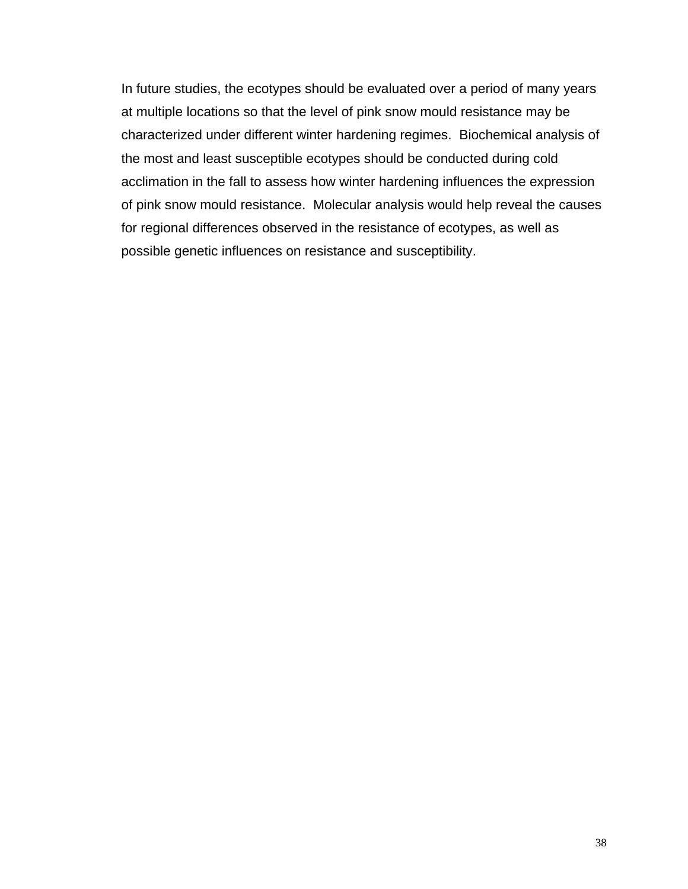In future studies, the ecotypes should be evaluated over a period of many years at multiple locations so that the level of pink snow mould resistance may be characterized under different winter hardening regimes. Biochemical analysis of the most and least susceptible ecotypes should be conducted during cold acclimation in the fall to assess how winter hardening influences the expression of pink snow mould resistance. Molecular analysis would help reveal the causes for regional differences observed in the resistance of ecotypes, as well as possible genetic influences on resistance and susceptibility.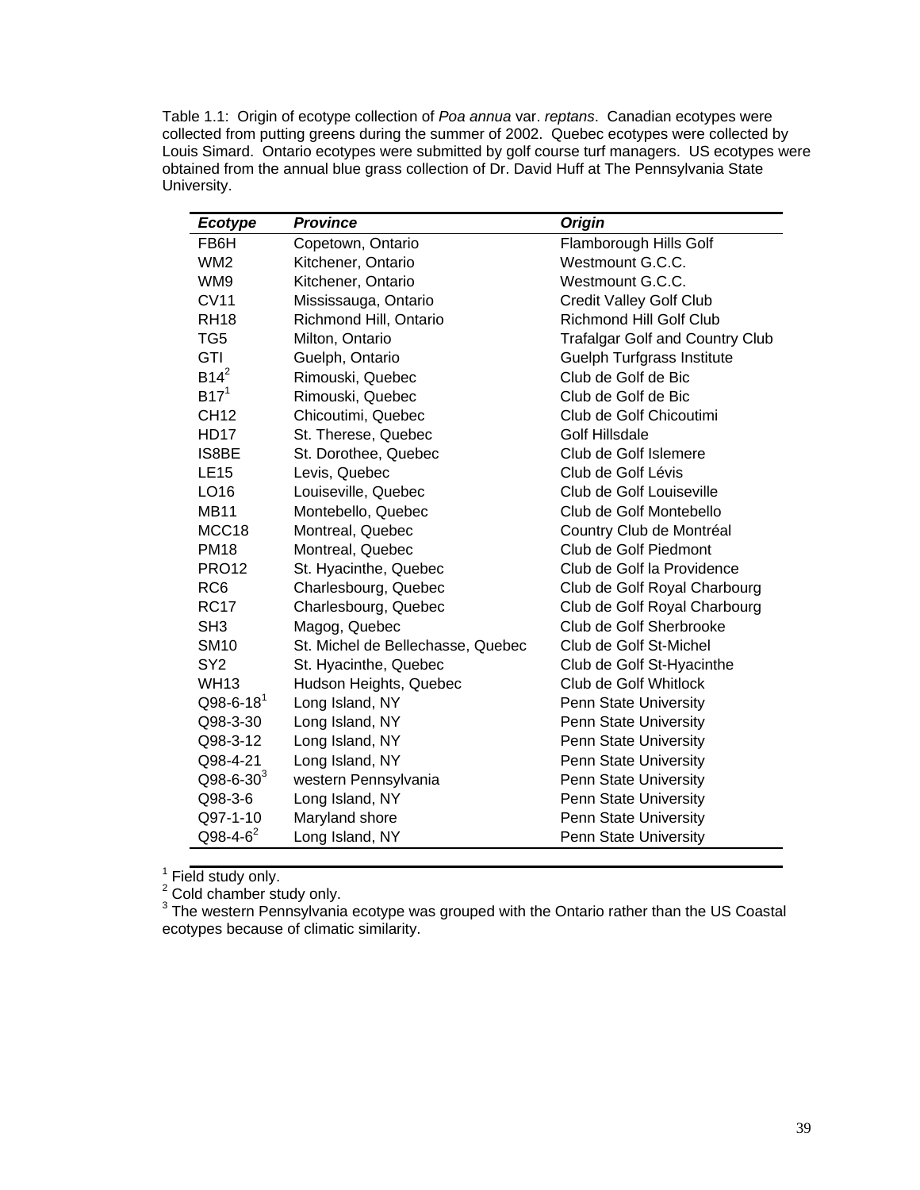Table 1.1: Origin of ecotype collection of *Poa annua* var. *reptans*. Canadian ecotypes were collected from putting greens during the summer of 2002. Quebec ecotypes were collected by Louis Simard. Ontario ecotypes were submitted by golf course turf managers. US ecotypes were obtained from the annual blue grass collection of Dr. David Huff at The Pennsylvania State University.

| ***Ecotype*** | ***Province*** | ***Origin*** |
|---|---|---|
| FB6H | Copetown, Ontario | Flamborough Hills Golf |
| WM2 | Kitchener, Ontario | Westmount G.C.C. |
| WM9 | Kitchener, Ontario | Westmount G.C.C. |
| CV11 | Mississauga, Ontario | Credit Valley Golf Club |
| RH18 | Richmond Hill, Ontario | Richmond Hill Golf Club |
| TG5 | Milton, Ontario | Trafalgar Golf and Country Club |
| GTI | Guelph, Ontario | Guelph Turfgrass Institute |
| B14[2] | Rimouski, Quebec | Club de Golf de Bic |
| B17[1] | Rimouski, Quebec | Club de Golf de Bic |
| CH12 | Chicoutimi, Quebec | Club de Golf Chicoutimi |
| HD17 | St. Therese, Quebec | Golf Hillsdale |
| IS8BE | St. Dorothee, Quebec | Club de Golf Islemere |
| LE15 | Levis, Quebec | Club de Golf Lévis |
| LO16 | Louiseville, Quebec | Club de Golf Louiseville |
| MB11 | Montebello, Quebec | Club de Golf Montebello |
| MCC18 | Montreal, Quebec | Country Club de Montréal |
| PM18 | Montreal, Quebec | Club de Golf Piedmont |
| PRO12 | St. Hyacinthe, Quebec | Club de Golf la Providence |
| RC6 | Charlesbourg, Quebec | Club de Golf Royal Charbourg |
| RC17 | Charlesbourg, Quebec | Club de Golf Royal Charbourg |
| SH3 | Magog, Quebec | Club de Golf Sherbrooke |
| SM10 | St. Michel de Bellechasse, Quebec | Club de Golf St-Michel |
| SY2 | St. Hyacinthe, Quebec | Club de Golf St-Hyacinthe |
| WH13 | Hudson Heights, Quebec | Club de Golf Whitlock |
| Q98-6-18[1] | Long Island, NY | Penn State University |
| Q98-3-30 | Long Island, NY | Penn State University |
| Q98-3-12 | Long Island, NY | Penn State University |
| Q98-4-21 | Long Island, NY | Penn State University |
| Q98-6-30[3] | western Pennsylvania | Penn State University |
| Q98-3-6 | Long Island, NY | Penn State University |
| Q97-1-10 | Maryland shore | Penn State University |
| Q98-4-6[2] | Long Island, NY | Penn State University |

[1] Field study only.
[2] Cold chamber study only.
[3] The western Pennsylvania ecotype was grouped with the Ontario rather than the US Coastal ecotypes because of climatic similarity.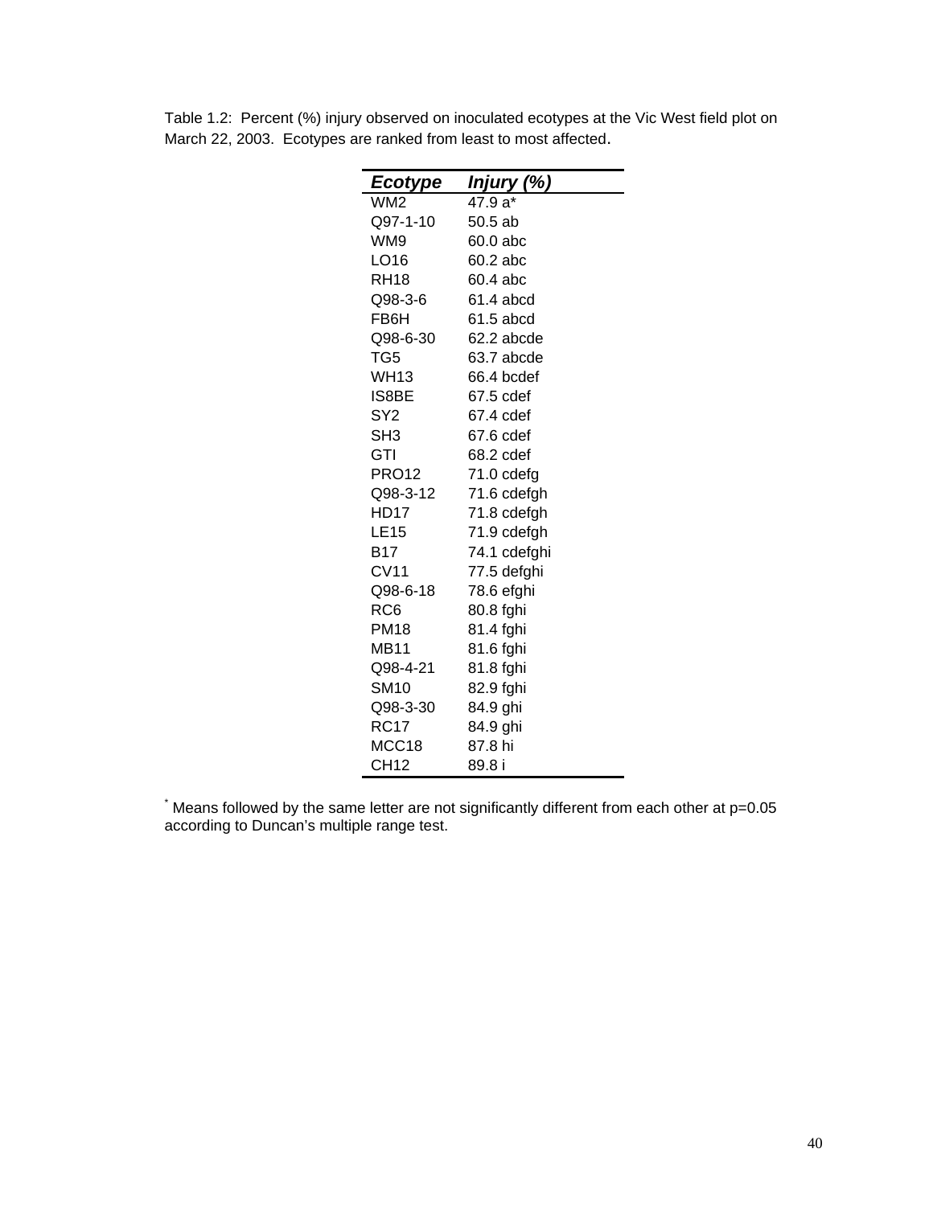Table 1.2: Percent (%) injury observed on inoculated ecotypes at the Vic West field plot on March 22, 2003. Ecotypes are ranked from least to most affected.

| ***Ecotype*** | ***Injury (%)*** |
|---|---|
| WM2 | 47.9 a* |
| Q97-1-10 | 50.5 ab |
| WM9 | 60.0 abc |
| LO16 | 60.2 abc |
| RH18 | 60.4 abc |
| Q98-3-6 | 61.4 abcd |
| FB6H | 61.5 abcd |
| Q98-6-30 | 62.2 abcde |
| TG5 | 63.7 abcde |
| WH13 | 66.4 bcdef |
| IS8BE | 67.5 cdef |
| SY2 | 67.4 cdef |
| SH3 | 67.6 cdef |
| GTI | 68.2 cdef |
| PRO12 | 71.0 cdefg |
| Q98-3-12 | 71.6 cdefgh |
| HD17 | 71.8 cdefgh |
| LE15 | 71.9 cdefgh |
| B17 | 74.1 cdefghi |
| CV11 | 77.5 defghi |
| Q98-6-18 | 78.6 efghi |
| RC6 | 80.8 fghi |
| PM18 | 81.4 fghi |
| MB11 | 81.6 fghi |
| Q98-4-21 | 81.8 fghi |
| SM10 | 82.9 fghi |
| Q98-3-30 | 84.9 ghi |
| RC17 | 84.9 ghi |
| MCC18 | 87.8 hi |
| CH12 | 89.8 i |

* Means followed by the same letter are not significantly different from each other at p=0.05 according to Duncan's multiple range test.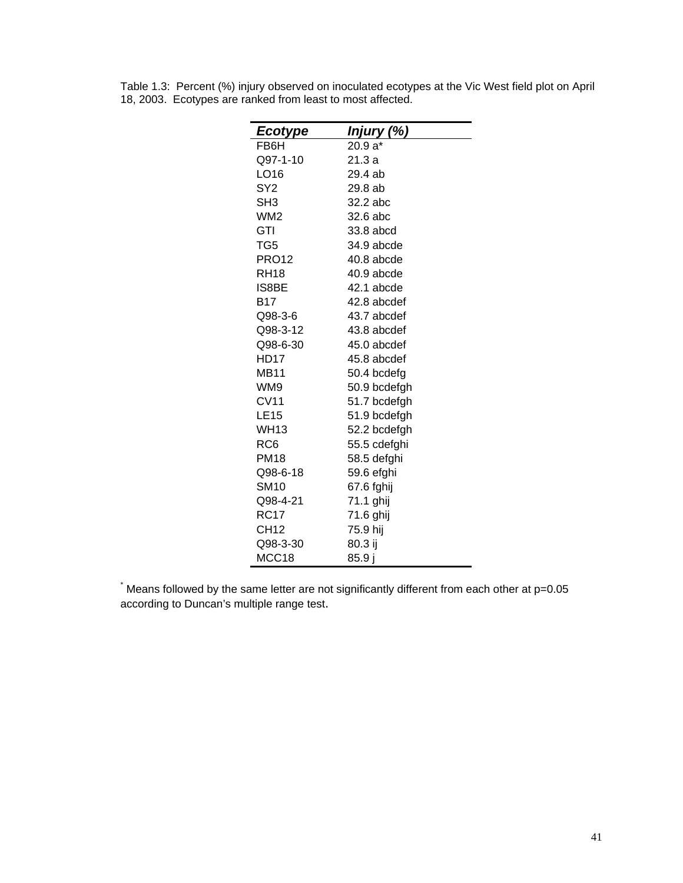Table 1.3: Percent (%) injury observed on inoculated ecotypes at the Vic West field plot on April 18, 2003. Ecotypes are ranked from least to most affected.

| ***Ecotype*** | ***Injury (%)*** |
|---|---|
| FB6H | 20.9 a* |
| Q97-1-10 | 21.3 a |
| LO16 | 29.4 ab |
| SY2 | 29.8 ab |
| SH3 | 32.2 abc |
| WM2 | 32.6 abc |
| GTI | 33.8 abcd |
| TG5 | 34.9 abcde |
| PRO12 | 40.8 abcde |
| RH18 | 40.9 abcde |
| IS8BE | 42.1 abcde |
| B17 | 42.8 abcdef |
| Q98-3-6 | 43.7 abcdef |
| Q98-3-12 | 43.8 abcdef |
| Q98-6-30 | 45.0 abcdef |
| HD17 | 45.8 abcdef |
| MB11 | 50.4 bcdefg |
| WM9 | 50.9 bcdefgh |
| CV11 | 51.7 bcdefgh |
| LE15 | 51.9 bcdefgh |
| WH13 | 52.2 bcdefgh |
| RC6 | 55.5 cdefghi |
| PM18 | 58.5 defghi |
| Q98-6-18 | 59.6 efghi |
| SM10 | 67.6 fghij |
| Q98-4-21 | 71.1 ghij |
| RC17 | 71.6 ghij |
| CH12 | 75.9 hij |
| Q98-3-30 | 80.3 ij |
| MCC18 | 85.9 j |

[*] Means followed by the same letter are not significantly different from each other at p=0.05 according to Duncan's multiple range test.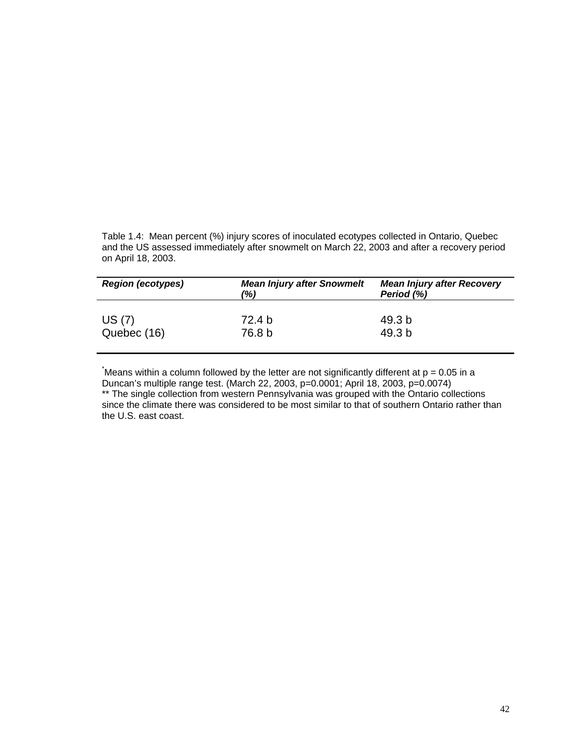Table 1.4: Mean percent (%) injury scores of inoculated ecotypes collected in Ontario, Quebec and the US assessed immediately after snowmelt on March 22, 2003 and after a recovery period on April 18, 2003.

| ***Region (ecotypes)*** | ***Mean Injury after Snowmelt (%)*** | ***Mean Injury after Recovery Period (%)*** |
|---|---|---|
| US (7) | 72.4 b | 49.3 b |
| Quebec (16) | 76.8 b | 49.3 b |

*Means within a column followed by the letter are not significantly different at p = 0.05 in a Duncan's multiple range test. (March 22, 2003, p=0.0001; April 18, 2003, p=0.0074)
** The single collection from western Pennsylvania was grouped with the Ontario collections since the climate there was considered to be most similar to that of southern Ontario rather than the U.S. east coast.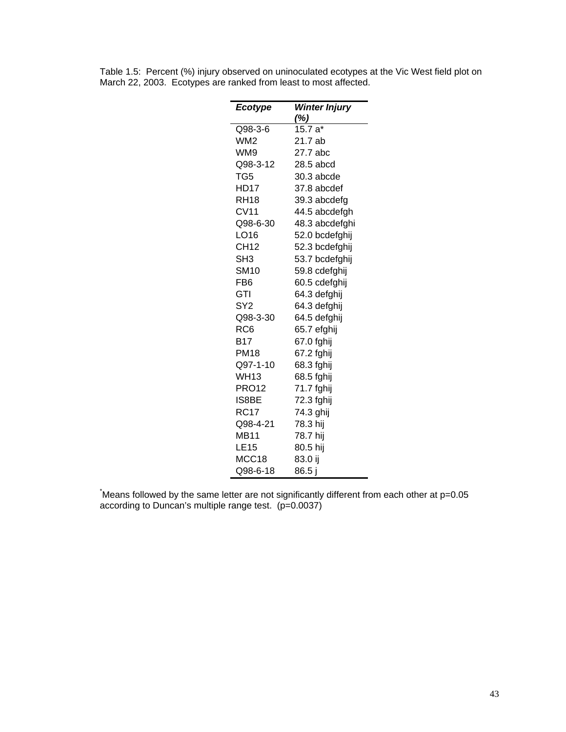Table 1.5: Percent (%) injury observed on uninoculated ecotypes at the Vic West field plot on March 22, 2003. Ecotypes are ranked from least to most affected.

| *Ecotype* | *Winter Injury (%)* |
|---|---|
| Q98-3-6 | 15.7 a* |
| WM2 | 21.7 ab |
| WM9 | 27.7 abc |
| Q98-3-12 | 28.5 abcd |
| TG5 | 30.3 abcde |
| HD17 | 37.8 abcdef |
| RH18 | 39.3 abcdefg |
| CV11 | 44.5 abcdefgh |
| Q98-6-30 | 48.3 abcdefghi |
| LO16 | 52.0 bcdefghij |
| CH12 | 52.3 bcdefghij |
| SH3 | 53.7 bcdefghij |
| SM10 | 59.8 cdefghij |
| FB6 | 60.5 cdefghij |
| GTI | 64.3 defghij |
| SY2 | 64.3 defghij |
| Q98-3-30 | 64.5 defghij |
| RC6 | 65.7 efghij |
| B17 | 67.0 fghij |
| PM18 | 67.2 fghij |
| Q97-1-10 | 68.3 fghij |
| WH13 | 68.5 fghij |
| PRO12 | 71.7 fghij |
| IS8BE | 72.3 fghij |
| RC17 | 74.3 ghij |
| Q98-4-21 | 78.3 hij |
| MB11 | 78.7 hij |
| LE15 | 80.5 hij |
| MCC18 | 83.0 ij |
| Q98-6-18 | 86.5 j |

*Means followed by the same letter are not significantly different from each other at p=0.05 according to Duncan's multiple range test. (p=0.0037)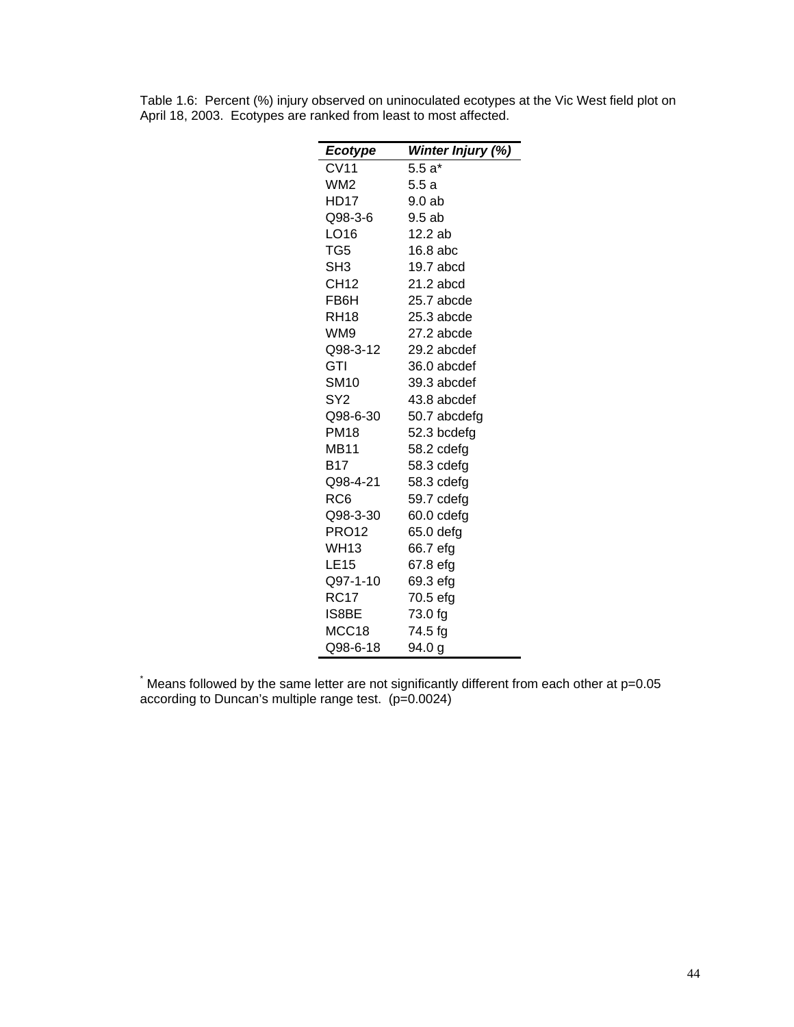Table 1.6: Percent (%) injury observed on uninoculated ecotypes at the Vic West field plot on April 18, 2003. Ecotypes are ranked from least to most affected.

| ***Ecotype*** | ***Winter Injury (%)*** |
|---|---|
| CV11 | 5.5 a* |
| WM2 | 5.5 a |
| HD17 | 9.0 ab |
| Q98-3-6 | 9.5 ab |
| LO16 | 12.2 ab |
| TG5 | 16.8 abc |
| SH3 | 19.7 abcd |
| CH12 | 21.2 abcd |
| FB6H | 25.7 abcde |
| RH18 | 25.3 abcde |
| WM9 | 27.2 abcde |
| Q98-3-12 | 29.2 abcdef |
| GTI | 36.0 abcdef |
| SM10 | 39.3 abcdef |
| SY2 | 43.8 abcdef |
| Q98-6-30 | 50.7 abcdefg |
| PM18 | 52.3 bcdefg |
| MB11 | 58.2 cdefg |
| B17 | 58.3 cdefg |
| Q98-4-21 | 58.3 cdefg |
| RC6 | 59.7 cdefg |
| Q98-3-30 | 60.0 cdefg |
| PRO12 | 65.0 defg |
| WH13 | 66.7 efg |
| LE15 | 67.8 efg |
| Q97-1-10 | 69.3 efg |
| RC17 | 70.5 efg |
| IS8BE | 73.0 fg |
| MCC18 | 74.5 fg |
| Q98-6-18 | 94.0 g |

* Means followed by the same letter are not significantly different from each other at p=0.05 according to Duncan's multiple range test. (p=0.0024)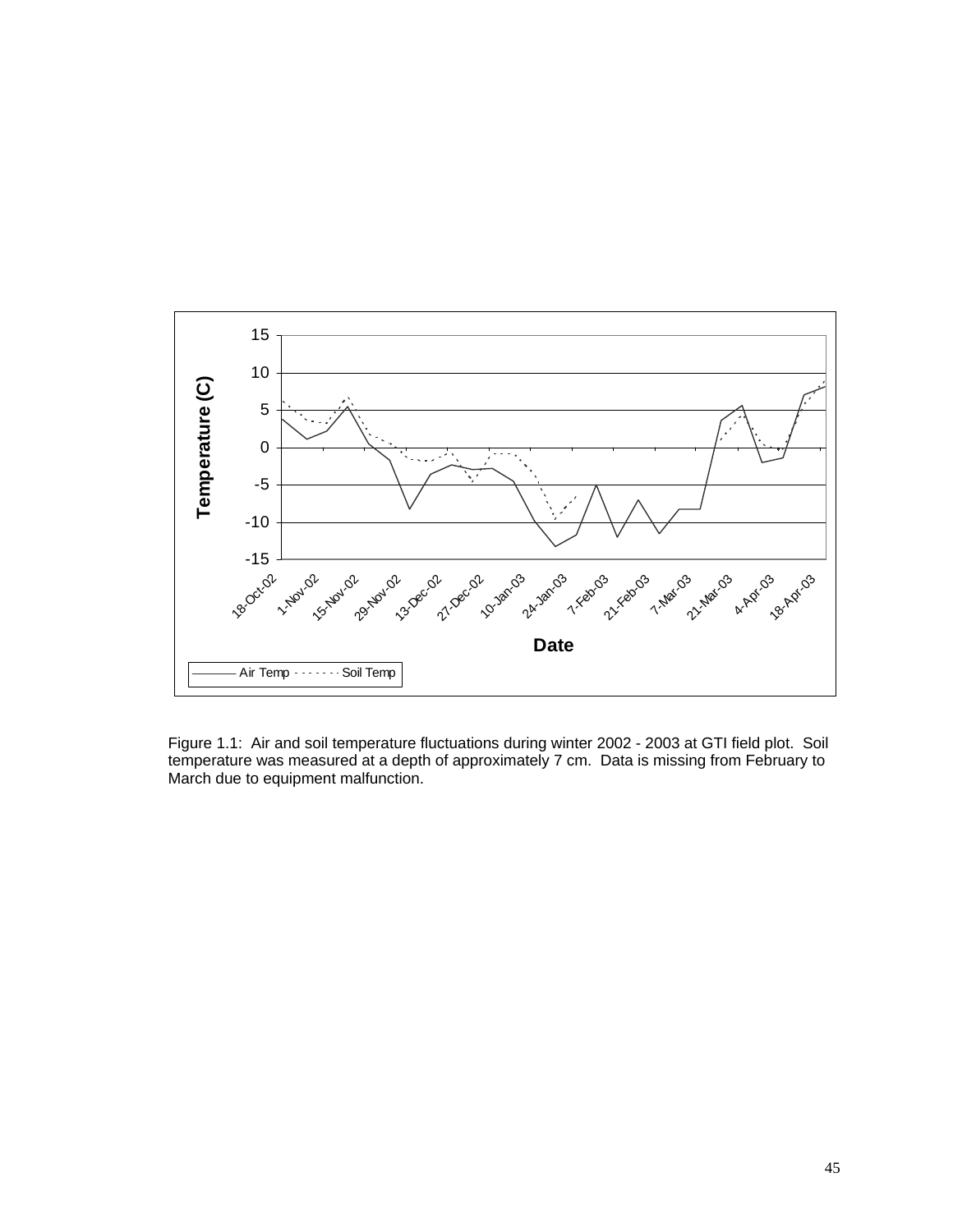Figure 1.1: Air and soil temperature fluctuations during winter 2002 - 2003 at GTI field plot. Soil temperature was measured at a depth of approximately 7 cm. Data is missing from February to March due to equipment malfunction.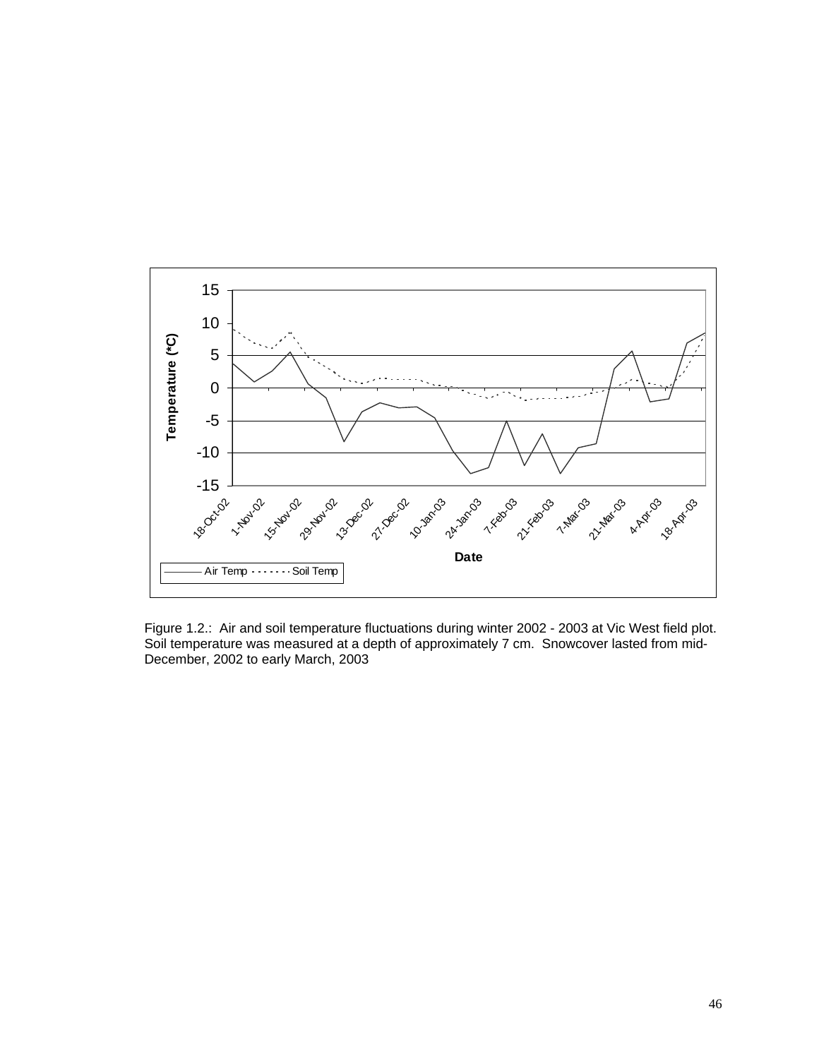Figure 1.2.: Air and soil temperature fluctuations during winter 2002 - 2003 at Vic West field plot. Soil temperature was measured at a depth of approximately 7 cm. Snowcover lasted from mid-December, 2002 to early March, 2003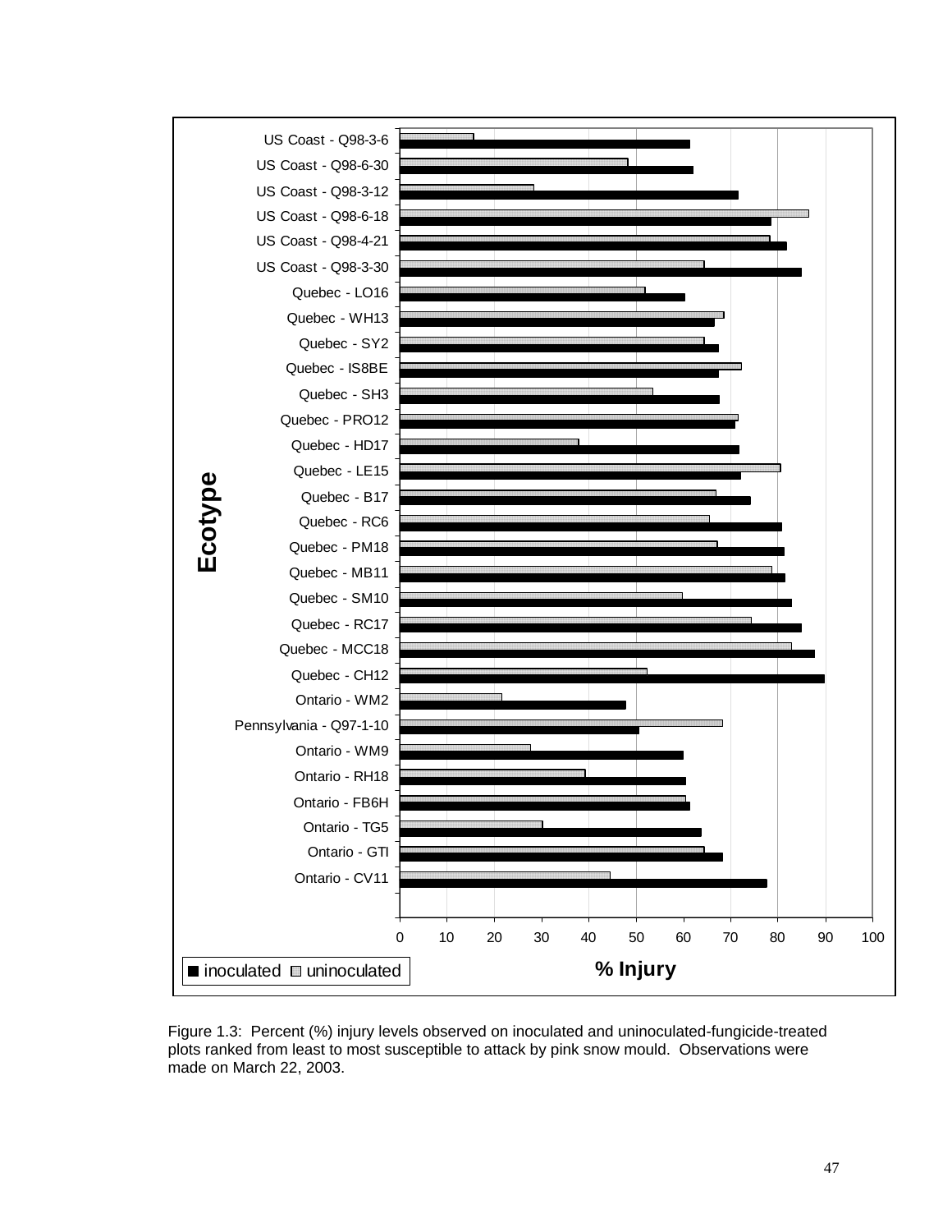Figure 1.3: Percent (%) injury levels observed on inoculated and uninoculated-fungicide-treated plots ranked from least to most susceptible to attack by pink snow mould. Observations were made on March 22, 2003.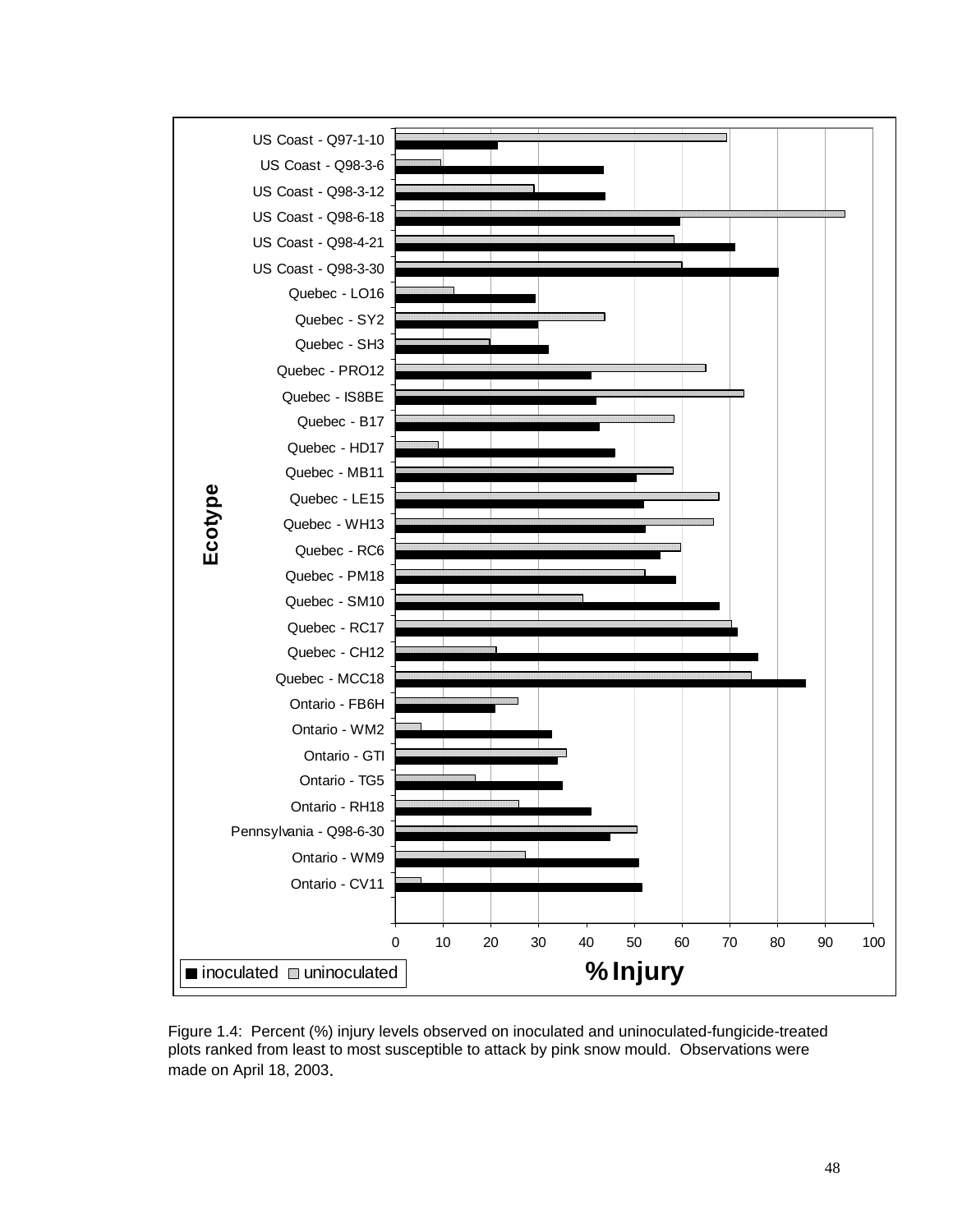Figure 1.4: Percent (%) injury levels observed on inoculated and uninoculated-fungicide-treated plots ranked from least to most susceptible to attack by pink snow mould. Observations were made on April 18, 2003.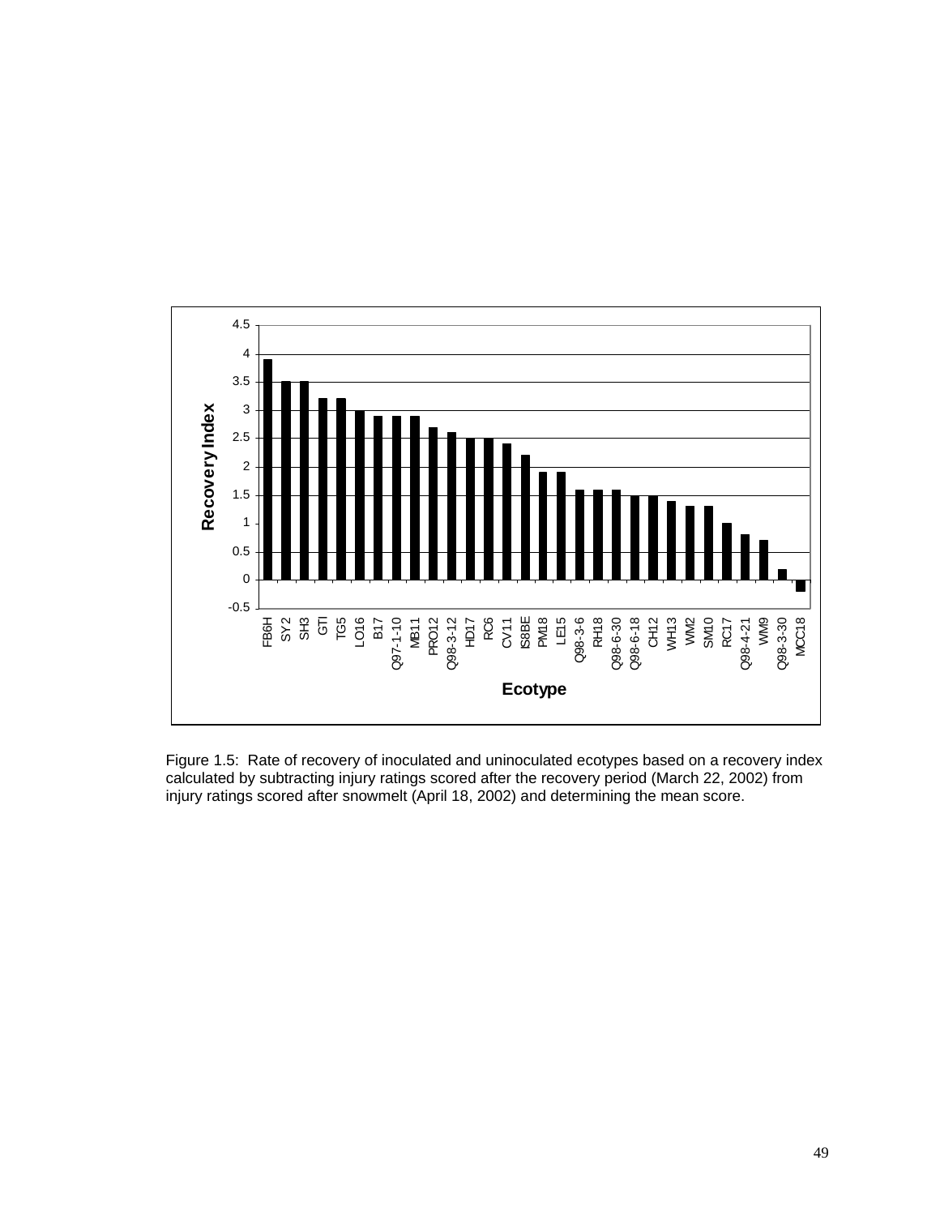Figure 1.5: Rate of recovery of inoculated and uninoculated ecotypes based on a recovery index calculated by subtracting injury ratings scored after the recovery period (March 22, 2002) from injury ratings scored after snowmelt (April 18, 2002) and determining the mean score.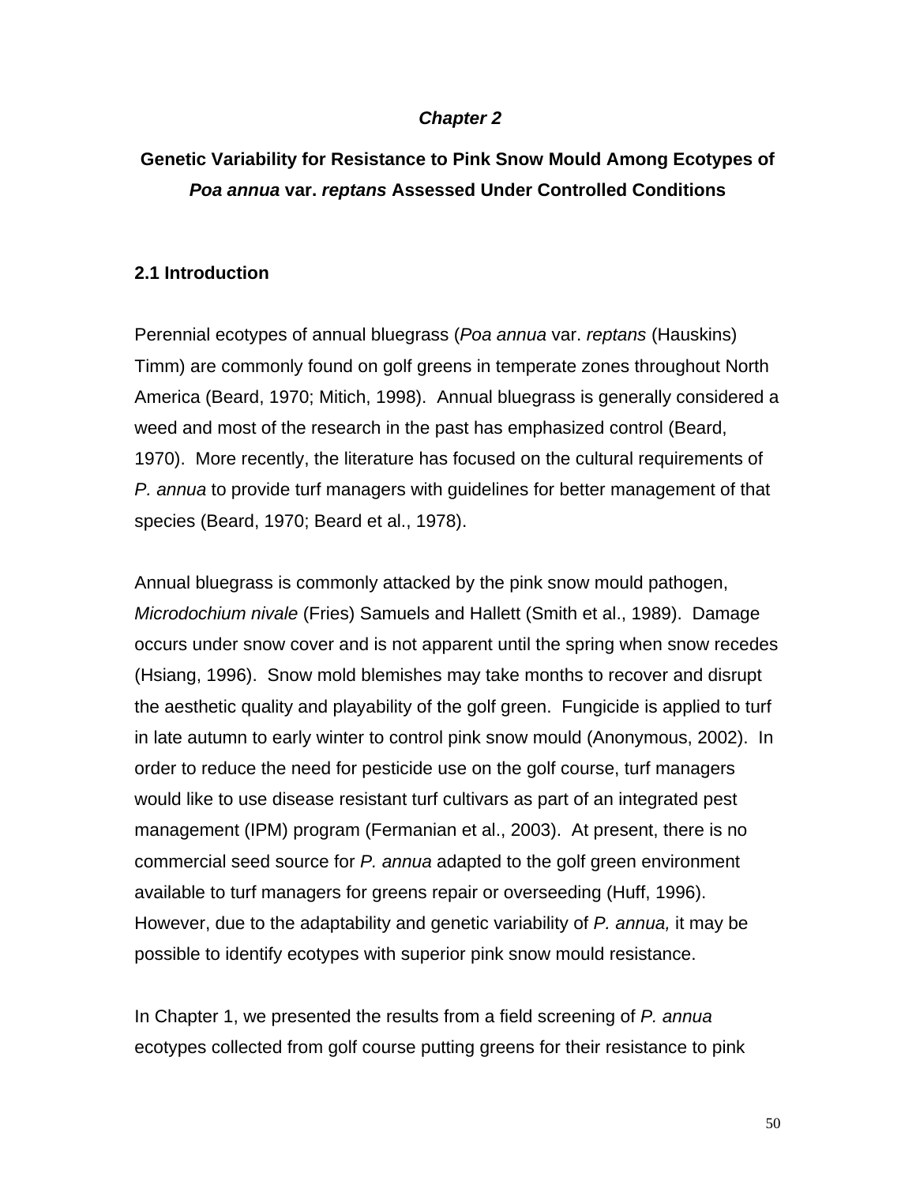## *Chapter 2*

## Genetic Variability for Resistance to Pink Snow Mould Among Ecotypes of *Poa annua* var. *reptans* Assessed Under Controlled Conditions

### 2.1 Introduction

Perennial ecotypes of annual bluegrass (*Poa annua* var. *reptans* (Hauskins) Timm) are commonly found on golf greens in temperate zones throughout North America (Beard, 1970; Mitich, 1998). Annual bluegrass is generally considered a weed and most of the research in the past has emphasized control (Beard, 1970). More recently, the literature has focused on the cultural requirements of *P. annua* to provide turf managers with guidelines for better management of that species (Beard, 1970; Beard et al., 1978).

Annual bluegrass is commonly attacked by the pink snow mould pathogen, *Microdochium nivale* (Fries) Samuels and Hallett (Smith et al., 1989). Damage occurs under snow cover and is not apparent until the spring when snow recedes (Hsiang, 1996). Snow mold blemishes may take months to recover and disrupt the aesthetic quality and playability of the golf green. Fungicide is applied to turf in late autumn to early winter to control pink snow mould (Anonymous, 2002). In order to reduce the need for pesticide use on the golf course, turf managers would like to use disease resistant turf cultivars as part of an integrated pest management (IPM) program (Fermanian et al., 2003). At present, there is no commercial seed source for *P. annua* adapted to the golf green environment available to turf managers for greens repair or overseeding (Huff, 1996). However, due to the adaptability and genetic variability of *P. annua,* it may be possible to identify ecotypes with superior pink snow mould resistance.

In Chapter 1, we presented the results from a field screening of *P. annua* ecotypes collected from golf course putting greens for their resistance to pink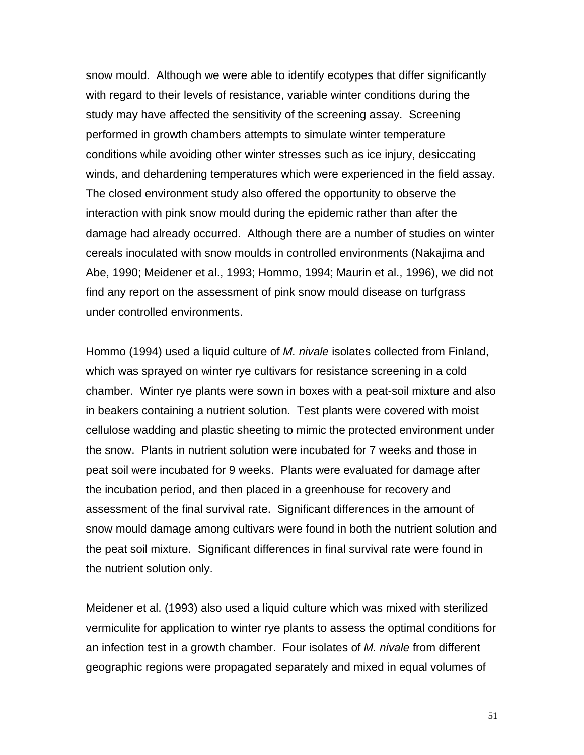snow mould. Although we were able to identify ecotypes that differ significantly with regard to their levels of resistance, variable winter conditions during the study may have affected the sensitivity of the screening assay. Screening performed in growth chambers attempts to simulate winter temperature conditions while avoiding other winter stresses such as ice injury, desiccating winds, and dehardening temperatures which were experienced in the field assay. The closed environment study also offered the opportunity to observe the interaction with pink snow mould during the epidemic rather than after the damage had already occurred. Although there are a number of studies on winter cereals inoculated with snow moulds in controlled environments (Nakajima and Abe, 1990; Meidener et al., 1993; Hommo, 1994; Maurin et al., 1996), we did not find any report on the assessment of pink snow mould disease on turfgrass under controlled environments.

Hommo (1994) used a liquid culture of *M. nivale* isolates collected from Finland, which was sprayed on winter rye cultivars for resistance screening in a cold chamber. Winter rye plants were sown in boxes with a peat-soil mixture and also in beakers containing a nutrient solution. Test plants were covered with moist cellulose wadding and plastic sheeting to mimic the protected environment under the snow. Plants in nutrient solution were incubated for 7 weeks and those in peat soil were incubated for 9 weeks. Plants were evaluated for damage after the incubation period, and then placed in a greenhouse for recovery and assessment of the final survival rate. Significant differences in the amount of snow mould damage among cultivars were found in both the nutrient solution and the peat soil mixture. Significant differences in final survival rate were found in the nutrient solution only.

Meidener et al. (1993) also used a liquid culture which was mixed with sterilized vermiculite for application to winter rye plants to assess the optimal conditions for an infection test in a growth chamber. Four isolates of *M. nivale* from different geographic regions were propagated separately and mixed in equal volumes of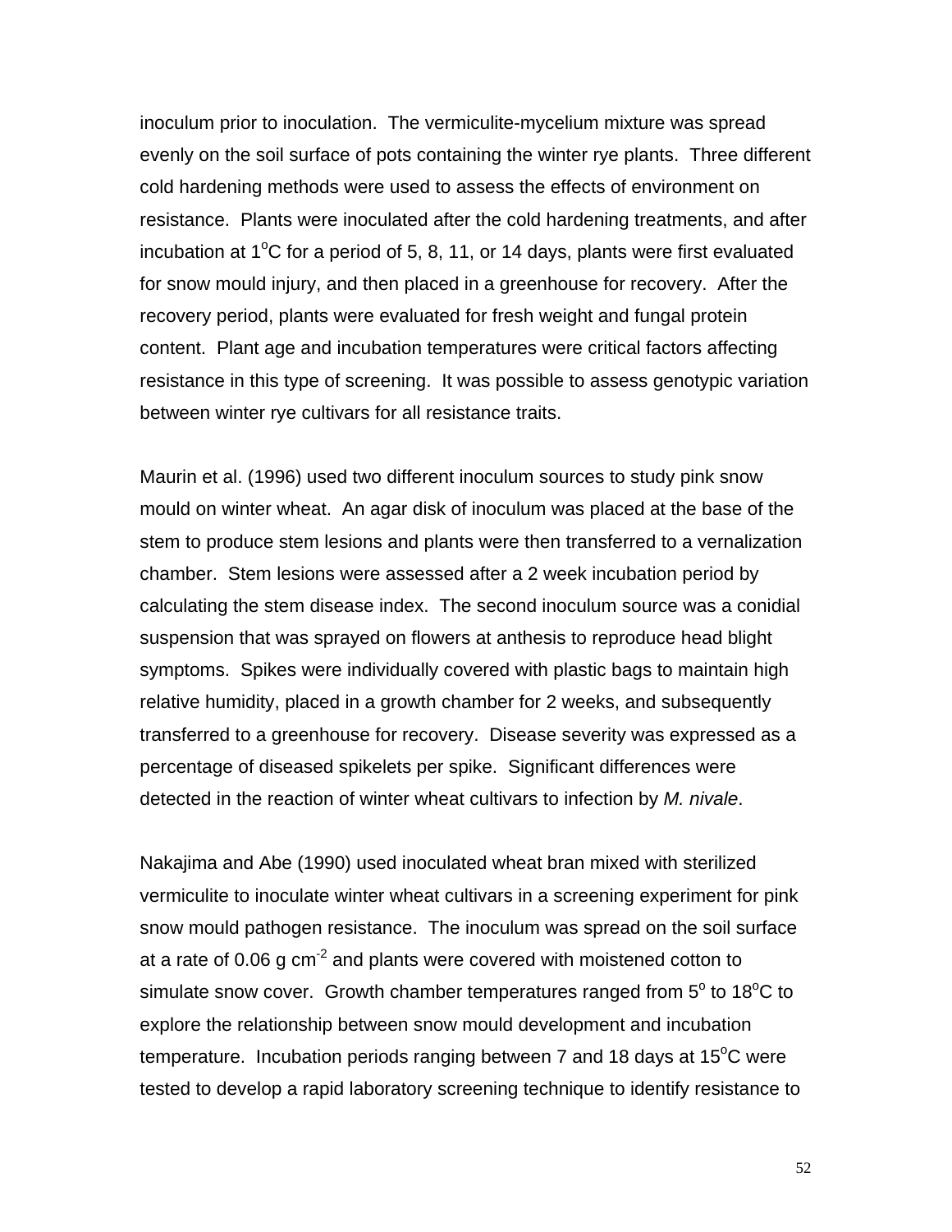inoculum prior to inoculation. The vermiculite-mycelium mixture was spread evenly on the soil surface of pots containing the winter rye plants. Three different cold hardening methods were used to assess the effects of environment on resistance. Plants were inoculated after the cold hardening treatments, and after incubation at 1$^{o}$C for a period of 5, 8, 11, or 14 days, plants were first evaluated for snow mould injury, and then placed in a greenhouse for recovery. After the recovery period, plants were evaluated for fresh weight and fungal protein content. Plant age and incubation temperatures were critical factors affecting resistance in this type of screening. It was possible to assess genotypic variation between winter rye cultivars for all resistance traits.

Maurin et al. (1996) used two different inoculum sources to study pink snow mould on winter wheat. An agar disk of inoculum was placed at the base of the stem to produce stem lesions and plants were then transferred to a vernalization chamber. Stem lesions were assessed after a 2 week incubation period by calculating the stem disease index. The second inoculum source was a conidial suspension that was sprayed on flowers at anthesis to reproduce head blight symptoms. Spikes were individually covered with plastic bags to maintain high relative humidity, placed in a growth chamber for 2 weeks, and subsequently transferred to a greenhouse for recovery. Disease severity was expressed as a percentage of diseased spikelets per spike. Significant differences were detected in the reaction of winter wheat cultivars to infection by *M. nivale*.

Nakajima and Abe (1990) used inoculated wheat bran mixed with sterilized vermiculite to inoculate winter wheat cultivars in a screening experiment for pink snow mould pathogen resistance. The inoculum was spread on the soil surface at a rate of 0.06 g cm$^{-2}$ and plants were covered with moistened cotton to simulate snow cover. Growth chamber temperatures ranged from 5$^{o}$ to 18$^{o}$C to explore the relationship between snow mould development and incubation temperature. Incubation periods ranging between 7 and 18 days at 15$^{o}$C were tested to develop a rapid laboratory screening technique to identify resistance to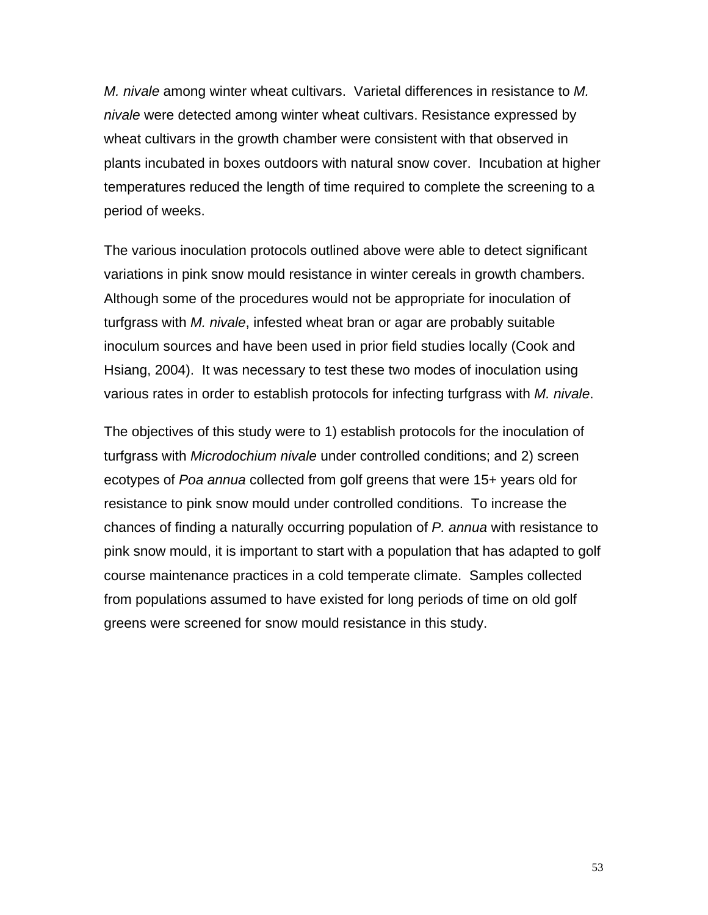*M. nivale* among winter wheat cultivars. Varietal differences in resistance to *M. nivale* were detected among winter wheat cultivars. Resistance expressed by wheat cultivars in the growth chamber were consistent with that observed in plants incubated in boxes outdoors with natural snow cover. Incubation at higher temperatures reduced the length of time required to complete the screening to a period of weeks.

The various inoculation protocols outlined above were able to detect significant variations in pink snow mould resistance in winter cereals in growth chambers. Although some of the procedures would not be appropriate for inoculation of turfgrass with *M. nivale*, infested wheat bran or agar are probably suitable inoculum sources and have been used in prior field studies locally (Cook and Hsiang, 2004). It was necessary to test these two modes of inoculation using various rates in order to establish protocols for infecting turfgrass with *M. nivale*.

The objectives of this study were to 1) establish protocols for the inoculation of turfgrass with *Microdochium nivale* under controlled conditions; and 2) screen ecotypes of *Poa annua* collected from golf greens that were 15+ years old for resistance to pink snow mould under controlled conditions. To increase the chances of finding a naturally occurring population of *P. annua* with resistance to pink snow mould, it is important to start with a population that has adapted to golf course maintenance practices in a cold temperate climate. Samples collected from populations assumed to have existed for long periods of time on old golf greens were screened for snow mould resistance in this study.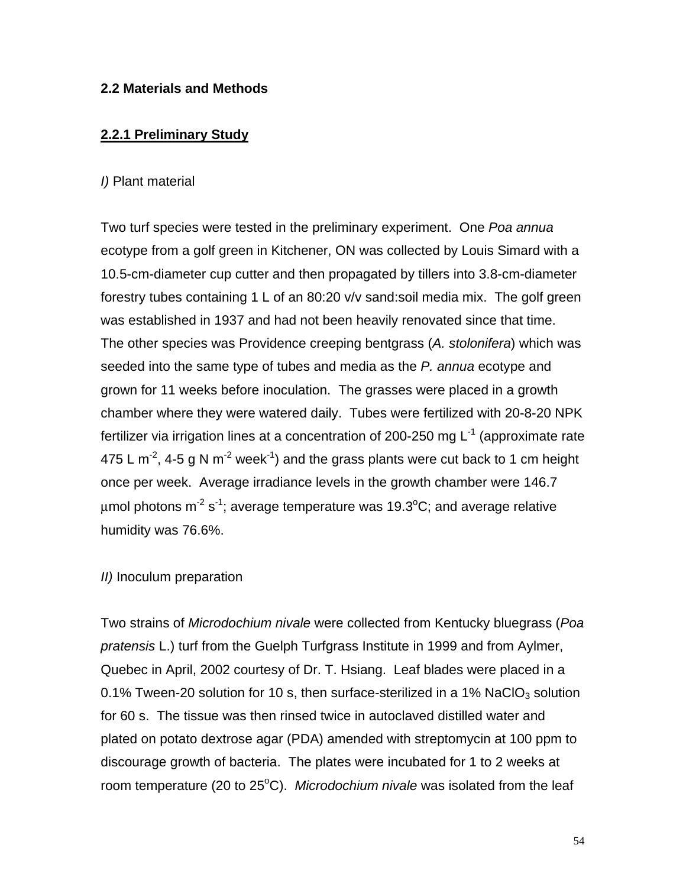## 2.2 Materials and Methods

### 2.2.1 Preliminary Study

*I)* Plant material

Two turf species were tested in the preliminary experiment. One *Poa annua* ecotype from a golf green in Kitchener, ON was collected by Louis Simard with a 10.5-cm-diameter cup cutter and then propagated by tillers into 3.8-cm-diameter forestry tubes containing 1 L of an 80:20 v/v sand:soil media mix. The golf green was established in 1937 and had not been heavily renovated since that time. The other species was Providence creeping bentgrass (*A. stolonifera*) which was seeded into the same type of tubes and media as the *P. annua* ecotype and grown for 11 weeks before inoculation. The grasses were placed in a growth chamber where they were watered daily. Tubes were fertilized with 20-8-20 NPK fertilizer via irrigation lines at a concentration of 200-250 mg $L^{-1}$ (approximate rate 475 L $m^{-2}$, 4-5 g N $m^{-2}$ $week^{-1}$) and the grass plants were cut back to 1 cm height once per week. Average irradiance levels in the growth chamber were 146.7 μmol photons $m^{-2}$ $s^{-1}$; average temperature was 19.3$^{o}$C; and average relative humidity was 76.6%.

*II)* Inoculum preparation

Two strains of *Microdochium nivale* were collected from Kentucky bluegrass (*Poa pratensis* L.) turf from the Guelph Turfgrass Institute in 1999 and from Aylmer, Quebec in April, 2002 courtesy of Dr. T. Hsiang. Leaf blades were placed in a 0.1% Tween-20 solution for 10 s, then surface-sterilized in a 1% $NaClO_3$ solution for 60 s. The tissue was then rinsed twice in autoclaved distilled water and plated on potato dextrose agar (PDA) amended with streptomycin at 100 ppm to discourage growth of bacteria. The plates were incubated for 1 to 2 weeks at room temperature (20 to 25$^{o}$C). *Microdochium nivale* was isolated from the leaf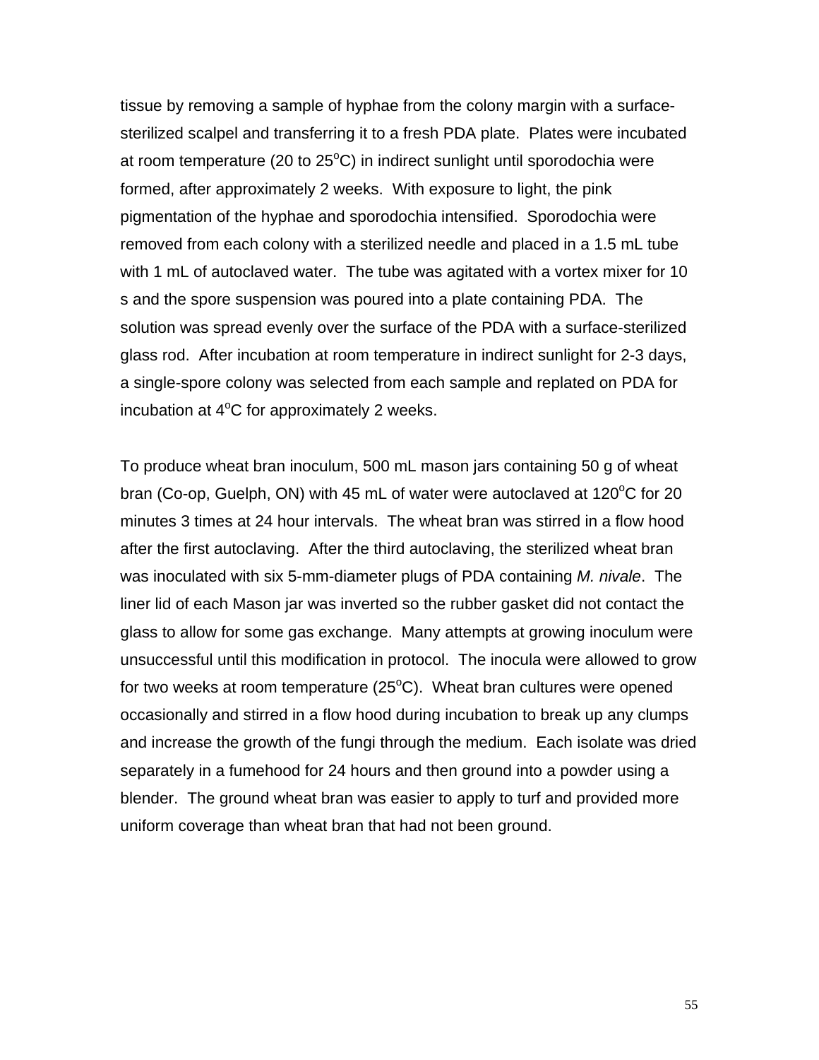tissue by removing a sample of hyphae from the colony margin with a surface-sterilized scalpel and transferring it to a fresh PDA plate. Plates were incubated at room temperature (20 to 25$^{o}$C) in indirect sunlight until sporodochia were formed, after approximately 2 weeks. With exposure to light, the pink pigmentation of the hyphae and sporodochia intensified. Sporodochia were removed from each colony with a sterilized needle and placed in a 1.5 mL tube with 1 mL of autoclaved water. The tube was agitated with a vortex mixer for 10 s and the spore suspension was poured into a plate containing PDA. The solution was spread evenly over the surface of the PDA with a surface-sterilized glass rod. After incubation at room temperature in indirect sunlight for 2-3 days, a single-spore colony was selected from each sample and replated on PDA for incubation at 4$^{o}$C for approximately 2 weeks.

To produce wheat bran inoculum, 500 mL mason jars containing 50 g of wheat bran (Co-op, Guelph, ON) with 45 mL of water were autoclaved at 120$^{o}$C for 20 minutes 3 times at 24 hour intervals. The wheat bran was stirred in a flow hood after the first autoclaving. After the third autoclaving, the sterilized wheat bran was inoculated with six 5-mm-diameter plugs of PDA containing *M. nivale*. The liner lid of each Mason jar was inverted so the rubber gasket did not contact the glass to allow for some gas exchange. Many attempts at growing inoculum were unsuccessful until this modification in protocol. The inocula were allowed to grow for two weeks at room temperature (25$^{o}$C). Wheat bran cultures were opened occasionally and stirred in a flow hood during incubation to break up any clumps and increase the growth of the fungi through the medium. Each isolate was dried separately in a fumehood for 24 hours and then ground into a powder using a blender. The ground wheat bran was easier to apply to turf and provided more uniform coverage than wheat bran that had not been ground.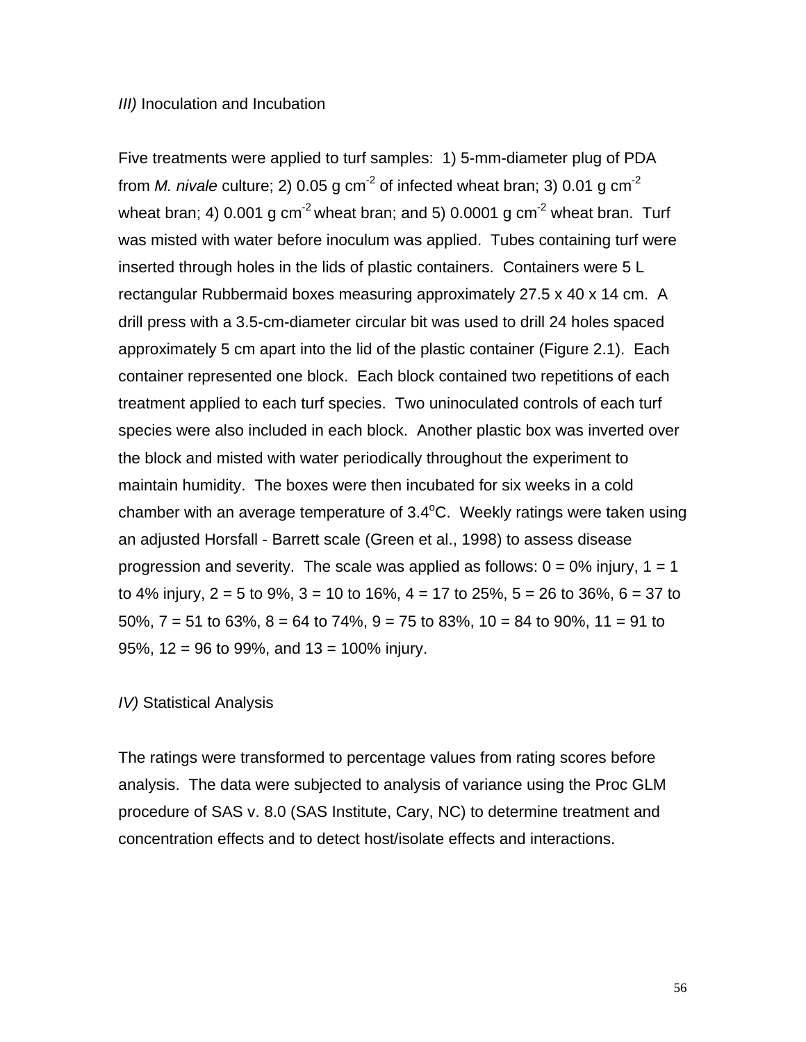*III)* Inoculation and Incubation

Five treatments were applied to turf samples: 1) 5-mm-diameter plug of PDA from *M. nivale* culture; 2) 0.05 g $cm^{-2}$ of infected wheat bran; 3) 0.01 g $cm^{-2}$ wheat bran; 4) 0.001 g $cm^{-2}$ wheat bran; and 5) 0.0001 g $cm^{-2}$ wheat bran. Turf was misted with water before inoculum was applied. Tubes containing turf were inserted through holes in the lids of plastic containers. Containers were 5 L rectangular Rubbermaid boxes measuring approximately 27.5 x 40 x 14 cm. A drill press with a 3.5-cm-diameter circular bit was used to drill 24 holes spaced approximately 5 cm apart into the lid of the plastic container (Figure 2.1). Each container represented one block. Each block contained two repetitions of each treatment applied to each turf species. Two uninoculated controls of each turf species were also included in each block. Another plastic box was inverted over the block and misted with water periodically throughout the experiment to maintain humidity. The boxes were then incubated for six weeks in a cold chamber with an average temperature of 3.4°C. Weekly ratings were taken using an adjusted Horsfall - Barrett scale (Green et al., 1998) to assess disease progression and severity. The scale was applied as follows: 0 = 0% injury, 1 = 1 to 4% injury, 2 = 5 to 9%, 3 = 10 to 16%, 4 = 17 to 25%, 5 = 26 to 36%, 6 = 37 to 50%, 7 = 51 to 63%, 8 = 64 to 74%, 9 = 75 to 83%, 10 = 84 to 90%, 11 = 91 to 95%, 12 = 96 to 99%, and 13 = 100% injury.

*IV)* Statistical Analysis

The ratings were transformed to percentage values from rating scores before analysis. The data were subjected to analysis of variance using the Proc GLM procedure of SAS v. 8.0 (SAS Institute, Cary, NC) to determine treatment and concentration effects and to detect host/isolate effects and interactions.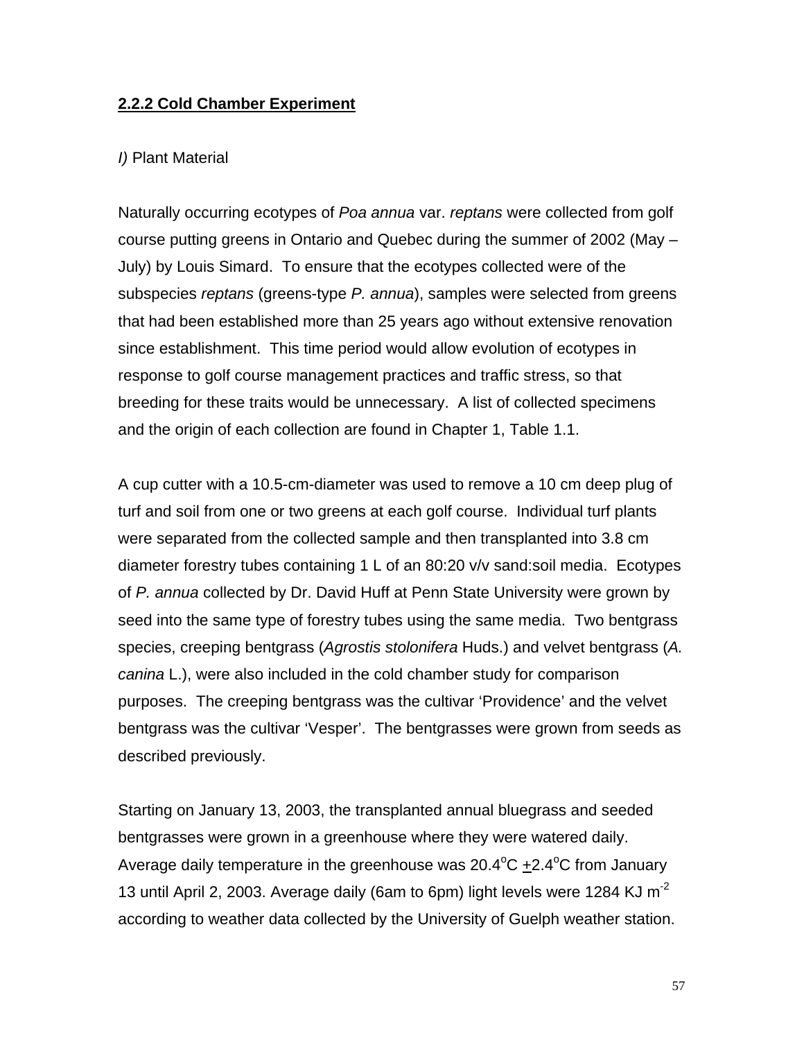### **2.2.2 Cold Chamber Experiment**

*I)* Plant Material

Naturally occurring ecotypes of *Poa annua* var. *reptans* were collected from golf course putting greens in Ontario and Quebec during the summer of 2002 (May – July) by Louis Simard. To ensure that the ecotypes collected were of the subspecies *reptans* (greens-type *P. annua*), samples were selected from greens that had been established more than 25 years ago without extensive renovation since establishment. This time period would allow evolution of ecotypes in response to golf course management practices and traffic stress, so that breeding for these traits would be unnecessary. A list of collected specimens and the origin of each collection are found in Chapter 1, Table 1.1.

A cup cutter with a 10.5-cm-diameter was used to remove a 10 cm deep plug of turf and soil from one or two greens at each golf course. Individual turf plants were separated from the collected sample and then transplanted into 3.8 cm diameter forestry tubes containing 1 L of an 80:20 v/v sand:soil media. Ecotypes of *P. annua* collected by Dr. David Huff at Penn State University were grown by seed into the same type of forestry tubes using the same media. Two bentgrass species, creeping bentgrass (*Agrostis stolonifera* Huds.) and velvet bentgrass (*A. canina* L.), were also included in the cold chamber study for comparison purposes. The creeping bentgrass was the cultivar 'Providence' and the velvet bentgrass was the cultivar 'Vesper'. The bentgrasses were grown from seeds as described previously.

Starting on January 13, 2003, the transplanted annual bluegrass and seeded bentgrasses were grown in a greenhouse where they were watered daily. Average daily temperature in the greenhouse was $20.4^{o}C \pm 2.4^{o}C$ from January 13 until April 2, 2003. Average daily (6am to 6pm) light levels were 1284 KJ $m^{-2}$ according to weather data collected by the University of Guelph weather station.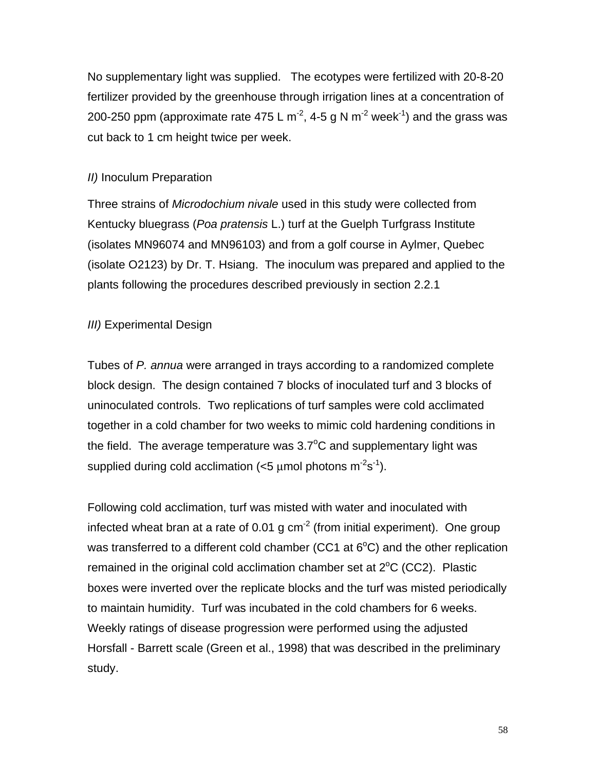No supplementary light was supplied. The ecotypes were fertilized with 20-8-20 fertilizer provided by the greenhouse through irrigation lines at a concentration of 200-250 ppm (approximate rate 475 L $m^{-2}$, 4-5 g N $m^{-2}$ $week^{-1}$) and the grass was cut back to 1 cm height twice per week.

*II)* Inoculum Preparation

Three strains of *Microdochium nivale* used in this study were collected from Kentucky bluegrass (*Poa pratensis* L.) turf at the Guelph Turfgrass Institute (isolates MN96074 and MN96103) and from a golf course in Aylmer, Quebec (isolate O2123) by Dr. T. Hsiang. The inoculum was prepared and applied to the plants following the procedures described previously in section 2.2.1

*III)* Experimental Design

Tubes of *P. annua* were arranged in trays according to a randomized complete block design. The design contained 7 blocks of inoculated turf and 3 blocks of uninoculated controls. Two replications of turf samples were cold acclimated together in a cold chamber for two weeks to mimic cold hardening conditions in the field. The average temperature was 3.7$^{o}$C and supplementary light was supplied during cold acclimation (<5 $\mu$mol photons $m^{-2}s^{-1}$).

Following cold acclimation, turf was misted with water and inoculated with infected wheat bran at a rate of 0.01 g $cm^{-2}$ (from initial experiment). One group was transferred to a different cold chamber (CC1 at 6$^{o}$C) and the other replication remained in the original cold acclimation chamber set at 2$^{o}$C (CC2). Plastic boxes were inverted over the replicate blocks and the turf was misted periodically to maintain humidity. Turf was incubated in the cold chambers for 6 weeks. Weekly ratings of disease progression were performed using the adjusted Horsfall - Barrett scale (Green et al., 1998) that was described in the preliminary study.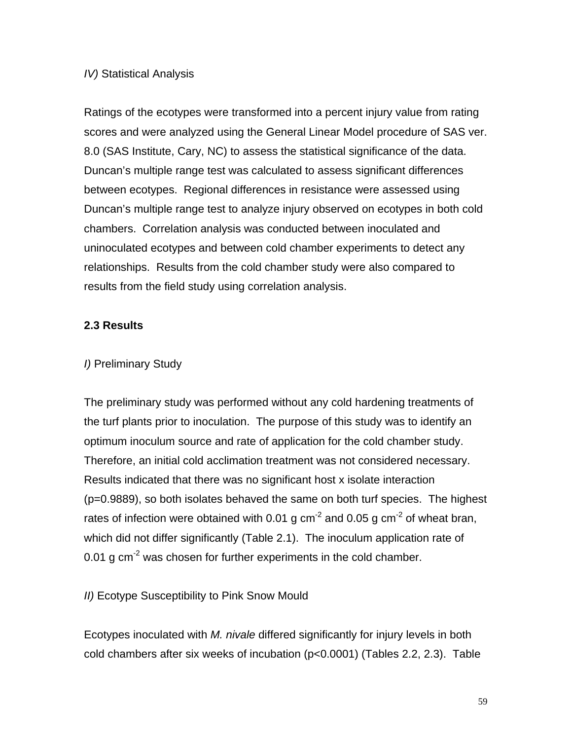*IV)* Statistical Analysis

Ratings of the ecotypes were transformed into a percent injury value from rating scores and were analyzed using the General Linear Model procedure of SAS ver. 8.0 (SAS Institute, Cary, NC) to assess the statistical significance of the data. Duncan's multiple range test was calculated to assess significant differences between ecotypes. Regional differences in resistance were assessed using Duncan's multiple range test to analyze injury observed on ecotypes in both cold chambers. Correlation analysis was conducted between inoculated and uninoculated ecotypes and between cold chamber experiments to detect any relationships. Results from the cold chamber study were also compared to results from the field study using correlation analysis.

## 2.3 Results

*I)* Preliminary Study

The preliminary study was performed without any cold hardening treatments of the turf plants prior to inoculation. The purpose of this study was to identify an optimum inoculum source and rate of application for the cold chamber study. Therefore, an initial cold acclimation treatment was not considered necessary. Results indicated that there was no significant host x isolate interaction ($p=0.9889$), so both isolates behaved the same on both turf species. The highest rates of infection were obtained with 0.01 g $cm^{-2}$ and 0.05 g $cm^{-2}$ of wheat bran, which did not differ significantly (Table 2.1). The inoculum application rate of 0.01 g $cm^{-2}$ was chosen for further experiments in the cold chamber.

*II)* Ecotype Susceptibility to Pink Snow Mould

Ecotypes inoculated with *M. nivale* differed significantly for injury levels in both cold chambers after six weeks of incubation ($p<0.0001$) (Tables 2.2, 2.3). Table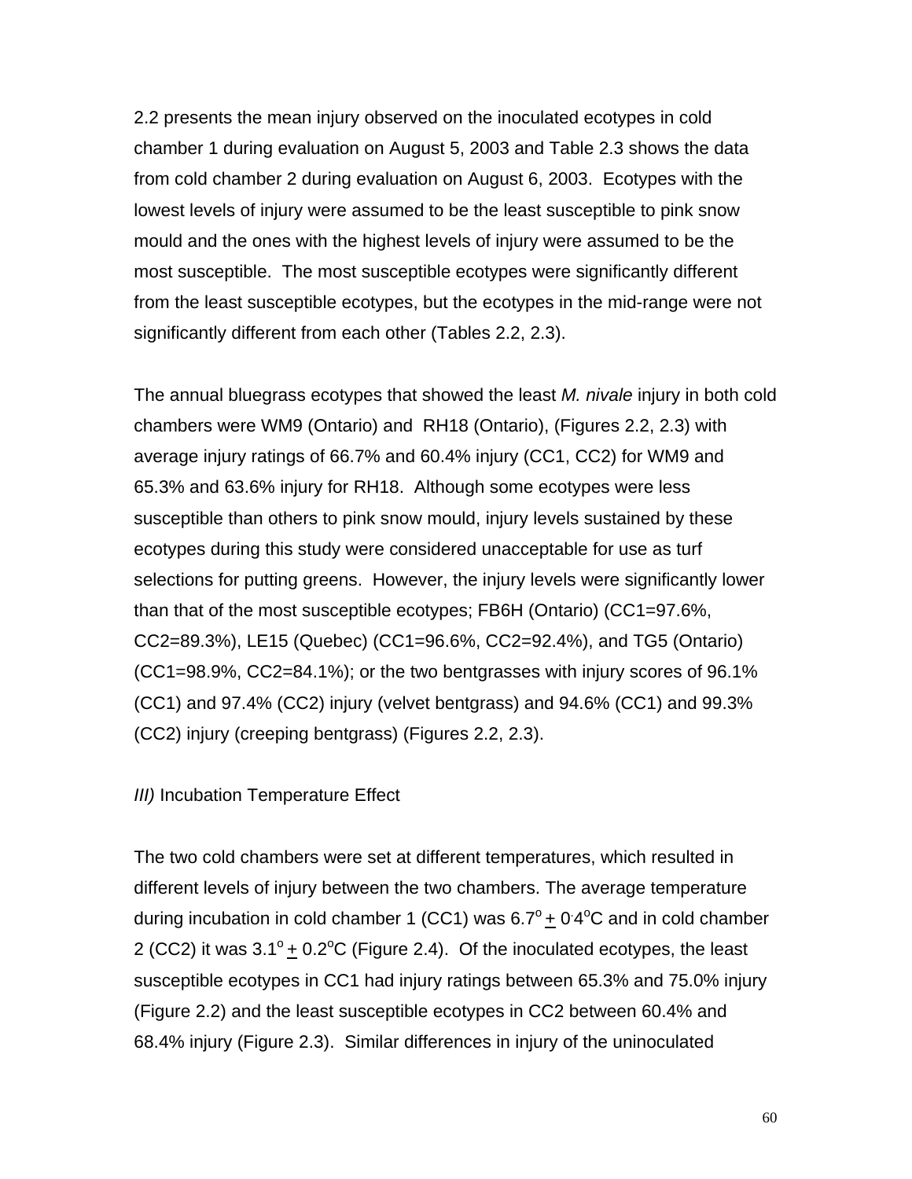2.2 presents the mean injury observed on the inoculated ecotypes in cold chamber 1 during evaluation on August 5, 2003 and Table 2.3 shows the data from cold chamber 2 during evaluation on August 6, 2003. Ecotypes with the lowest levels of injury were assumed to be the least susceptible to pink snow mould and the ones with the highest levels of injury were assumed to be the most susceptible. The most susceptible ecotypes were significantly different from the least susceptible ecotypes, but the ecotypes in the mid-range were not significantly different from each other (Tables 2.2, 2.3).

The annual bluegrass ecotypes that showed the least *M. nivale* injury in both cold chambers were WM9 (Ontario) and RH18 (Ontario), (Figures 2.2, 2.3) with average injury ratings of 66.7% and 60.4% injury (CC1, CC2) for WM9 and 65.3% and 63.6% injury for RH18. Although some ecotypes were less susceptible than others to pink snow mould, injury levels sustained by these ecotypes during this study were considered unacceptable for use as turf selections for putting greens. However, the injury levels were significantly lower than that of the most susceptible ecotypes; FB6H (Ontario) (CC1=97.6%, CC2=89.3%), LE15 (Quebec) (CC1=96.6%, CC2=92.4%), and TG5 (Ontario) (CC1=98.9%, CC2=84.1%); or the two bentgrasses with injury scores of 96.1% (CC1) and 97.4% (CC2) injury (velvet bentgrass) and 94.6% (CC1) and 99.3% (CC2) injury (creeping bentgrass) (Figures 2.2, 2.3).

*III)* Incubation Temperature Effect

The two cold chambers were set at different temperatures, which resulted in different levels of injury between the two chambers. The average temperature during incubation in cold chamber 1 (CC1) was $6.7^{o} \pm 0.4^{o}$C and in cold chamber 2 (CC2) it was $3.1^{o} \pm 0.2^{o}$C (Figure 2.4). Of the inoculated ecotypes, the least susceptible ecotypes in CC1 had injury ratings between 65.3% and 75.0% injury (Figure 2.2) and the least susceptible ecotypes in CC2 between 60.4% and 68.4% injury (Figure 2.3). Similar differences in injury of the uninoculated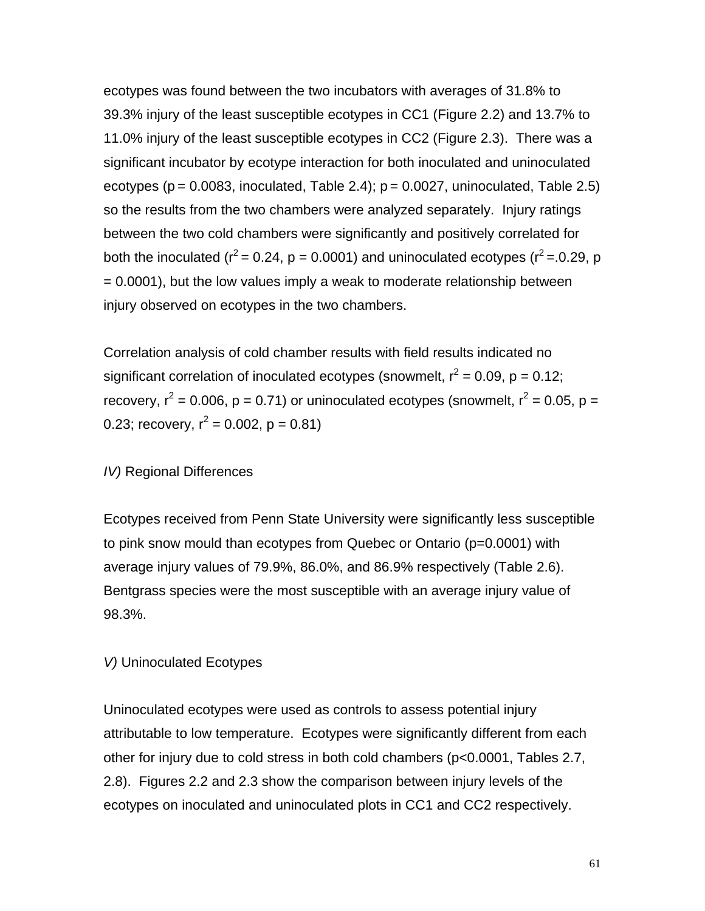ecotypes was found between the two incubators with averages of 31.8% to 39.3% injury of the least susceptible ecotypes in CC1 (Figure 2.2) and 13.7% to 11.0% injury of the least susceptible ecotypes in CC2 (Figure 2.3). There was a significant incubator by ecotype interaction for both inoculated and uninoculated ecotypes ($p = 0.0083$, inoculated, Table 2.4); $p = 0.0027$, uninoculated, Table 2.5) so the results from the two chambers were analyzed separately. Injury ratings between the two cold chambers were significantly and positively correlated for both the inoculated ($r^2 = 0.24$, $p = 0.0001$) and uninoculated ecotypes ($r^2 = .0.29$, $p = 0.0001$), but the low values imply a weak to moderate relationship between injury observed on ecotypes in the two chambers.

Correlation analysis of cold chamber results with field results indicated no significant correlation of inoculated ecotypes (snowmelt, $r^2 = 0.09$, $p = 0.12$; recovery, $r^2 = 0.006$, $p = 0.71$) or uninoculated ecotypes (snowmelt, $r^2 = 0.05$, $p = 0.23$; recovery, $r^2 = 0.002$, $p = 0.81$)

*IV)* Regional Differences

Ecotypes received from Penn State University were significantly less susceptible to pink snow mould than ecotypes from Quebec or Ontario ($p=0.0001$) with average injury values of 79.9%, 86.0%, and 86.9% respectively (Table 2.6). Bentgrass species were the most susceptible with an average injury value of 98.3%.

*V)* Uninoculated Ecotypes

Uninoculated ecotypes were used as controls to assess potential injury attributable to low temperature. Ecotypes were significantly different from each other for injury due to cold stress in both cold chambers ($p<0.0001$, Tables 2.7, 2.8). Figures 2.2 and 2.3 show the comparison between injury levels of the ecotypes on inoculated and uninoculated plots in CC1 and CC2 respectively.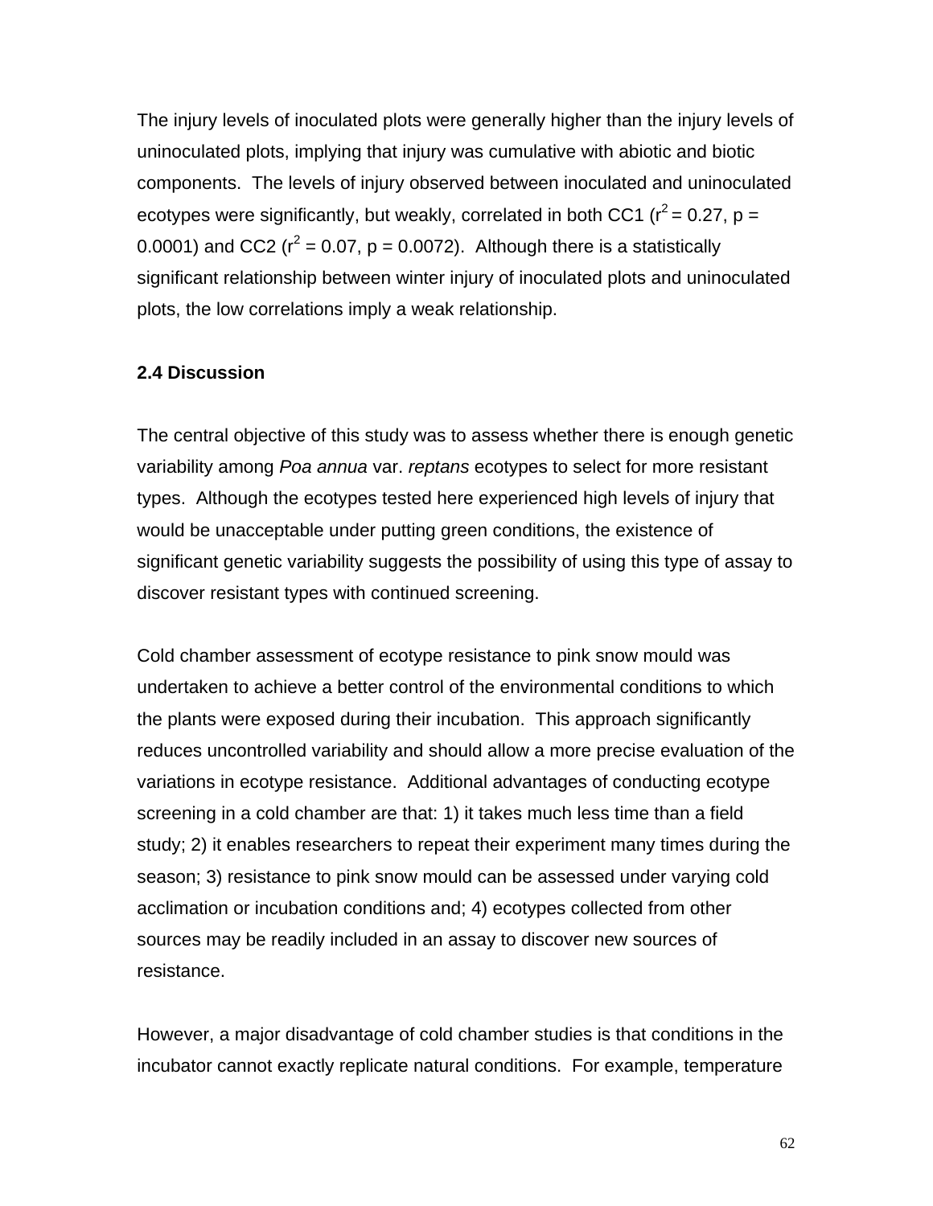The injury levels of inoculated plots were generally higher than the injury levels of uninoculated plots, implying that injury was cumulative with abiotic and biotic components. The levels of injury observed between inoculated and uninoculated ecotypes were significantly, but weakly, correlated in both CC1 ($r^2 = 0.27$, $p = 0.0001$) and CC2 ($r^2 = 0.07$, $p = 0.0072$). Although there is a statistically significant relationship between winter injury of inoculated plots and uninoculated plots, the low correlations imply a weak relationship.

## 2.4 Discussion

The central objective of this study was to assess whether there is enough genetic variability among *Poa annua* var. *reptans* ecotypes to select for more resistant types. Although the ecotypes tested here experienced high levels of injury that would be unacceptable under putting green conditions, the existence of significant genetic variability suggests the possibility of using this type of assay to discover resistant types with continued screening.

Cold chamber assessment of ecotype resistance to pink snow mould was undertaken to achieve a better control of the environmental conditions to which the plants were exposed during their incubation. This approach significantly reduces uncontrolled variability and should allow a more precise evaluation of the variations in ecotype resistance. Additional advantages of conducting ecotype screening in a cold chamber are that: 1) it takes much less time than a field study; 2) it enables researchers to repeat their experiment many times during the season; 3) resistance to pink snow mould can be assessed under varying cold acclimation or incubation conditions and; 4) ecotypes collected from other sources may be readily included in an assay to discover new sources of resistance.

However, a major disadvantage of cold chamber studies is that conditions in the incubator cannot exactly replicate natural conditions. For example, temperature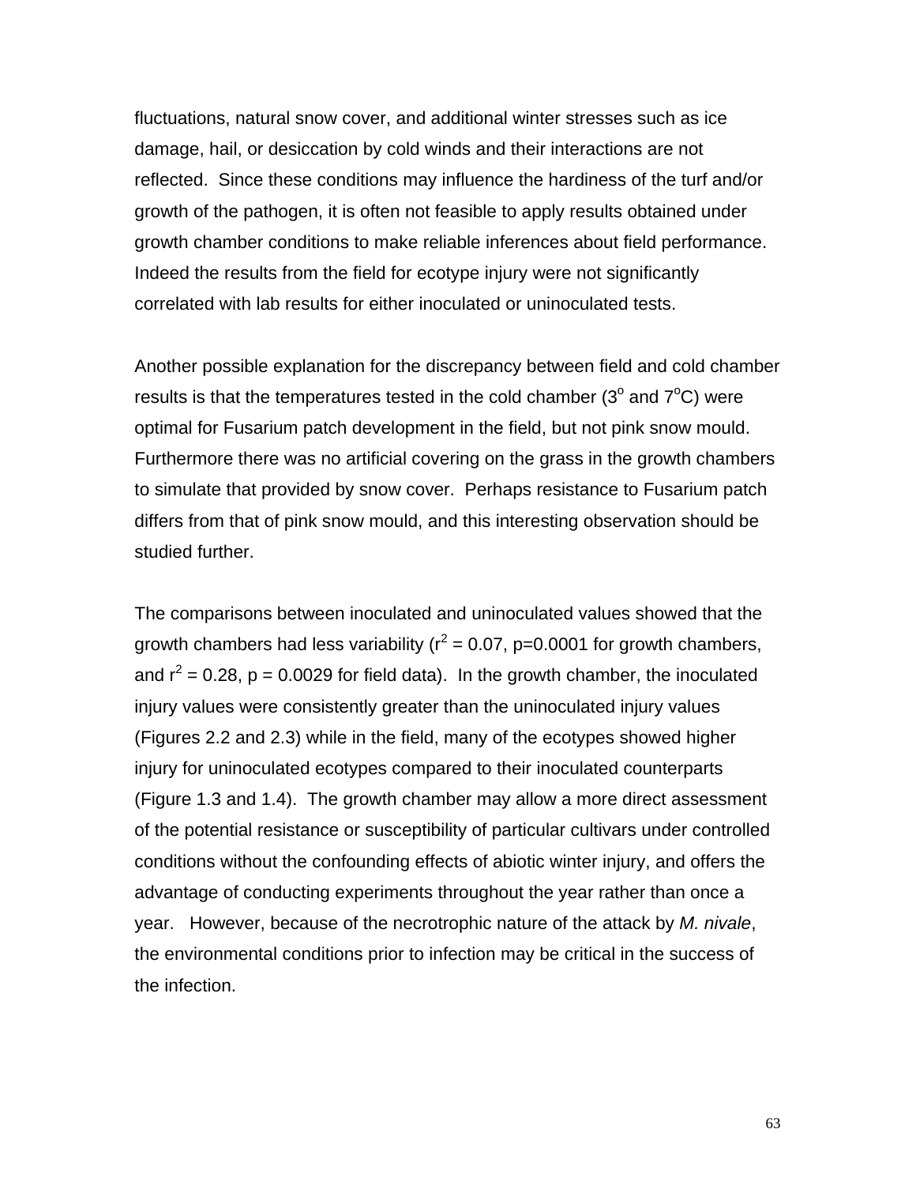fluctuations, natural snow cover, and additional winter stresses such as ice damage, hail, or desiccation by cold winds and their interactions are not reflected. Since these conditions may influence the hardiness of the turf and/or growth of the pathogen, it is often not feasible to apply results obtained under growth chamber conditions to make reliable inferences about field performance. Indeed the results from the field for ecotype injury were not significantly correlated with lab results for either inoculated or uninoculated tests.

Another possible explanation for the discrepancy between field and cold chamber results is that the temperatures tested in the cold chamber ($3^o$ and $7^oC$) were optimal for Fusarium patch development in the field, but not pink snow mould. Furthermore there was no artificial covering on the grass in the growth chambers to simulate that provided by snow cover. Perhaps resistance to Fusarium patch differs from that of pink snow mould, and this interesting observation should be studied further.

The comparisons between inoculated and uninoculated values showed that the growth chambers had less variability ($r^2 = 0.07$, p=0.0001 for growth chambers, and $r^2 = 0.28$, p = 0.0029 for field data). In the growth chamber, the inoculated injury values were consistently greater than the uninoculated injury values (Figures 2.2 and 2.3) while in the field, many of the ecotypes showed higher injury for uninoculated ecotypes compared to their inoculated counterparts (Figure 1.3 and 1.4). The growth chamber may allow a more direct assessment of the potential resistance or susceptibility of particular cultivars under controlled conditions without the confounding effects of abiotic winter injury, and offers the advantage of conducting experiments throughout the year rather than once a year. However, because of the necrotrophic nature of the attack by *M. nivale*, the environmental conditions prior to infection may be critical in the success of the infection.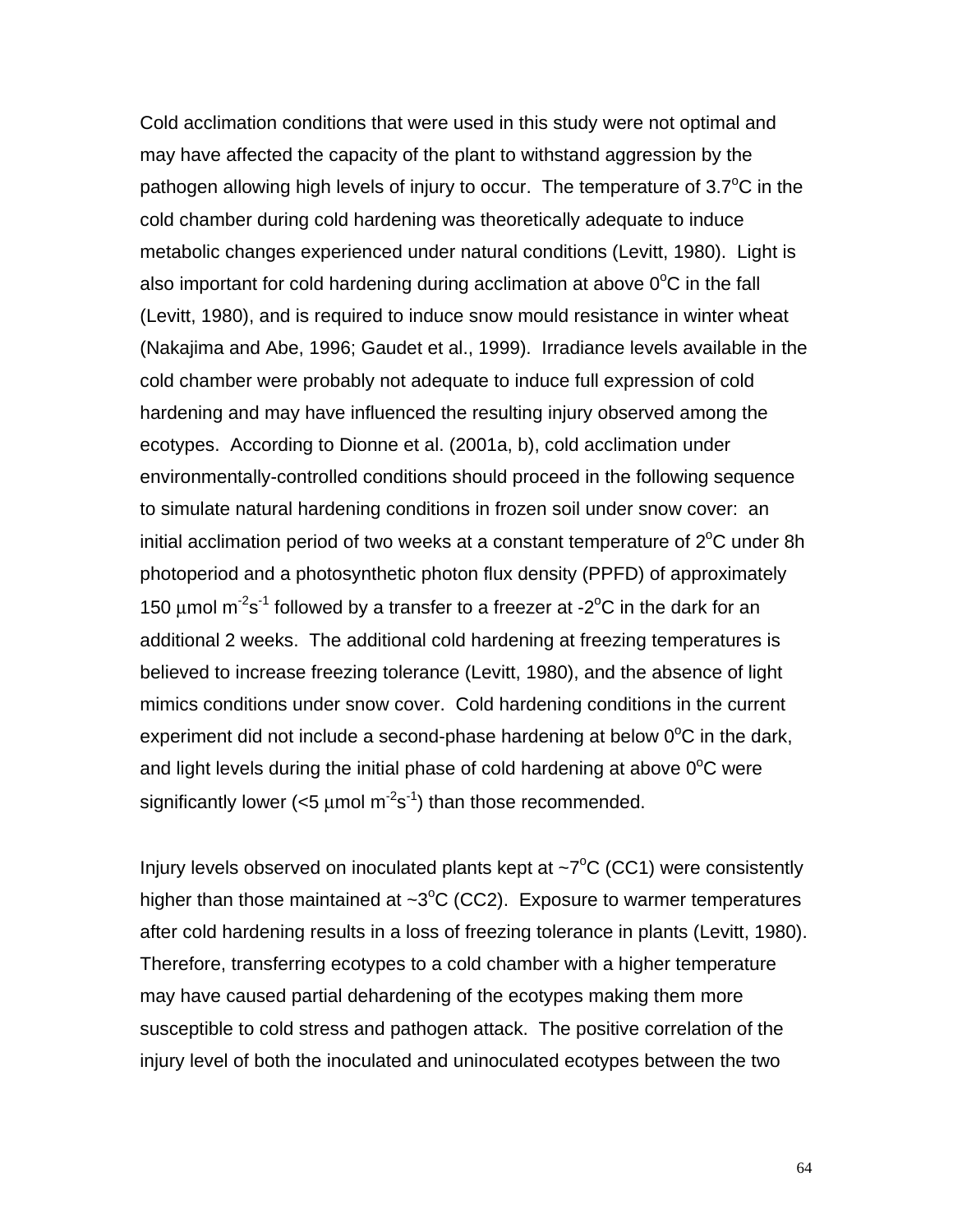Cold acclimation conditions that were used in this study were not optimal and may have affected the capacity of the plant to withstand aggression by the pathogen allowing high levels of injury to occur. The temperature of 3.7$^{o}$C in the cold chamber during cold hardening was theoretically adequate to induce metabolic changes experienced under natural conditions (Levitt, 1980). Light is also important for cold hardening during acclimation at above 0$^{o}$C in the fall (Levitt, 1980), and is required to induce snow mould resistance in winter wheat (Nakajima and Abe, 1996; Gaudet et al., 1999). Irradiance levels available in the cold chamber were probably not adequate to induce full expression of cold hardening and may have influenced the resulting injury observed among the ecotypes. According to Dionne et al. (2001a, b), cold acclimation under environmentally-controlled conditions should proceed in the following sequence to simulate natural hardening conditions in frozen soil under snow cover: an initial acclimation period of two weeks at a constant temperature of 2$^{o}$C under 8h photoperiod and a photosynthetic photon flux density (PPFD) of approximately 150 $\mu$mol m$^{-2}$s$^{-1}$ followed by a transfer to a freezer at -2$^{o}$C in the dark for an additional 2 weeks. The additional cold hardening at freezing temperatures is believed to increase freezing tolerance (Levitt, 1980), and the absence of light mimics conditions under snow cover. Cold hardening conditions in the current experiment did not include a second-phase hardening at below 0$^{o}$C in the dark, and light levels during the initial phase of cold hardening at above 0$^{o}$C were significantly lower (<5 $\mu$mol m$^{-2}$s$^{-1}$) than those recommended.

Injury levels observed on inoculated plants kept at ~7$^{o}$C (CC1) were consistently higher than those maintained at ~3$^{o}$C (CC2). Exposure to warmer temperatures after cold hardening results in a loss of freezing tolerance in plants (Levitt, 1980). Therefore, transferring ecotypes to a cold chamber with a higher temperature may have caused partial dehardening of the ecotypes making them more susceptible to cold stress and pathogen attack. The positive correlation of the injury level of both the inoculated and uninoculated ecotypes between the two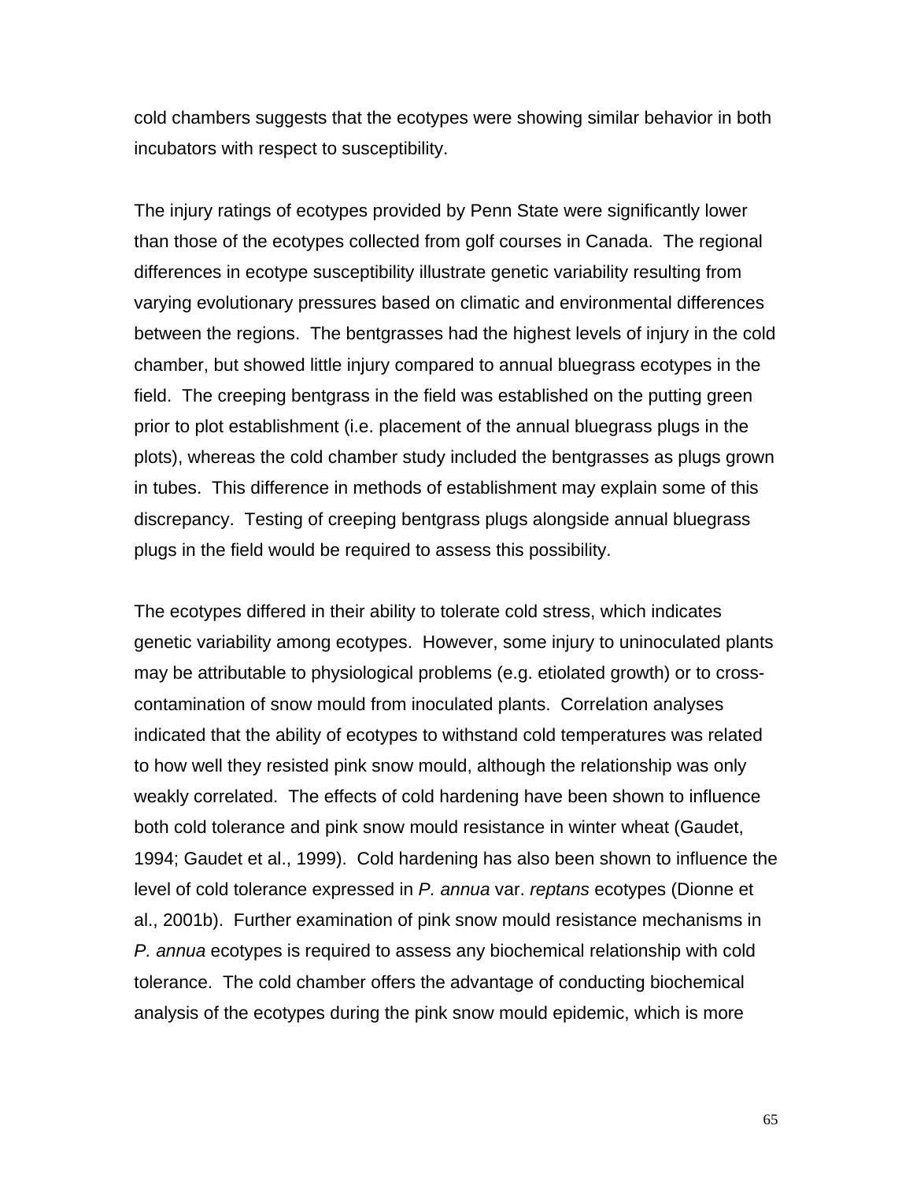cold chambers suggests that the ecotypes were showing similar behavior in both incubators with respect to susceptibility.

The injury ratings of ecotypes provided by Penn State were significantly lower than those of the ecotypes collected from golf courses in Canada. The regional differences in ecotype susceptibility illustrate genetic variability resulting from varying evolutionary pressures based on climatic and environmental differences between the regions. The bentgrasses had the highest levels of injury in the cold chamber, but showed little injury compared to annual bluegrass ecotypes in the field. The creeping bentgrass in the field was established on the putting green prior to plot establishment (i.e. placement of the annual bluegrass plugs in the plots), whereas the cold chamber study included the bentgrasses as plugs grown in tubes. This difference in methods of establishment may explain some of this discrepancy. Testing of creeping bentgrass plugs alongside annual bluegrass plugs in the field would be required to assess this possibility.

The ecotypes differed in their ability to tolerate cold stress, which indicates genetic variability among ecotypes. However, some injury to uninoculated plants may be attributable to physiological problems (e.g. etiolated growth) or to cross-contamination of snow mould from inoculated plants. Correlation analyses indicated that the ability of ecotypes to withstand cold temperatures was related to how well they resisted pink snow mould, although the relationship was only weakly correlated. The effects of cold hardening have been shown to influence both cold tolerance and pink snow mould resistance in winter wheat (Gaudet, 1994; Gaudet et al., 1999). Cold hardening has also been shown to influence the level of cold tolerance expressed in *P. annua* var. *reptans* ecotypes (Dionne et al., 2001b). Further examination of pink snow mould resistance mechanisms in *P. annua* ecotypes is required to assess any biochemical relationship with cold tolerance. The cold chamber offers the advantage of conducting biochemical analysis of the ecotypes during the pink snow mould epidemic, which is more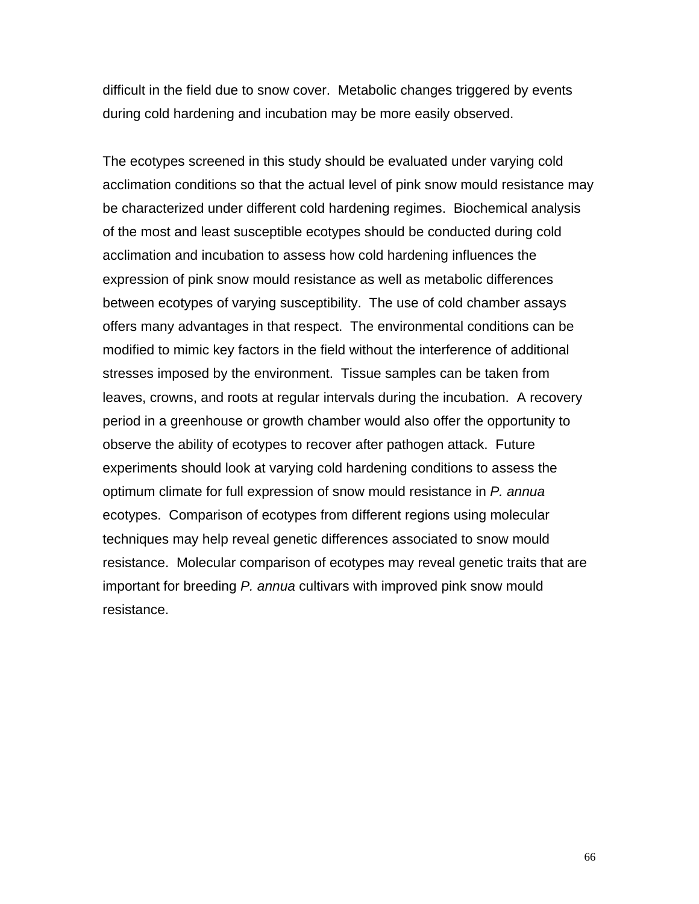difficult in the field due to snow cover. Metabolic changes triggered by events during cold hardening and incubation may be more easily observed.

The ecotypes screened in this study should be evaluated under varying cold acclimation conditions so that the actual level of pink snow mould resistance may be characterized under different cold hardening regimes. Biochemical analysis of the most and least susceptible ecotypes should be conducted during cold acclimation and incubation to assess how cold hardening influences the expression of pink snow mould resistance as well as metabolic differences between ecotypes of varying susceptibility. The use of cold chamber assays offers many advantages in that respect. The environmental conditions can be modified to mimic key factors in the field without the interference of additional stresses imposed by the environment. Tissue samples can be taken from leaves, crowns, and roots at regular intervals during the incubation. A recovery period in a greenhouse or growth chamber would also offer the opportunity to observe the ability of ecotypes to recover after pathogen attack. Future experiments should look at varying cold hardening conditions to assess the optimum climate for full expression of snow mould resistance in *P. annua* ecotypes. Comparison of ecotypes from different regions using molecular techniques may help reveal genetic differences associated to snow mould resistance. Molecular comparison of ecotypes may reveal genetic traits that are important for breeding *P. annua* cultivars with improved pink snow mould resistance.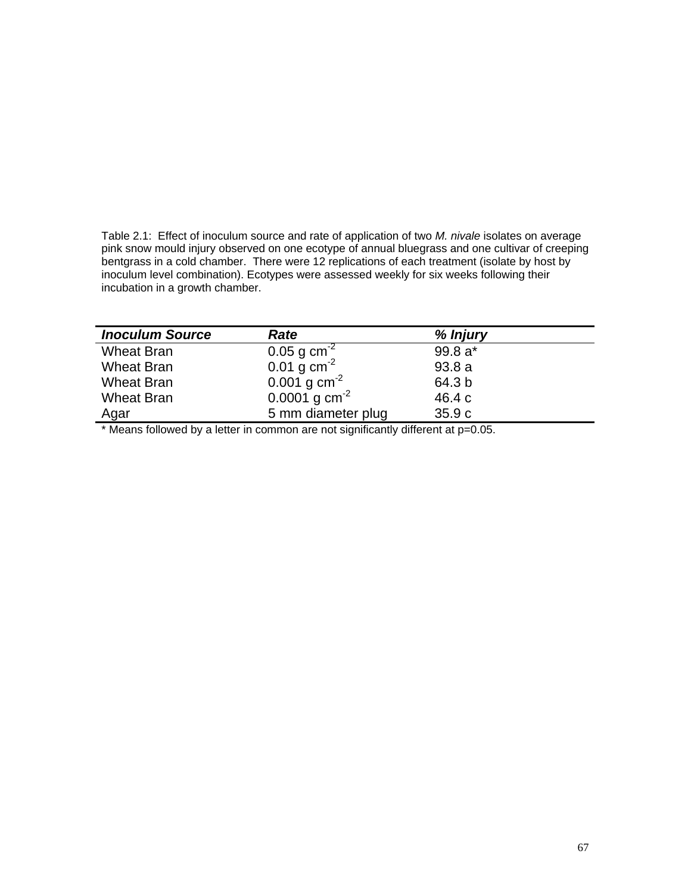Table 2.1: Effect of inoculum source and rate of application of two *M. nivale* isolates on average pink snow mould injury observed on one ecotype of annual bluegrass and one cultivar of creeping bentgrass in a cold chamber. There were 12 replications of each treatment (isolate by host by inoculum level combination). Ecotypes were assessed weekly for six weeks following their incubation in a growth chamber.

| ***Inoculum Source*** | ***Rate*** | ***% Injury*** |
|---|---|---|
| Wheat Bran | 0.05 g $cm^{-2}$ | 99.8 a* |
| Wheat Bran | 0.01 g $cm^{-2}$ | 93.8 a |
| Wheat Bran | 0.001 g $cm^{-2}$ | 64.3 b |
| Wheat Bran | 0.0001 g $cm^{-2}$ | 46.4 c |
| Agar | 5 mm diameter plug | 35.9 c |

* Means followed by a letter in common are not significantly different at p=0.05.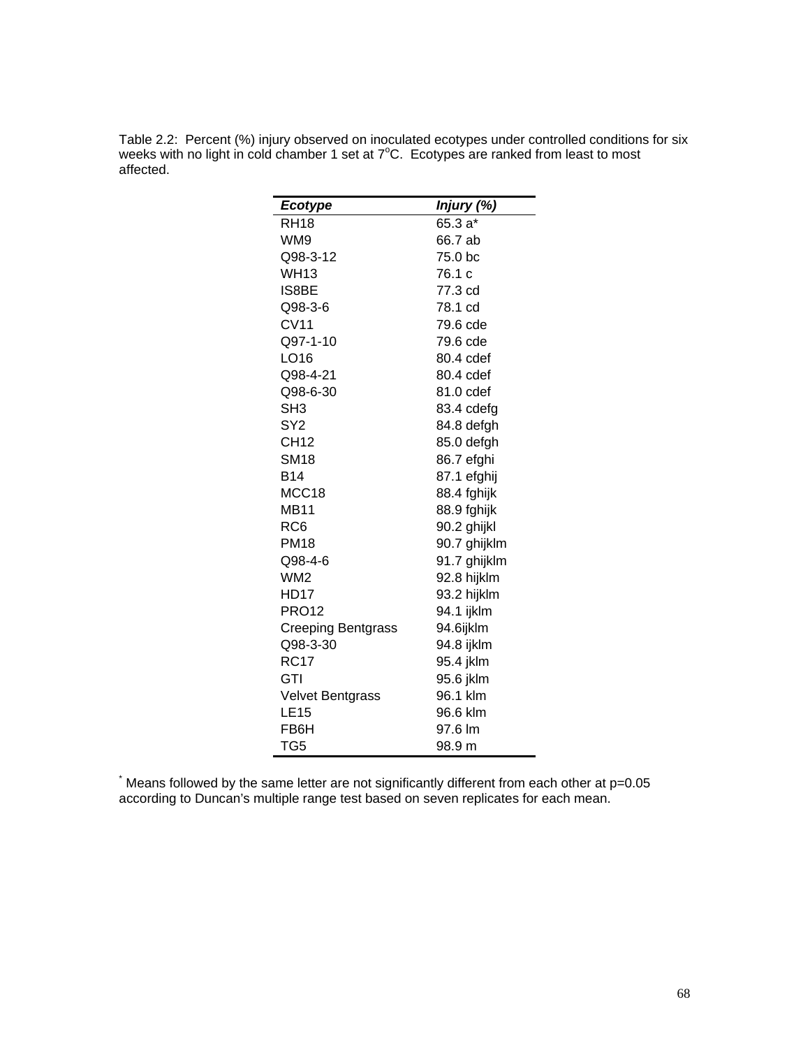Table 2.2: Percent (%) injury observed on inoculated ecotypes under controlled conditions for six weeks with no light in cold chamber 1 set at 7°C. Ecotypes are ranked from least to most affected.

| *Ecotype* | *Injury (%)* |
|---|---|
| RH18 | 65.3 a* |
| WM9 | 66.7 ab |
| Q98-3-12 | 75.0 bc |
| WH13 | 76.1 c |
| IS8BE | 77.3 cd |
| Q98-3-6 | 78.1 cd |
| CV11 | 79.6 cde |
| Q97-1-10 | 79.6 cde |
| LO16 | 80.4 cdef |
| Q98-4-21 | 80.4 cdef |
| Q98-6-30 | 81.0 cdef |
| SH3 | 83.4 cdefg |
| SY2 | 84.8 defgh |
| CH12 | 85.0 defgh |
| SM18 | 86.7 efghi |
| B14 | 87.1 efghij |
| MCC18 | 88.4 fghijk |
| MB11 | 88.9 fghijk |
| RC6 | 90.2 ghijkl |
| PM18 | 90.7 ghijklm |
| Q98-4-6 | 91.7 ghijklm |
| WM2 | 92.8 hijklm |
| HD17 | 93.2 hijklm |
| PRO12 | 94.1 ijklm |
| Creeping Bentgrass | 94.6ijklm |
| Q98-3-30 | 94.8 ijklm |
| RC17 | 95.4 jklm |
| GTI | 95.6 jklm |
| Velvet Bentgrass | 96.1 klm |
| LE15 | 96.6 klm |
| FB6H | 97.6 lm |
| TG5 | 98.9 m |

* Means followed by the same letter are not significantly different from each other at p=0.05 according to Duncan's multiple range test based on seven replicates for each mean.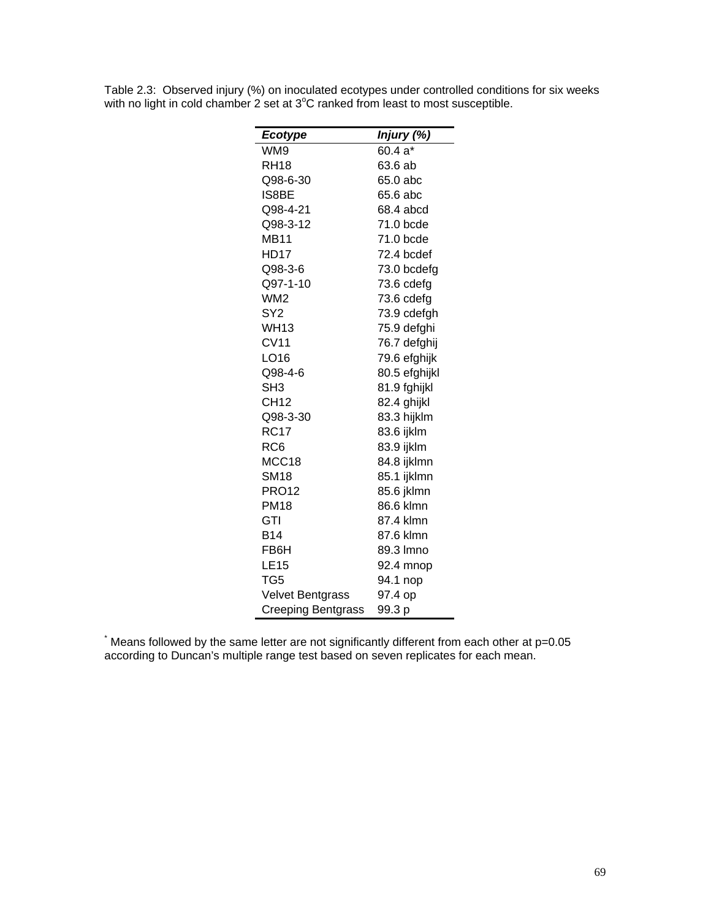Table 2.3: Observed injury (%) on inoculated ecotypes under controlled conditions for six weeks with no light in cold chamber 2 set at 3$^{o}$C ranked from least to most susceptible.

| ***Ecotype*** | ***Injury (%)*** |
|---|---|
| WM9 | 60.4 a* |
| RH18 | 63.6 ab |
| Q98-6-30 | 65.0 abc |
| IS8BE | 65.6 abc |
| Q98-4-21 | 68.4 abcd |
| Q98-3-12 | 71.0 bcde |
| MB11 | 71.0 bcde |
| HD17 | 72.4 bcdef |
| Q98-3-6 | 73.0 bcdefg |
| Q97-1-10 | 73.6 cdefg |
| WM2 | 73.6 cdefg |
| SY2 | 73.9 cdefgh |
| WH13 | 75.9 defghi |
| CV11 | 76.7 defghij |
| LO16 | 79.6 efghijk |
| Q98-4-6 | 80.5 efghijkl |
| SH3 | 81.9 fghijkl |
| CH12 | 82.4 ghijkl |
| Q98-3-30 | 83.3 hijklm |
| RC17 | 83.6 ijklm |
| RC6 | 83.9 ijklm |
| MCC18 | 84.8 ijklmn |
| SM18 | 85.1 ijklmn |
| PRO12 | 85.6 jklmn |
| PM18 | 86.6 klmn |
| GTI | 87.4 klmn |
| B14 | 87.6 klmn |
| FB6H | 89.3 lmno |
| LE15 | 92.4 mnop |
| TG5 | 94.1 nop |
| Velvet Bentgrass | 97.4 op |
| Creeping Bentgrass | 99.3 p |

* Means followed by the same letter are not significantly different from each other at p=0.05 according to Duncan's multiple range test based on seven replicates for each mean.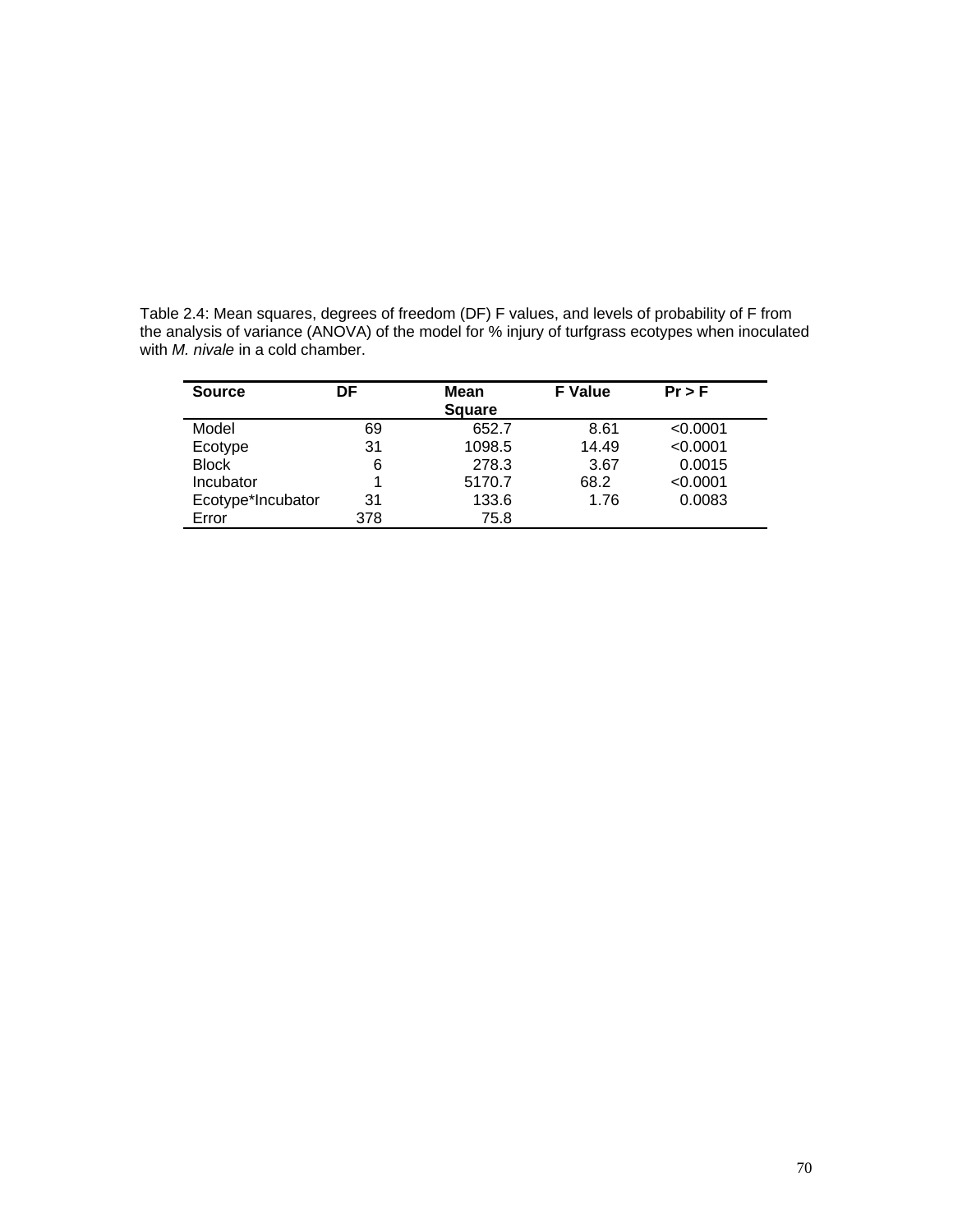Table 2.4: Mean squares, degrees of freedom (DF) F values, and levels of probability of F from the analysis of variance (ANOVA) of the model for % injury of turfgrass ecotypes when inoculated with *M. nivale* in a cold chamber.

| **Source** | **DF** | **Mean Square** | **F Value** | **Pr > F** |
|---|---|---|---|---|
| Model | 69 | 652.7 | 8.61 | <0.0001 |
| Ecotype | 31 | 1098.5 | 14.49 | <0.0001 |
| Block | 6 | 278.3 | 3.67 | 0.0015 |
| Incubator | 1 | 5170.7 | 68.2 | <0.0001 |
| Ecotype*Incubator | 31 | 133.6 | 1.76 | 0.0083 |
| Error | 378 | 75.8 | | |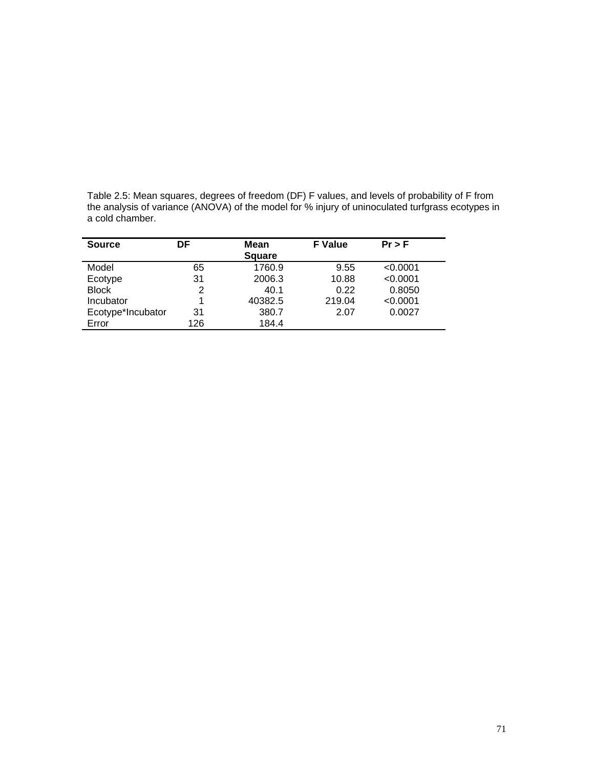Table 2.5: Mean squares, degrees of freedom (DF) F values, and levels of probability of F from the analysis of variance (ANOVA) of the model for % injury of uninoculated turfgrass ecotypes in a cold chamber.

| Source | DF | Mean Square | F Value | Pr > F |
|---|---|---|---|---|
| Model | 65 | 1760.9 | 9.55 | <0.0001 |
| Ecotype | 31 | 2006.3 | 10.88 | <0.0001 |
| Block | 2 | 40.1 | 0.22 | 0.8050 |
| Incubator | 1 | 40382.5 | 219.04 | <0.0001 |
| Ecotype*Incubator | 31 | 380.7 | 2.07 | 0.0027 |
| Error | 126 | 184.4 | | |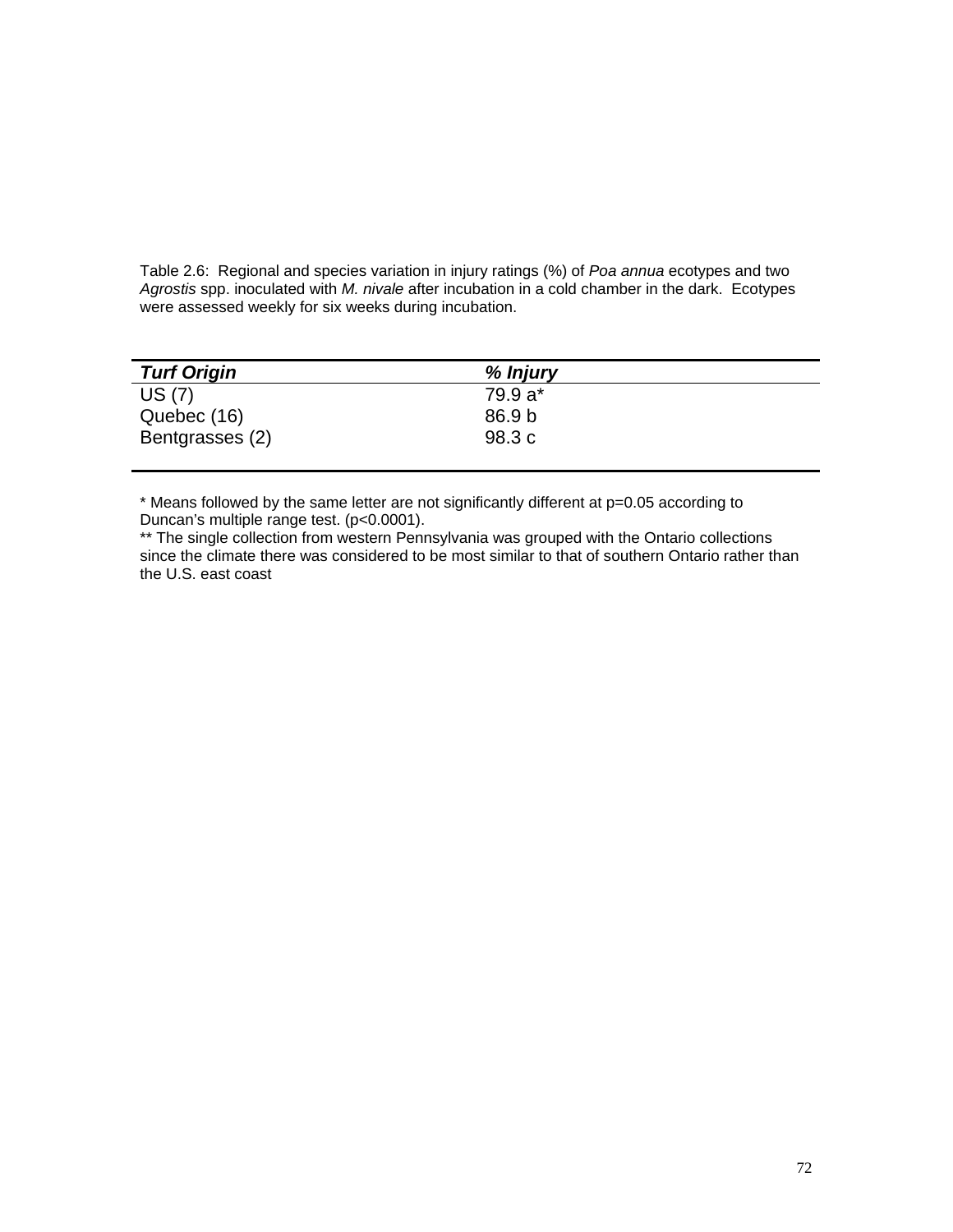Table 2.6: Regional and species variation in injury ratings (%) of *Poa annua* ecotypes and two *Agrostis* spp. inoculated with *M. nivale* after incubation in a cold chamber in the dark. Ecotypes were assessed weekly for six weeks during incubation.

| ***Turf Origin*** | ***% Injury*** |
|---|---|
| US (7) | 79.9 a* |
| Quebec (16) | 86.9 b |
| Bentgrasses (2) | 98.3 c |

* Means followed by the same letter are not significantly different at p=0.05 according to Duncan's multiple range test. (p<0.0001).

** The single collection from western Pennsylvania was grouped with the Ontario collections since the climate there was considered to be most similar to that of southern Ontario rather than the U.S. east coast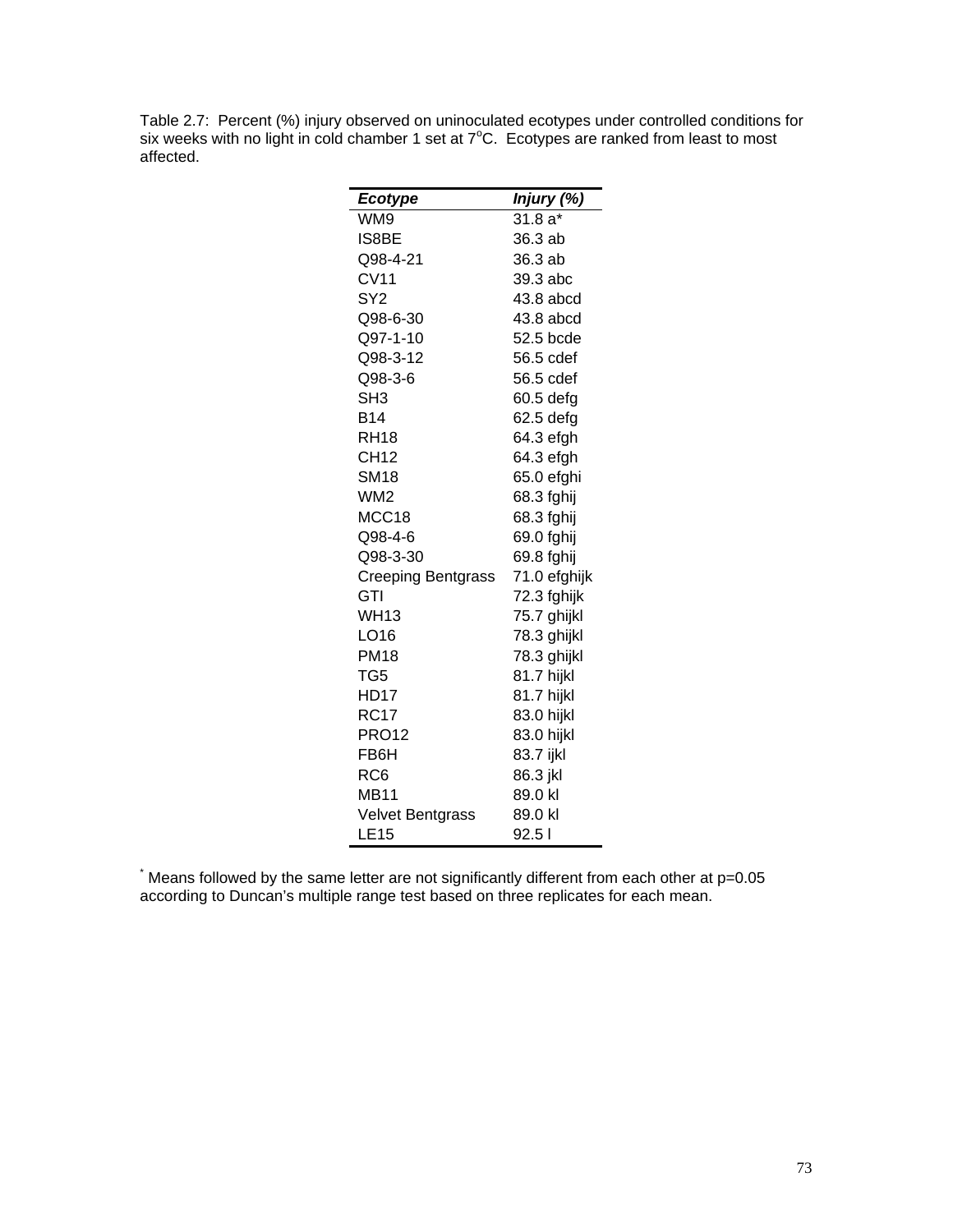Table 2.7: Percent (%) injury observed on uninoculated ecotypes under controlled conditions for six weeks with no light in cold chamber 1 set at 7°C. Ecotypes are ranked from least to most affected.

| ***Ecotype*** | ***Injury (%)*** |
|---|---|
| WM9 | 31.8 a* |
| IS8BE | 36.3 ab |
| Q98-4-21 | 36.3 ab |
| CV11 | 39.3 abc |
| SY2 | 43.8 abcd |
| Q98-6-30 | 43.8 abcd |
| Q97-1-10 | 52.5 bcde |
| Q98-3-12 | 56.5 cdef |
| Q98-3-6 | 56.5 cdef |
| SH3 | 60.5 defg |
| B14 | 62.5 defg |
| RH18 | 64.3 efgh |
| CH12 | 64.3 efgh |
| SM18 | 65.0 efghi |
| WM2 | 68.3 fghij |
| MCC18 | 68.3 fghij |
| Q98-4-6 | 69.0 fghij |
| Q98-3-30 | 69.8 fghij |
| Creeping Bentgrass | 71.0 efghijk |
| GTI | 72.3 fghijk |
| WH13 | 75.7 ghijkl |
| LO16 | 78.3 ghijkl |
| PM18 | 78.3 ghijkl |
| TG5 | 81.7 hijkl |
| HD17 | 81.7 hijkl |
| RC17 | 83.0 hijkl |
| PRO12 | 83.0 hijkl |
| FB6H | 83.7 ijkl |
| RC6 | 86.3 jkl |
| MB11 | 89.0 kl |
| Velvet Bentgrass | 89.0 kl |
| LE15 | 92.5 l |

* Means followed by the same letter are not significantly different from each other at p=0.05 according to Duncan's multiple range test based on three replicates for each mean.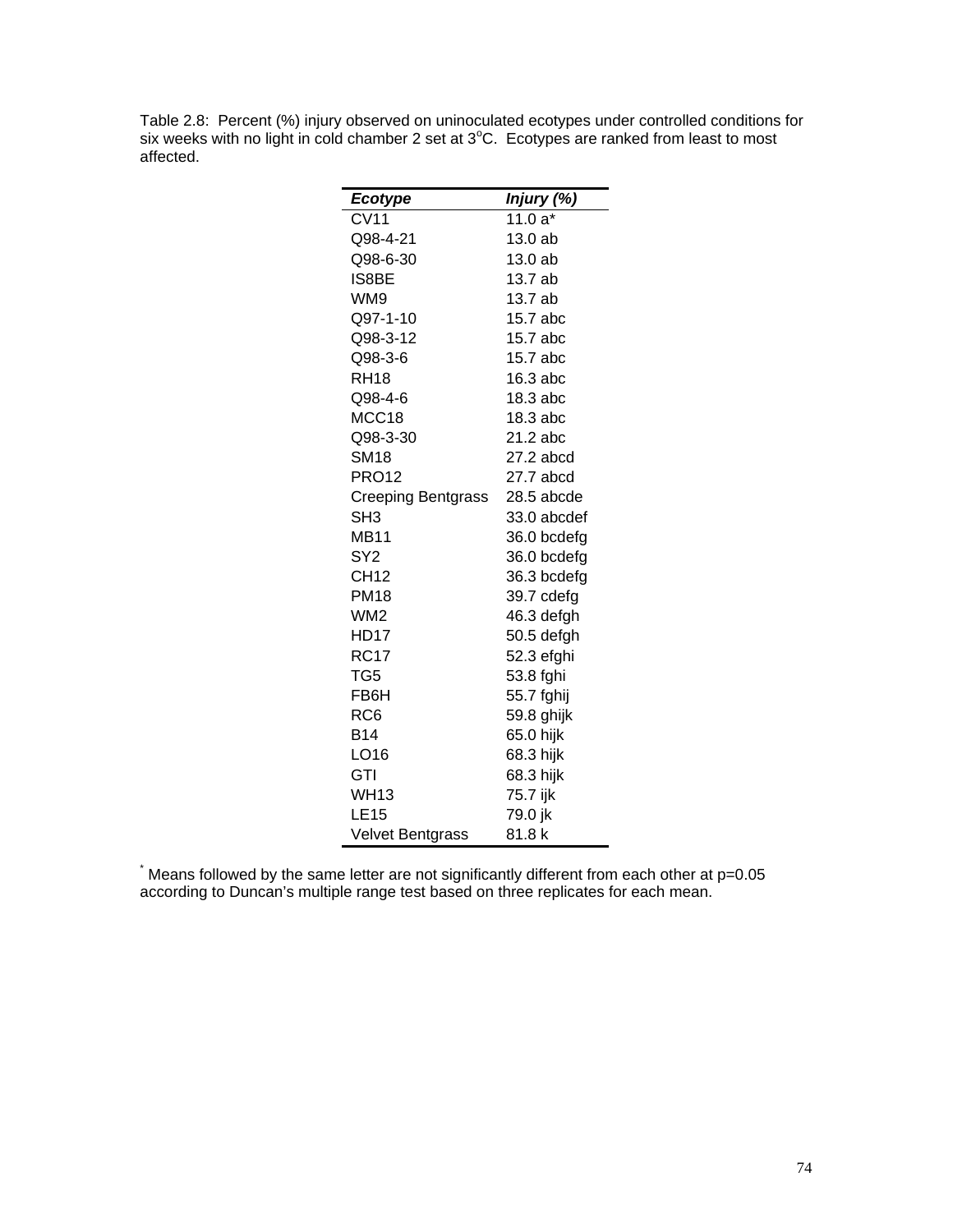Table 2.8: Percent (%) injury observed on uninoculated ecotypes under controlled conditions for six weeks with no light in cold chamber 2 set at 3$^{o}$C. Ecotypes are ranked from least to most affected.

| ***Ecotype*** | ***Injury (%)*** |
|---|---|
| CV11 | 11.0 a* |
| Q98-4-21 | 13.0 ab |
| Q98-6-30 | 13.0 ab |
| IS8BE | 13.7 ab |
| WM9 | 13.7 ab |
| Q97-1-10 | 15.7 abc |
| Q98-3-12 | 15.7 abc |
| Q98-3-6 | 15.7 abc |
| RH18 | 16.3 abc |
| Q98-4-6 | 18.3 abc |
| MCC18 | 18.3 abc |
| Q98-3-30 | 21.2 abc |
| SM18 | 27.2 abcd |
| PRO12 | 27.7 abcd |
| Creeping Bentgrass | 28.5 abcde |
| SH3 | 33.0 abcdef |
| MB11 | 36.0 bcdefg |
| SY2 | 36.0 bcdefg |
| CH12 | 36.3 bcdefg |
| PM18 | 39.7 cdefg |
| WM2 | 46.3 defgh |
| HD17 | 50.5 defgh |
| RC17 | 52.3 efghi |
| TG5 | 53.8 fghi |
| FB6H | 55.7 fghij |
| RC6 | 59.8 ghijk |
| B14 | 65.0 hijk |
| LO16 | 68.3 hijk |
| GTI | 68.3 hijk |
| WH13 | 75.7 ijk |
| LE15 | 79.0 jk |
| Velvet Bentgrass | 81.8 k |

[*] Means followed by the same letter are not significantly different from each other at p=0.05 according to Duncan's multiple range test based on three replicates for each mean.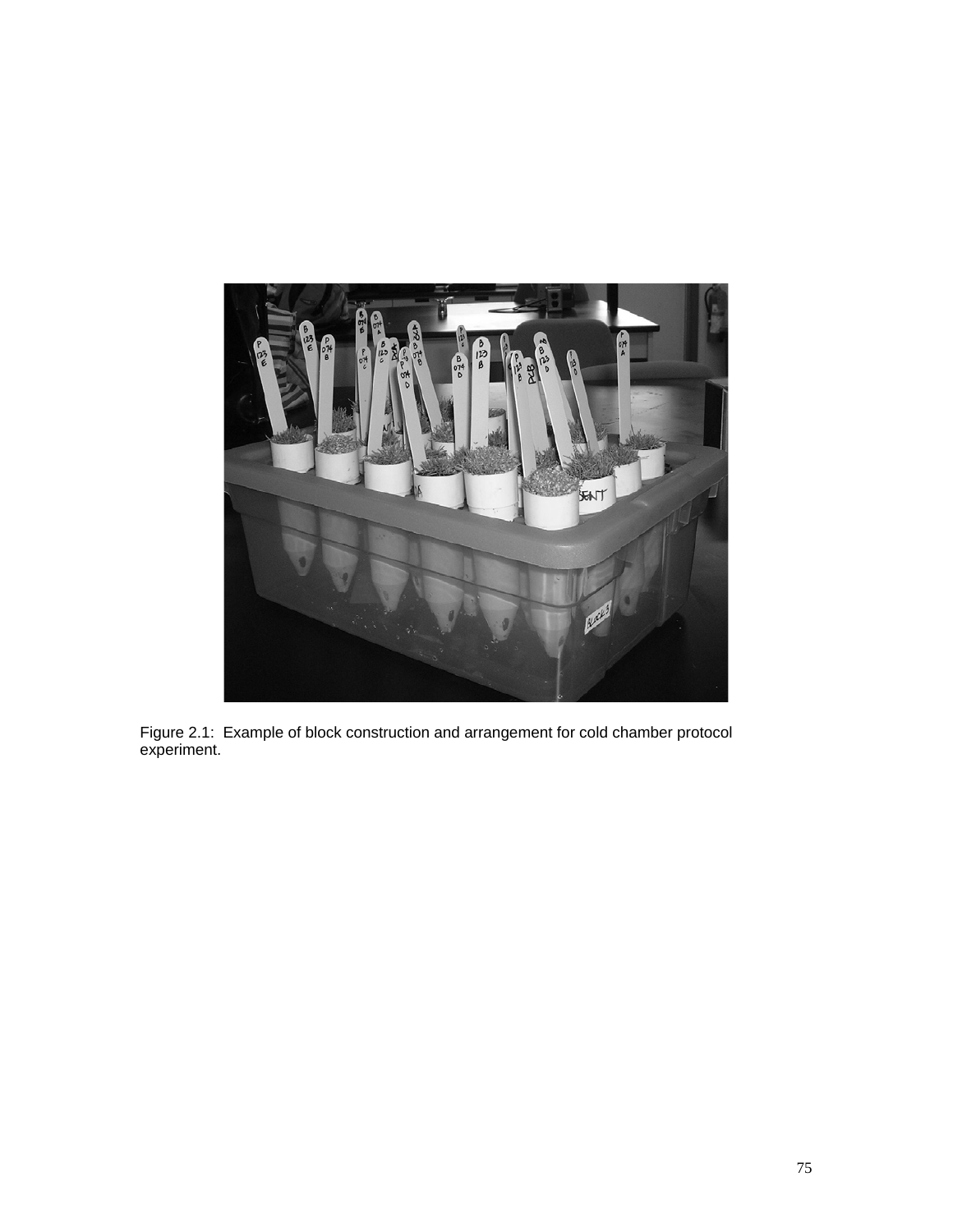Figure 2.1: Example of block construction and arrangement for cold chamber protocol experiment.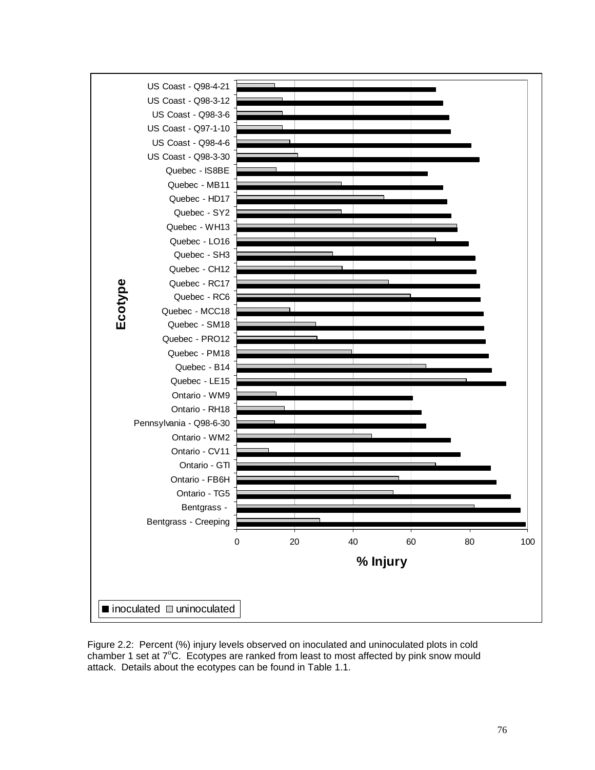Figure 2.2: Percent (%) injury levels observed on inoculated and uninoculated plots in cold chamber 1 set at 7°C. Ecotypes are ranked from least to most affected by pink snow mould attack. Details about the ecotypes can be found in Table 1.1.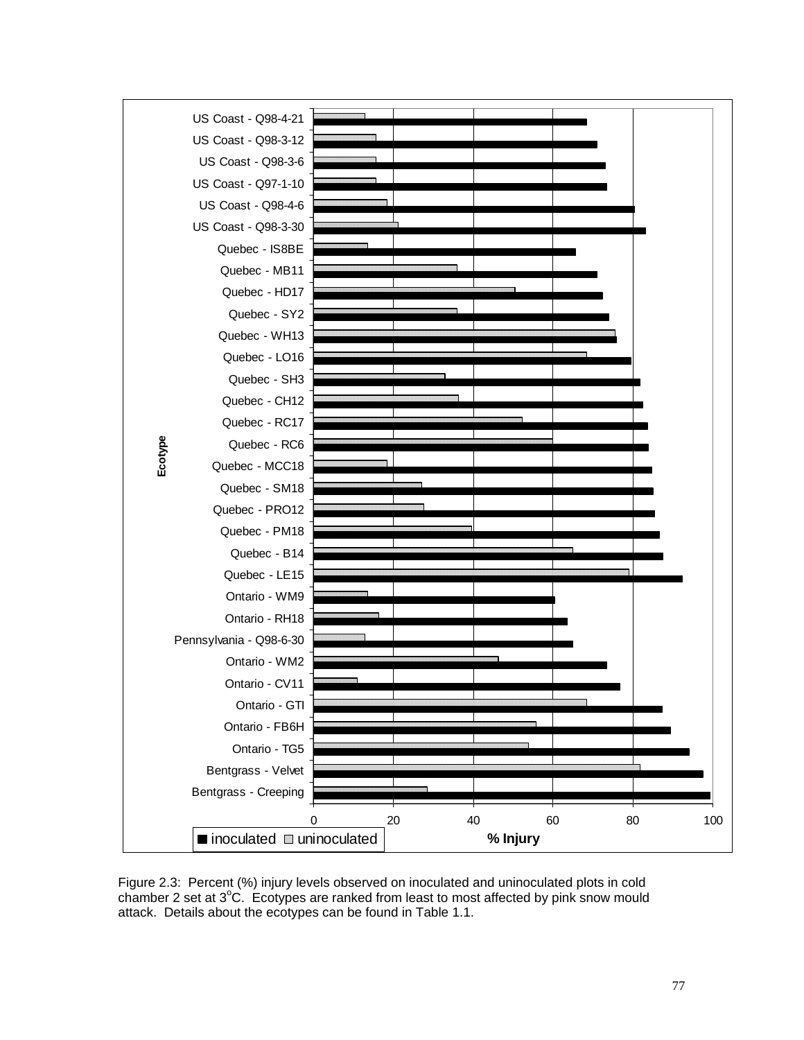Figure 2.3: Percent (%) injury levels observed on inoculated and uninoculated plots in cold chamber 2 set at 3$^{o}$C. Ecotypes are ranked from least to most affected by pink snow mould attack. Details about the ecotypes can be found in Table 1.1.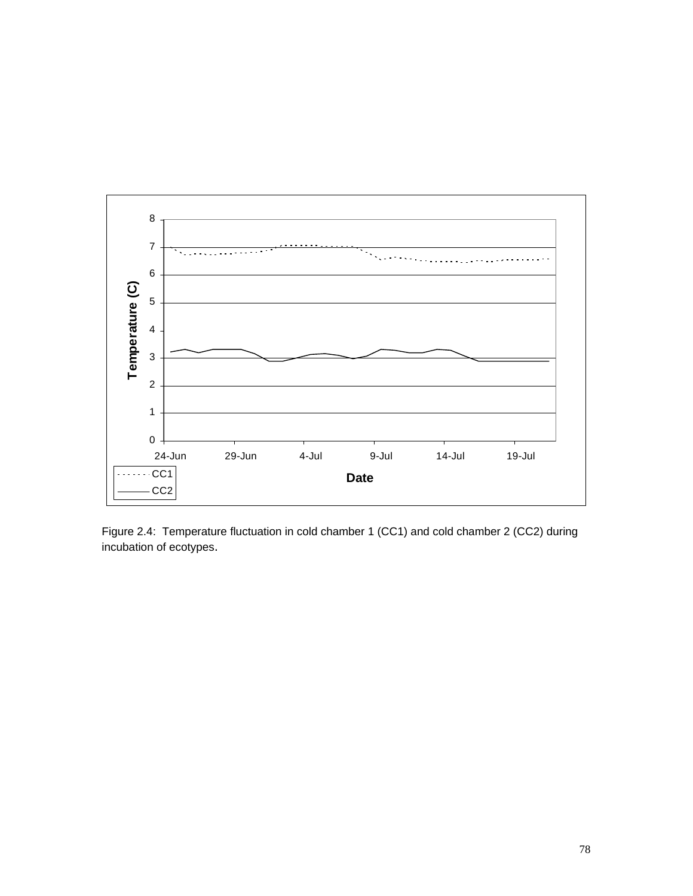Figure 2.4: Temperature fluctuation in cold chamber 1 (CC1) and cold chamber 2 (CC2) during incubation of ecotypes.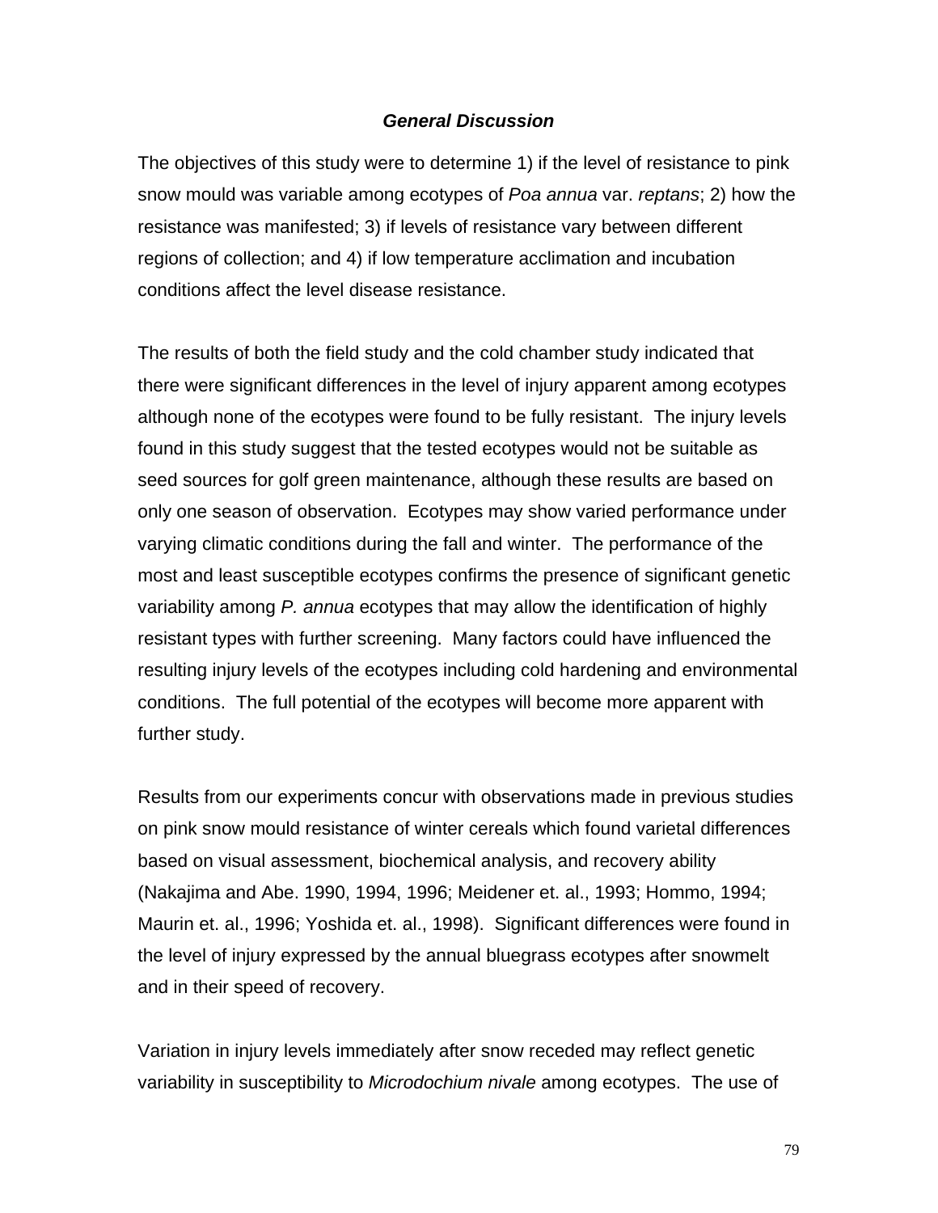## ***General Discussion***

The objectives of this study were to determine 1) if the level of resistance to pink snow mould was variable among ecotypes of *Poa annua* var. *reptans*; 2) how the resistance was manifested; 3) if levels of resistance vary between different regions of collection; and 4) if low temperature acclimation and incubation conditions affect the level disease resistance.

The results of both the field study and the cold chamber study indicated that there were significant differences in the level of injury apparent among ecotypes although none of the ecotypes were found to be fully resistant. The injury levels found in this study suggest that the tested ecotypes would not be suitable as seed sources for golf green maintenance, although these results are based on only one season of observation. Ecotypes may show varied performance under varying climatic conditions during the fall and winter. The performance of the most and least susceptible ecotypes confirms the presence of significant genetic variability among *P. annua* ecotypes that may allow the identification of highly resistant types with further screening. Many factors could have influenced the resulting injury levels of the ecotypes including cold hardening and environmental conditions. The full potential of the ecotypes will become more apparent with further study.

Results from our experiments concur with observations made in previous studies on pink snow mould resistance of winter cereals which found varietal differences based on visual assessment, biochemical analysis, and recovery ability (Nakajima and Abe. 1990, 1994, 1996; Meidener et. al., 1993; Hommo, 1994; Maurin et. al., 1996; Yoshida et. al., 1998). Significant differences were found in the level of injury expressed by the annual bluegrass ecotypes after snowmelt and in their speed of recovery.

Variation in injury levels immediately after snow receded may reflect genetic variability in susceptibility to *Microdochium nivale* among ecotypes. The use of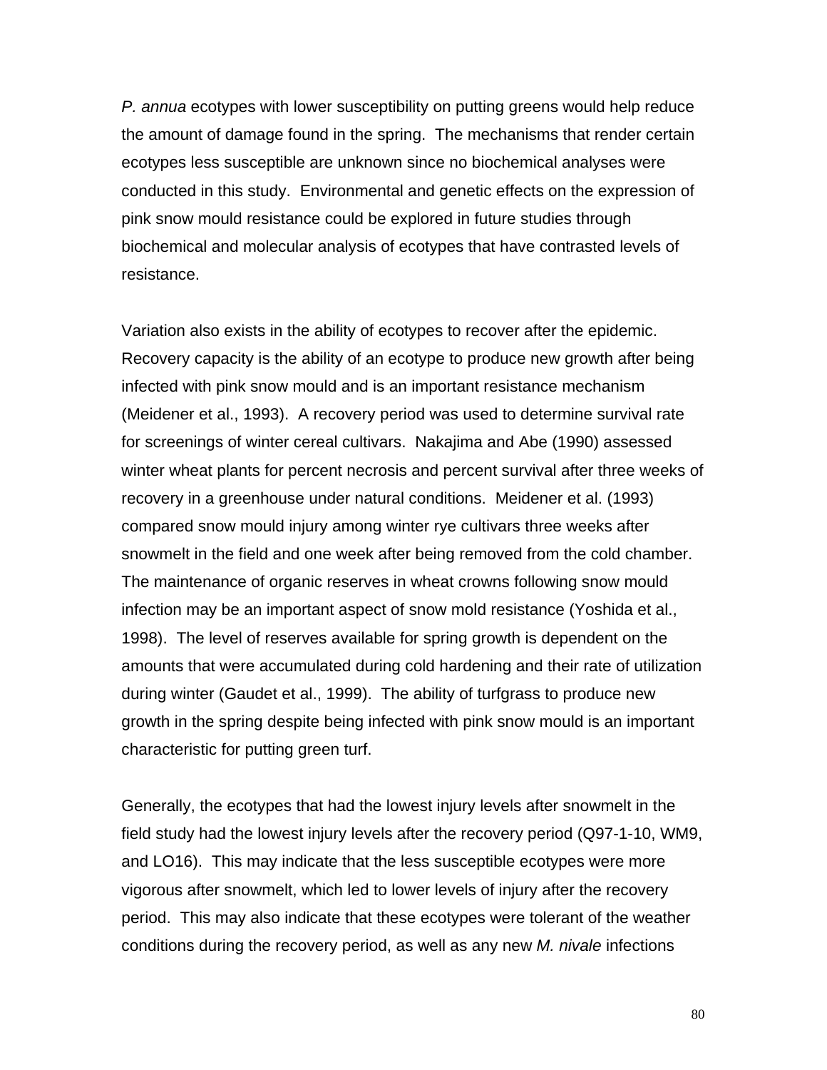*P. annua* ecotypes with lower susceptibility on putting greens would help reduce the amount of damage found in the spring. The mechanisms that render certain ecotypes less susceptible are unknown since no biochemical analyses were conducted in this study. Environmental and genetic effects on the expression of pink snow mould resistance could be explored in future studies through biochemical and molecular analysis of ecotypes that have contrasted levels of resistance.

Variation also exists in the ability of ecotypes to recover after the epidemic. Recovery capacity is the ability of an ecotype to produce new growth after being infected with pink snow mould and is an important resistance mechanism (Meidener et al., 1993). A recovery period was used to determine survival rate for screenings of winter cereal cultivars. Nakajima and Abe (1990) assessed winter wheat plants for percent necrosis and percent survival after three weeks of recovery in a greenhouse under natural conditions. Meidener et al. (1993) compared snow mould injury among winter rye cultivars three weeks after snowmelt in the field and one week after being removed from the cold chamber. The maintenance of organic reserves in wheat crowns following snow mould infection may be an important aspect of snow mold resistance (Yoshida et al., 1998). The level of reserves available for spring growth is dependent on the amounts that were accumulated during cold hardening and their rate of utilization during winter (Gaudet et al., 1999). The ability of turfgrass to produce new growth in the spring despite being infected with pink snow mould is an important characteristic for putting green turf.

Generally, the ecotypes that had the lowest injury levels after snowmelt in the field study had the lowest injury levels after the recovery period (Q97-1-10, WM9, and LO16). This may indicate that the less susceptible ecotypes were more vigorous after snowmelt, which led to lower levels of injury after the recovery period. This may also indicate that these ecotypes were tolerant of the weather conditions during the recovery period, as well as any new *M. nivale* infections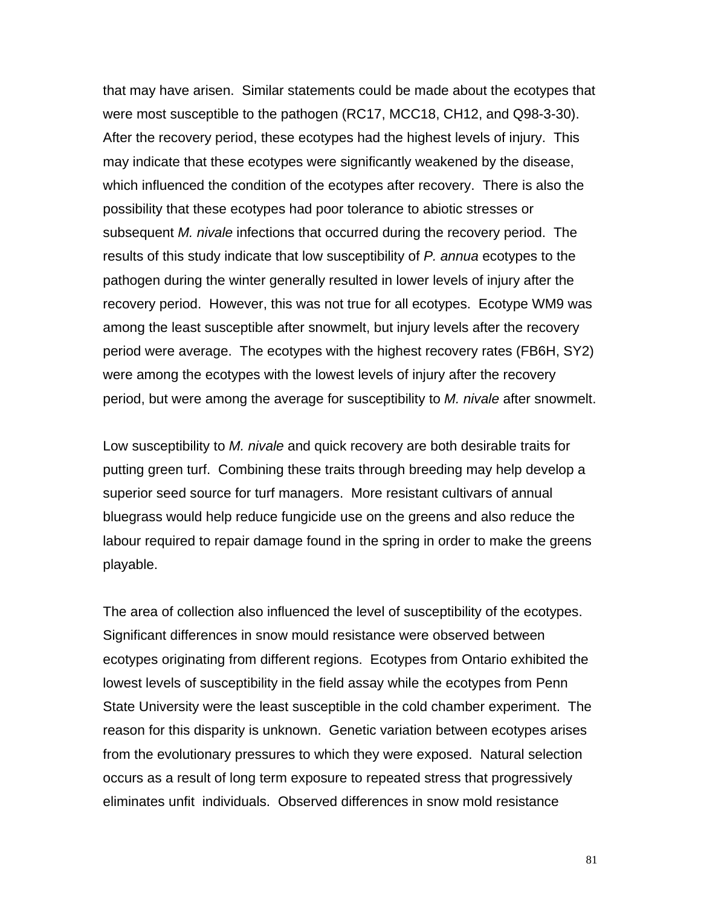that may have arisen. Similar statements could be made about the ecotypes that were most susceptible to the pathogen (RC17, MCC18, CH12, and Q98-3-30). After the recovery period, these ecotypes had the highest levels of injury. This may indicate that these ecotypes were significantly weakened by the disease, which influenced the condition of the ecotypes after recovery. There is also the possibility that these ecotypes had poor tolerance to abiotic stresses or subsequent *M. nivale* infections that occurred during the recovery period. The results of this study indicate that low susceptibility of *P. annua* ecotypes to the pathogen during the winter generally resulted in lower levels of injury after the recovery period. However, this was not true for all ecotypes. Ecotype WM9 was among the least susceptible after snowmelt, but injury levels after the recovery period were average. The ecotypes with the highest recovery rates (FB6H, SY2) were among the ecotypes with the lowest levels of injury after the recovery period, but were among the average for susceptibility to *M. nivale* after snowmelt.

Low susceptibility to *M. nivale* and quick recovery are both desirable traits for putting green turf. Combining these traits through breeding may help develop a superior seed source for turf managers. More resistant cultivars of annual bluegrass would help reduce fungicide use on the greens and also reduce the labour required to repair damage found in the spring in order to make the greens playable.

The area of collection also influenced the level of susceptibility of the ecotypes. Significant differences in snow mould resistance were observed between ecotypes originating from different regions. Ecotypes from Ontario exhibited the lowest levels of susceptibility in the field assay while the ecotypes from Penn State University were the least susceptible in the cold chamber experiment. The reason for this disparity is unknown. Genetic variation between ecotypes arises from the evolutionary pressures to which they were exposed. Natural selection occurs as a result of long term exposure to repeated stress that progressively eliminates unfit individuals. Observed differences in snow mold resistance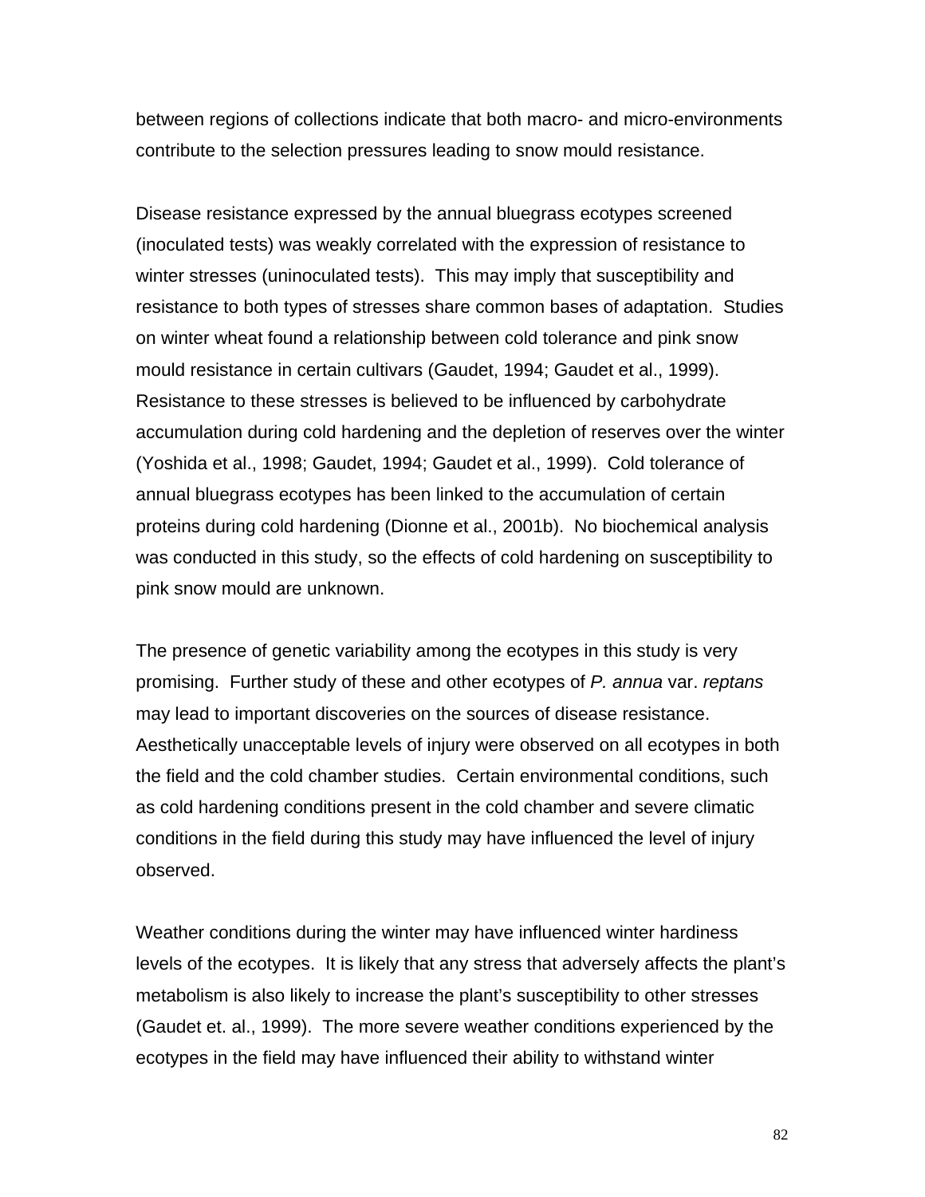between regions of collections indicate that both macro- and micro-environments contribute to the selection pressures leading to snow mould resistance.

Disease resistance expressed by the annual bluegrass ecotypes screened (inoculated tests) was weakly correlated with the expression of resistance to winter stresses (uninoculated tests). This may imply that susceptibility and resistance to both types of stresses share common bases of adaptation. Studies on winter wheat found a relationship between cold tolerance and pink snow mould resistance in certain cultivars (Gaudet, 1994; Gaudet et al., 1999). Resistance to these stresses is believed to be influenced by carbohydrate accumulation during cold hardening and the depletion of reserves over the winter (Yoshida et al., 1998; Gaudet, 1994; Gaudet et al., 1999). Cold tolerance of annual bluegrass ecotypes has been linked to the accumulation of certain proteins during cold hardening (Dionne et al., 2001b). No biochemical analysis was conducted in this study, so the effects of cold hardening on susceptibility to pink snow mould are unknown.

The presence of genetic variability among the ecotypes in this study is very promising. Further study of these and other ecotypes of *P. annua* var. *reptans* may lead to important discoveries on the sources of disease resistance. Aesthetically unacceptable levels of injury were observed on all ecotypes in both the field and the cold chamber studies. Certain environmental conditions, such as cold hardening conditions present in the cold chamber and severe climatic conditions in the field during this study may have influenced the level of injury observed.

Weather conditions during the winter may have influenced winter hardiness levels of the ecotypes. It is likely that any stress that adversely affects the plant's metabolism is also likely to increase the plant's susceptibility to other stresses (Gaudet et. al., 1999). The more severe weather conditions experienced by the ecotypes in the field may have influenced their ability to withstand winter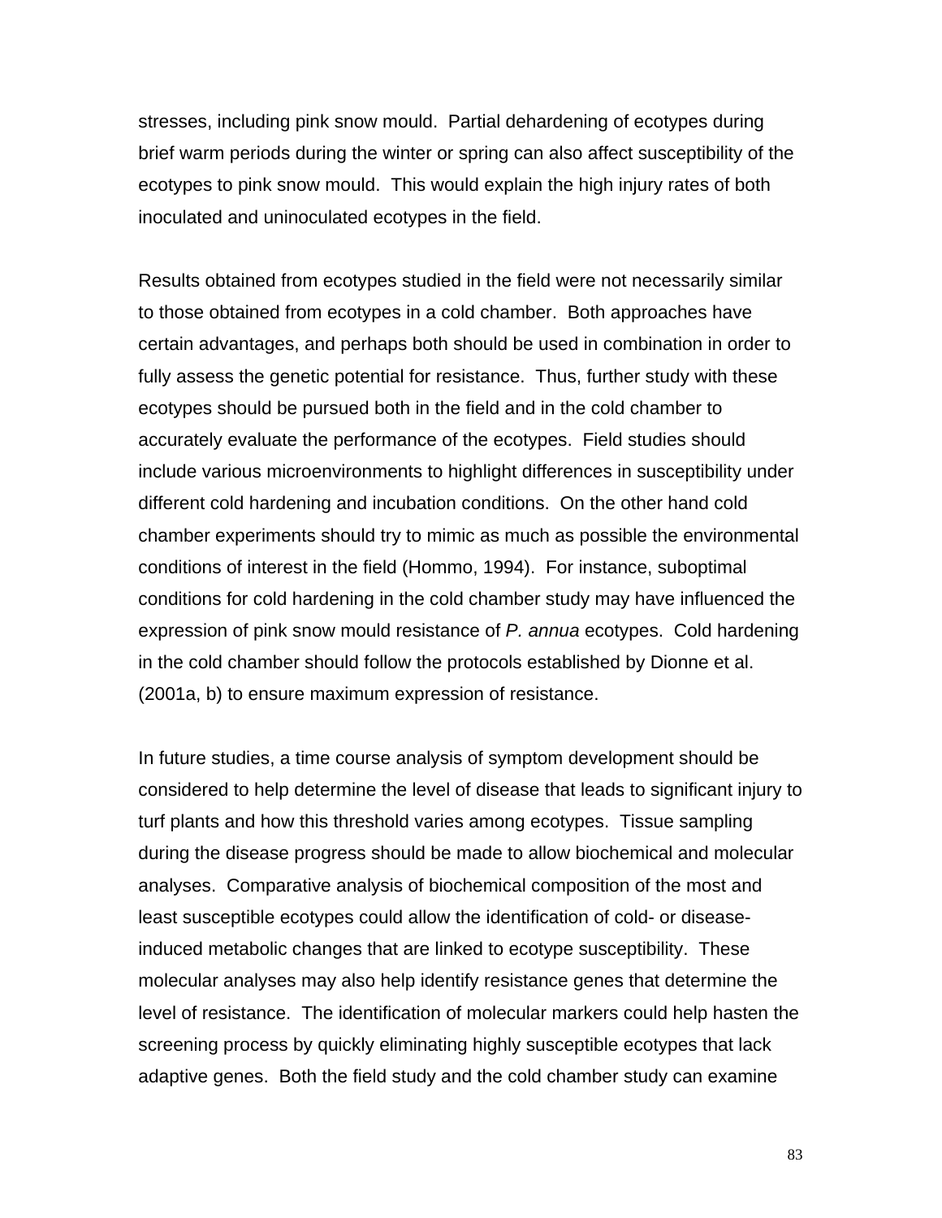stresses, including pink snow mould. Partial dehardening of ecotypes during brief warm periods during the winter or spring can also affect susceptibility of the ecotypes to pink snow mould. This would explain the high injury rates of both inoculated and uninoculated ecotypes in the field.

Results obtained from ecotypes studied in the field were not necessarily similar to those obtained from ecotypes in a cold chamber. Both approaches have certain advantages, and perhaps both should be used in combination in order to fully assess the genetic potential for resistance. Thus, further study with these ecotypes should be pursued both in the field and in the cold chamber to accurately evaluate the performance of the ecotypes. Field studies should include various microenvironments to highlight differences in susceptibility under different cold hardening and incubation conditions. On the other hand cold chamber experiments should try to mimic as much as possible the environmental conditions of interest in the field (Hommo, 1994). For instance, suboptimal conditions for cold hardening in the cold chamber study may have influenced the expression of pink snow mould resistance of *P. annua* ecotypes. Cold hardening in the cold chamber should follow the protocols established by Dionne et al. (2001a, b) to ensure maximum expression of resistance.

In future studies, a time course analysis of symptom development should be considered to help determine the level of disease that leads to significant injury to turf plants and how this threshold varies among ecotypes. Tissue sampling during the disease progress should be made to allow biochemical and molecular analyses. Comparative analysis of biochemical composition of the most and least susceptible ecotypes could allow the identification of cold- or disease-induced metabolic changes that are linked to ecotype susceptibility. These molecular analyses may also help identify resistance genes that determine the level of resistance. The identification of molecular markers could help hasten the screening process by quickly eliminating highly susceptible ecotypes that lack adaptive genes. Both the field study and the cold chamber study can examine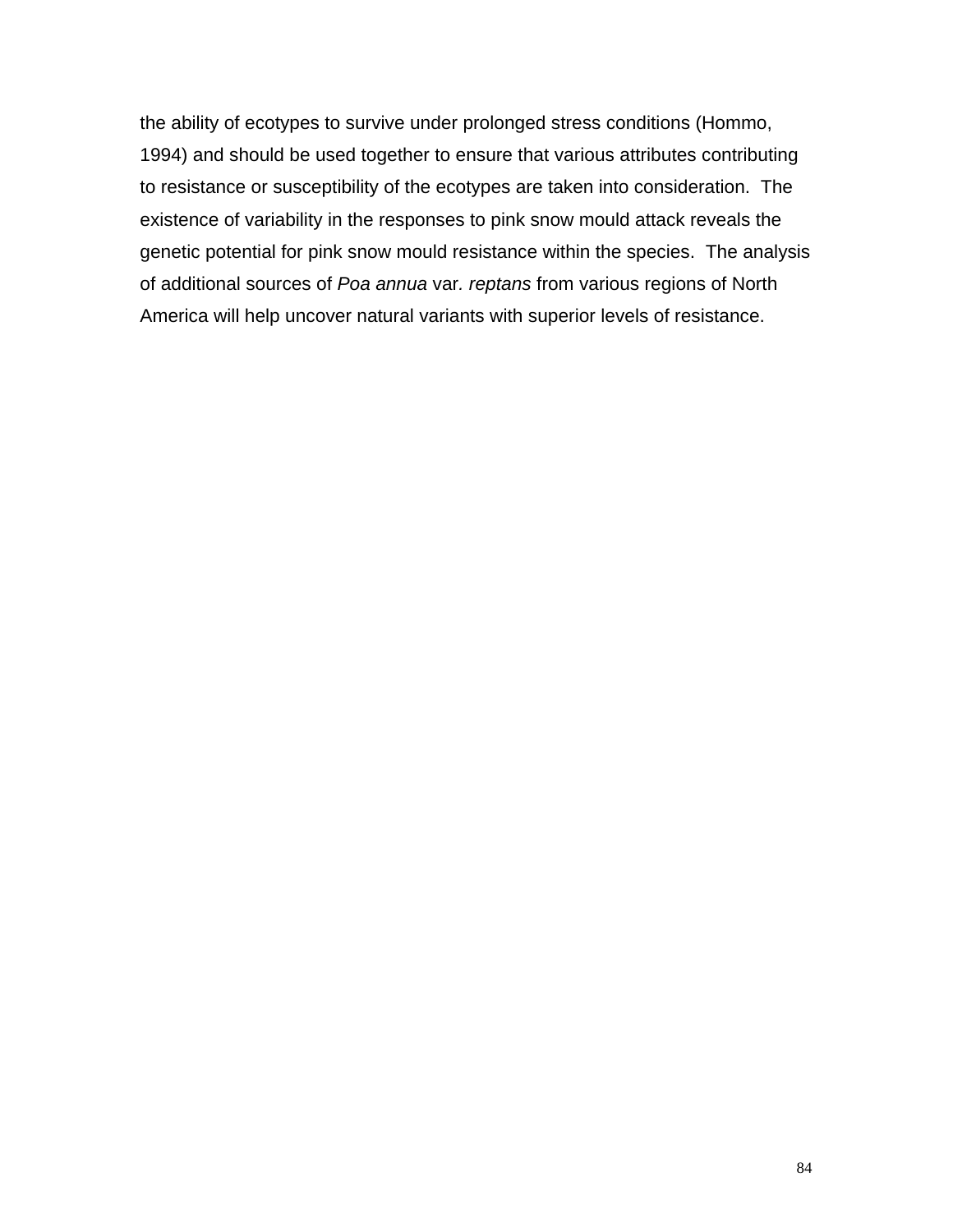the ability of ecotypes to survive under prolonged stress conditions (Hommo, 1994) and should be used together to ensure that various attributes contributing to resistance or susceptibility of the ecotypes are taken into consideration. The existence of variability in the responses to pink snow mould attack reveals the genetic potential for pink snow mould resistance within the species. The analysis of additional sources of *Poa annua* var. *reptans* from various regions of North America will help uncover natural variants with superior levels of resistance.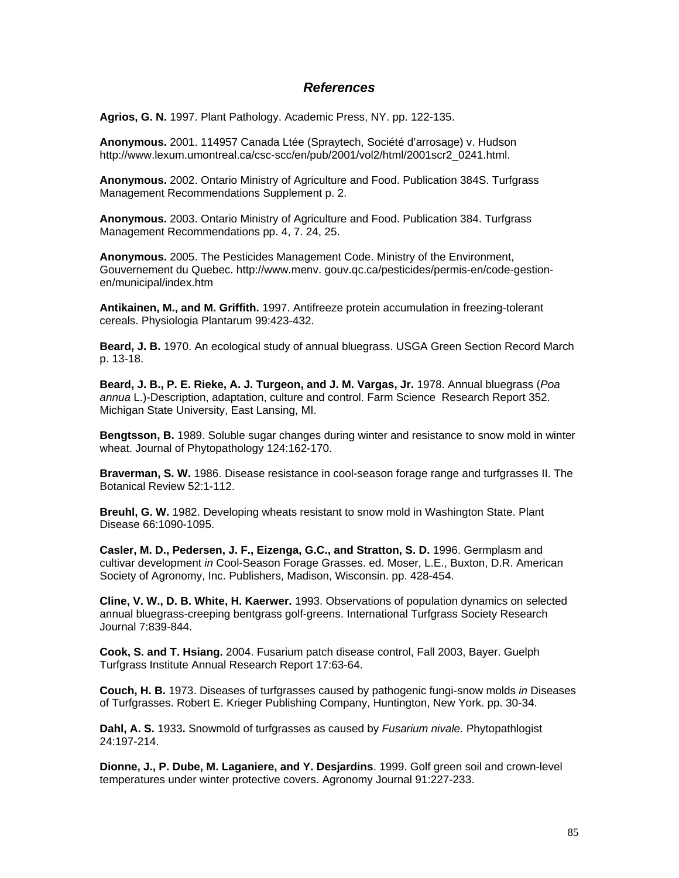## *References*

**Agrios, G. N.** 1997. Plant Pathology. Academic Press, NY. pp. 122-135.

**Anonymous.** 2001. 114957 Canada Ltée (Spraytech, Société d'arrosage) v. Hudson http://www.lexum.umontreal.ca/csc-scc/en/pub/2001/vol2/html/2001scr2_0241.html.

**Anonymous.** 2002. Ontario Ministry of Agriculture and Food. Publication 384S. Turfgrass Management Recommendations Supplement p. 2.

**Anonymous.** 2003. Ontario Ministry of Agriculture and Food. Publication 384. Turfgrass Management Recommendations pp. 4, 7. 24, 25.

**Anonymous.** 2005. The Pesticides Management Code. Ministry of the Environment, Gouvernement du Quebec. http://www.menv. gouv.qc.ca/pesticides/permis-en/code-gestion-en/municipal/index.htm

**Antikainen, M., and M. Griffith.** 1997. Antifreeze protein accumulation in freezing-tolerant cereals. Physiologia Plantarum 99:423-432.

**Beard, J. B.** 1970. An ecological study of annual bluegrass. USGA Green Section Record March p. 13-18.

**Beard, J. B., P. E. Rieke, A. J. Turgeon, and J. M. Vargas, Jr.** 1978. Annual bluegrass (*Poa annua* L.)-Description, adaptation, culture and control. Farm Science Research Report 352. Michigan State University, East Lansing, MI.

**Bengtsson, B.** 1989. Soluble sugar changes during winter and resistance to snow mold in winter wheat. Journal of Phytopathology 124:162-170.

**Braverman, S. W.** 1986. Disease resistance in cool-season forage range and turfgrasses II. The Botanical Review 52:1-112.

**Breuhl, G. W.** 1982. Developing wheats resistant to snow mold in Washington State. Plant Disease 66:1090-1095.

**Casler, M. D., Pedersen, J. F., Eizenga, G.C., and Stratton, S. D.** 1996. Germplasm and cultivar development *in* Cool-Season Forage Grasses. ed. Moser, L.E., Buxton, D.R. American Society of Agronomy, Inc. Publishers, Madison, Wisconsin. pp. 428-454.

**Cline, V. W., D. B. White, H. Kaerwer.** 1993. Observations of population dynamics on selected annual bluegrass-creeping bentgrass golf-greens. International Turfgrass Society Research Journal 7:839-844.

**Cook, S. and T. Hsiang.** 2004. Fusarium patch disease control, Fall 2003, Bayer. Guelph Turfgrass Institute Annual Research Report 17:63-64.

**Couch, H. B.** 1973. Diseases of turfgrasses caused by pathogenic fungi-snow molds *in* Diseases of Turfgrasses. Robert E. Krieger Publishing Company, Huntington, New York. pp. 30-34.

**Dahl, A. S.** 1933**.** Snowmold of turfgrasses as caused by *Fusarium nivale.* Phytopathlogist 24:197-214.

**Dionne, J., P. Dube, M. Laganiere, and Y. Desjardins**. 1999. Golf green soil and crown-level temperatures under winter protective covers. Agronomy Journal 91:227-233.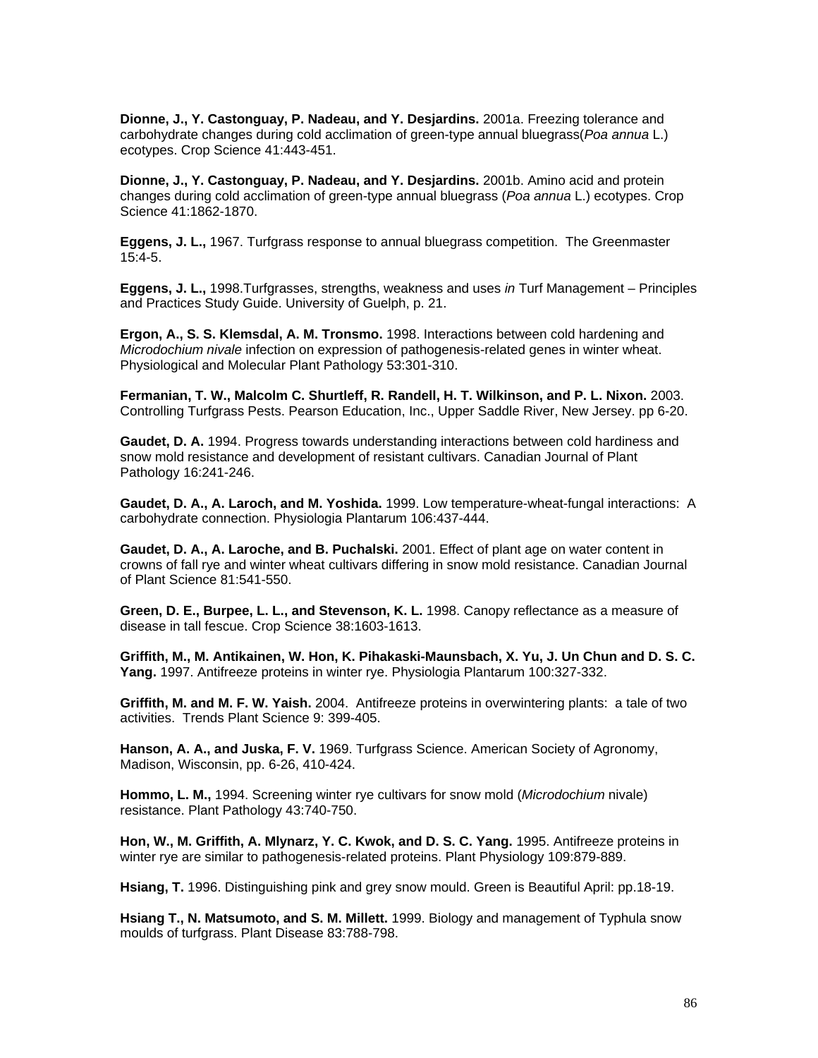**Dionne, J., Y. Castonguay, P. Nadeau, and Y. Desjardins.** 2001a. Freezing tolerance and carbohydrate changes during cold acclimation of green-type annual bluegrass(*Poa annua* L.) ecotypes. Crop Science 41:443-451.

**Dionne, J., Y. Castonguay, P. Nadeau, and Y. Desjardins.** 2001b. Amino acid and protein changes during cold acclimation of green-type annual bluegrass (*Poa annua* L.) ecotypes. Crop Science 41:1862-1870.

**Eggens, J. L.,** 1967. Turfgrass response to annual bluegrass competition. The Greenmaster 15:4-5.

**Eggens, J. L.,** 1998.Turfgrasses, strengths, weakness and uses *in* Turf Management – Principles and Practices Study Guide. University of Guelph, p. 21.

**Ergon, A., S. S. Klemsdal, A. M. Tronsmo.** 1998. Interactions between cold hardening and *Microdochium nivale* infection on expression of pathogenesis-related genes in winter wheat. Physiological and Molecular Plant Pathology 53:301-310.

**Fermanian, T. W., Malcolm C. Shurtleff, R. Randell, H. T. Wilkinson, and P. L. Nixon.** 2003. Controlling Turfgrass Pests. Pearson Education, Inc., Upper Saddle River, New Jersey. pp 6-20.

**Gaudet, D. A.** 1994. Progress towards understanding interactions between cold hardiness and snow mold resistance and development of resistant cultivars. Canadian Journal of Plant Pathology 16:241-246.

**Gaudet, D. A., A. Laroch, and M. Yoshida.** 1999. Low temperature-wheat-fungal interactions: A carbohydrate connection. Physiologia Plantarum 106:437-444.

**Gaudet, D. A., A. Laroche, and B. Puchalski.** 2001. Effect of plant age on water content in crowns of fall rye and winter wheat cultivars differing in snow mold resistance. Canadian Journal of Plant Science 81:541-550.

**Green, D. E., Burpee, L. L., and Stevenson, K. L.** 1998. Canopy reflectance as a measure of disease in tall fescue. Crop Science 38:1603-1613.

**Griffith, M., M. Antikainen, W. Hon, K. Pihakaski-Maunsbach, X. Yu, J. Un Chun and D. S. C. Yang.** 1997. Antifreeze proteins in winter rye. Physiologia Plantarum 100:327-332.

**Griffith, M. and M. F. W. Yaish.** 2004. Antifreeze proteins in overwintering plants: a tale of two activities. Trends Plant Science 9: 399-405.

**Hanson, A. A., and Juska, F. V.** 1969. Turfgrass Science. American Society of Agronomy, Madison, Wisconsin, pp. 6-26, 410-424.

**Hommo, L. M.,** 1994. Screening winter rye cultivars for snow mold (*Microdochium* nivale) resistance. Plant Pathology 43:740-750.

**Hon, W., M. Griffith, A. Mlynarz, Y. C. Kwok, and D. S. C. Yang.** 1995. Antifreeze proteins in winter rye are similar to pathogenesis-related proteins. Plant Physiology 109:879-889.

**Hsiang, T.** 1996. Distinguishing pink and grey snow mould. Green is Beautiful April: pp.18-19.

**Hsiang T., N. Matsumoto, and S. M. Millett.** 1999. Biology and management of Typhula snow moulds of turfgrass. Plant Disease 83:788-798.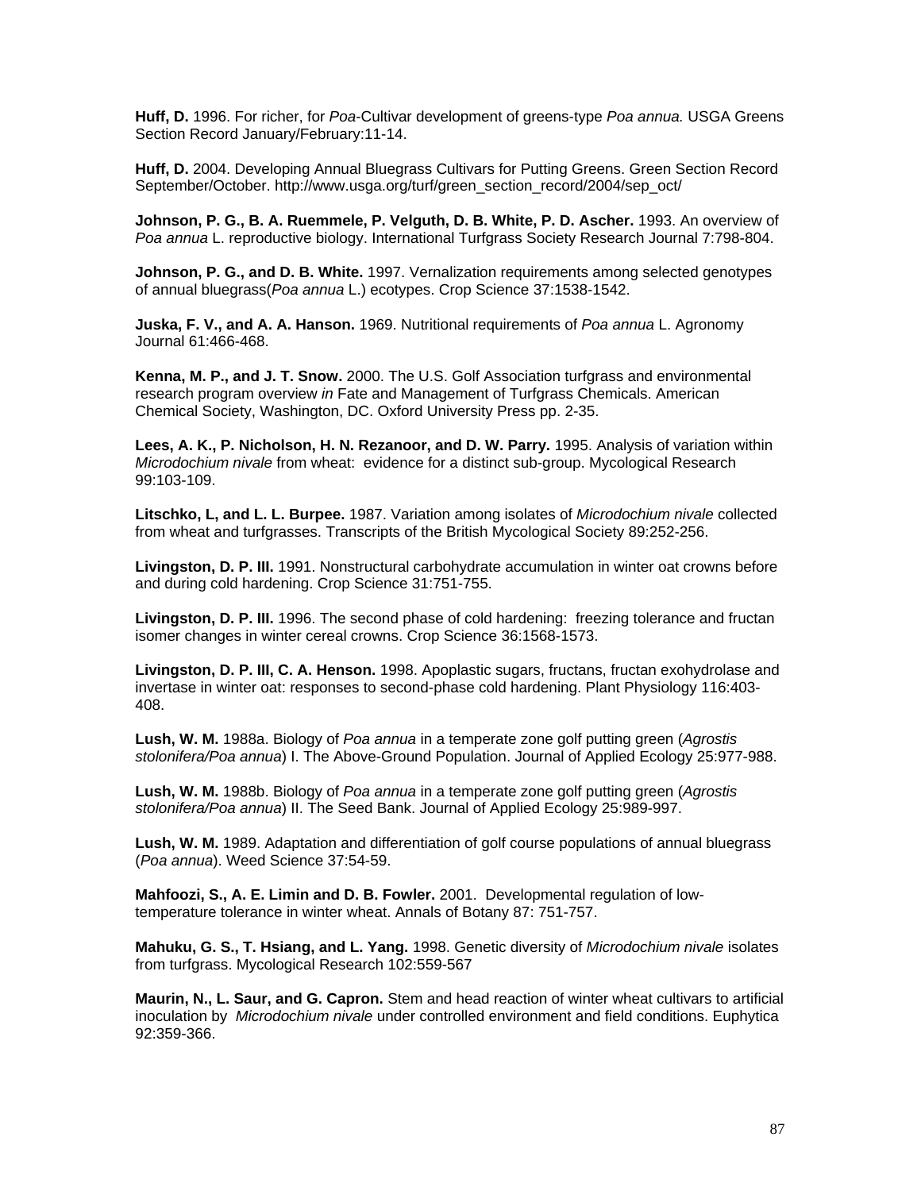**Huff, D.** 1996. For richer, for *Poa*-Cultivar development of greens-type *Poa annua.* USGA Greens Section Record January/February:11-14.

**Huff, D.** 2004. Developing Annual Bluegrass Cultivars for Putting Greens. Green Section Record September/October. http://www.usga.org/turf/green_section_record/2004/sep_oct/

**Johnson, P. G., B. A. Ruemmele, P. Velguth, D. B. White, P. D. Ascher.** 1993. An overview of *Poa annua* L. reproductive biology. International Turfgrass Society Research Journal 7:798-804.

**Johnson, P. G., and D. B. White.** 1997. Vernalization requirements among selected genotypes of annual bluegrass(*Poa annua* L.) ecotypes. Crop Science 37:1538-1542.

**Juska, F. V., and A. A. Hanson.** 1969. Nutritional requirements of *Poa annua* L. Agronomy Journal 61:466-468.

**Kenna, M. P., and J. T. Snow.** 2000. The U.S. Golf Association turfgrass and environmental research program overview *in* Fate and Management of Turfgrass Chemicals. American Chemical Society, Washington, DC. Oxford University Press pp. 2-35.

**Lees, A. K., P. Nicholson, H. N. Rezanoor, and D. W. Parry.** 1995. Analysis of variation within *Microdochium nivale* from wheat: evidence for a distinct sub-group. Mycological Research 99:103-109.

**Litschko, L, and L. L. Burpee.** 1987. Variation among isolates of *Microdochium nivale* collected from wheat and turfgrasses. Transcripts of the British Mycological Society 89:252-256.

**Livingston, D. P. III.** 1991. Nonstructural carbohydrate accumulation in winter oat crowns before and during cold hardening. Crop Science 31:751-755.

**Livingston, D. P. III.** 1996. The second phase of cold hardening: freezing tolerance and fructan isomer changes in winter cereal crowns. Crop Science 36:1568-1573.

**Livingston, D. P. III, C. A. Henson.** 1998. Apoplastic sugars, fructans, fructan exohydrolase and invertase in winter oat: responses to second-phase cold hardening. Plant Physiology 116:403-408.

**Lush, W. M.** 1988a. Biology of *Poa annua* in a temperate zone golf putting green (*Agrostis stolonifera/Poa annua*) I. The Above-Ground Population. Journal of Applied Ecology 25:977-988.

**Lush, W. M.** 1988b. Biology of *Poa annua* in a temperate zone golf putting green (*Agrostis stolonifera/Poa annua*) II. The Seed Bank. Journal of Applied Ecology 25:989-997.

**Lush, W. M.** 1989. Adaptation and differentiation of golf course populations of annual bluegrass (*Poa annua*). Weed Science 37:54-59.

**Mahfoozi, S., A. E. Limin and D. B. Fowler.** 2001. Developmental regulation of low-temperature tolerance in winter wheat. Annals of Botany 87: 751-757.

**Mahuku, G. S., T. Hsiang, and L. Yang.** 1998. Genetic diversity of *Microdochium nivale* isolates from turfgrass. Mycological Research 102:559-567

**Maurin, N., L. Saur, and G. Capron.** Stem and head reaction of winter wheat cultivars to artificial inoculation by *Microdochium nivale* under controlled environment and field conditions. Euphytica 92:359-366.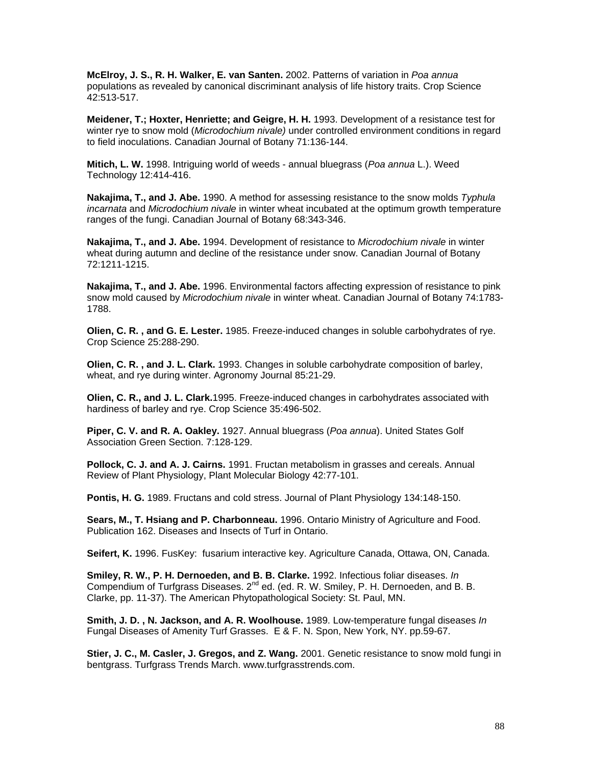**McElroy, J. S., R. H. Walker, E. van Santen.** 2002. Patterns of variation in *Poa annua* populations as revealed by canonical discriminant analysis of life history traits. Crop Science 42:513-517.

**Meidener, T.; Hoxter, Henriette; and Geigre, H. H.** 1993. Development of a resistance test for winter rye to snow mold (*Microdochium nivale)* under controlled environment conditions in regard to field inoculations. Canadian Journal of Botany 71:136-144.

**Mitich, L. W.** 1998. Intriguing world of weeds - annual bluegrass (*Poa annua* L.). Weed Technology 12:414-416.

**Nakajima, T., and J. Abe.** 1990. A method for assessing resistance to the snow molds *Typhula incarnata* and *Microdochium nivale* in winter wheat incubated at the optimum growth temperature ranges of the fungi. Canadian Journal of Botany 68:343-346.

**Nakajima, T., and J. Abe.** 1994. Development of resistance to *Microdochium nivale* in winter wheat during autumn and decline of the resistance under snow. Canadian Journal of Botany 72:1211-1215.

**Nakajima, T., and J. Abe.** 1996. Environmental factors affecting expression of resistance to pink snow mold caused by *Microdochium nivale* in winter wheat. Canadian Journal of Botany 74:1783-1788.

**Olien, C. R. , and G. E. Lester.** 1985. Freeze-induced changes in soluble carbohydrates of rye. Crop Science 25:288-290.

**Olien, C. R. , and J. L. Clark.** 1993. Changes in soluble carbohydrate composition of barley, wheat, and rye during winter. Agronomy Journal 85:21-29.

**Olien, C. R., and J. L. Clark.**1995. Freeze-induced changes in carbohydrates associated with hardiness of barley and rye. Crop Science 35:496-502.

**Piper, C. V. and R. A. Oakley.** 1927. Annual bluegrass (*Poa annua*). United States Golf Association Green Section. 7:128-129.

**Pollock, C. J. and A. J. Cairns.** 1991. Fructan metabolism in grasses and cereals. Annual Review of Plant Physiology, Plant Molecular Biology 42:77-101.

**Pontis, H. G.** 1989. Fructans and cold stress. Journal of Plant Physiology 134:148-150.

**Sears, M., T. Hsiang and P. Charbonneau.** 1996. Ontario Ministry of Agriculture and Food. Publication 162. Diseases and Insects of Turf in Ontario.

**Seifert, K.** 1996. FusKey: fusarium interactive key. Agriculture Canada, Ottawa, ON, Canada.

**Smiley, R. W., P. H. Dernoeden, and B. B. Clarke.** 1992. Infectious foliar diseases. *In* Compendium of Turfgrass Diseases. 2nd ed. (ed. R. W. Smiley, P. H. Dernoeden, and B. B. Clarke, pp. 11-37). The American Phytopathological Society: St. Paul, MN.

**Smith, J. D. , N. Jackson, and A. R. Woolhouse.** 1989. Low-temperature fungal diseases *In* Fungal Diseases of Amenity Turf Grasses. E & F. N. Spon, New York, NY. pp.59-67.

**Stier, J. C., M. Casler, J. Gregos, and Z. Wang.** 2001. Genetic resistance to snow mold fungi in bentgrass. Turfgrass Trends March. www.turfgrasstrends.com.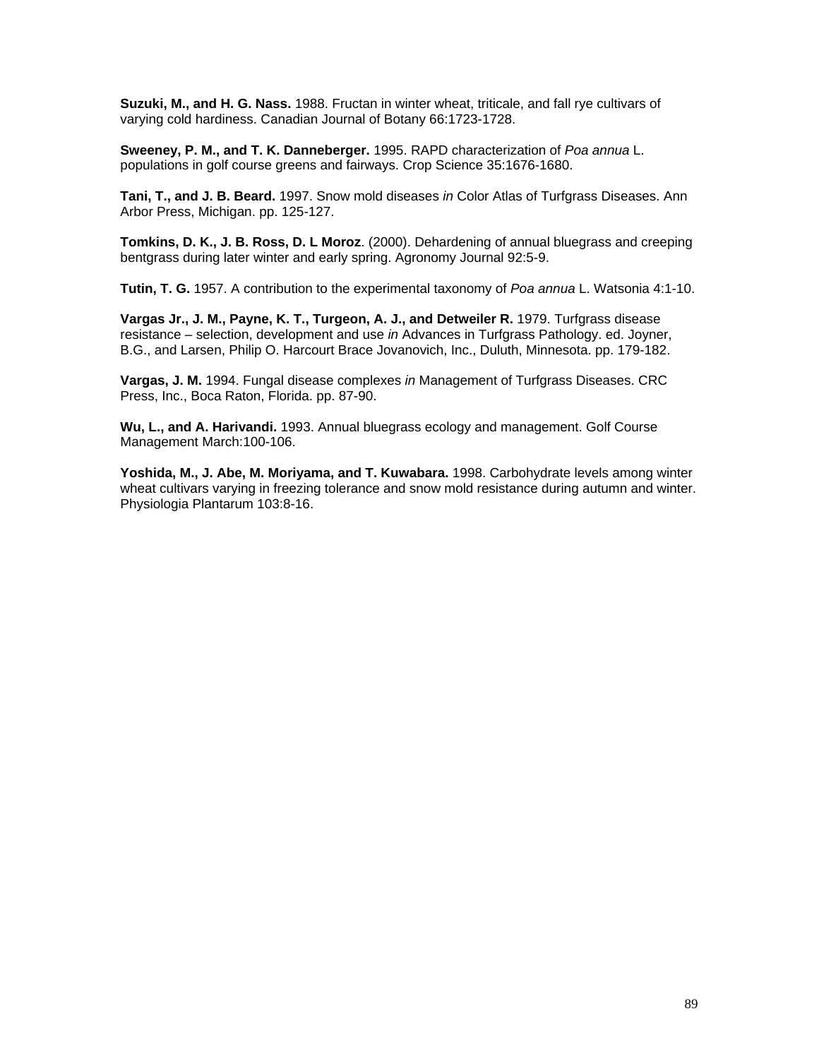**Suzuki, M., and H. G. Nass.** 1988. Fructan in winter wheat, triticale, and fall rye cultivars of varying cold hardiness. Canadian Journal of Botany 66:1723-1728.

**Sweeney, P. M., and T. K. Danneberger.** 1995. RAPD characterization of *Poa annua* L. populations in golf course greens and fairways. Crop Science 35:1676-1680.

**Tani, T., and J. B. Beard.** 1997. Snow mold diseases *in* Color Atlas of Turfgrass Diseases. Ann Arbor Press, Michigan. pp. 125-127.

**Tomkins, D. K., J. B. Ross, D. L Moroz**. (2000). Dehardening of annual bluegrass and creeping bentgrass during later winter and early spring. Agronomy Journal 92:5-9.

**Tutin, T. G.** 1957. A contribution to the experimental taxonomy of *Poa annua* L. Watsonia 4:1-10.

**Vargas Jr., J. M., Payne, K. T., Turgeon, A. J., and Detweiler R.** 1979. Turfgrass disease resistance – selection, development and use *in* Advances in Turfgrass Pathology. ed. Joyner, B.G., and Larsen, Philip O. Harcourt Brace Jovanovich, Inc., Duluth, Minnesota. pp. 179-182.

**Vargas, J. M.** 1994. Fungal disease complexes *in* Management of Turfgrass Diseases. CRC Press, Inc., Boca Raton, Florida. pp. 87-90.

**Wu, L., and A. Harivandi.** 1993. Annual bluegrass ecology and management. Golf Course Management March:100-106.

**Yoshida, M., J. Abe, M. Moriyama, and T. Kuwabara.** 1998. Carbohydrate levels among winter wheat cultivars varying in freezing tolerance and snow mold resistance during autumn and winter. Physiologia Plantarum 103:8-16.